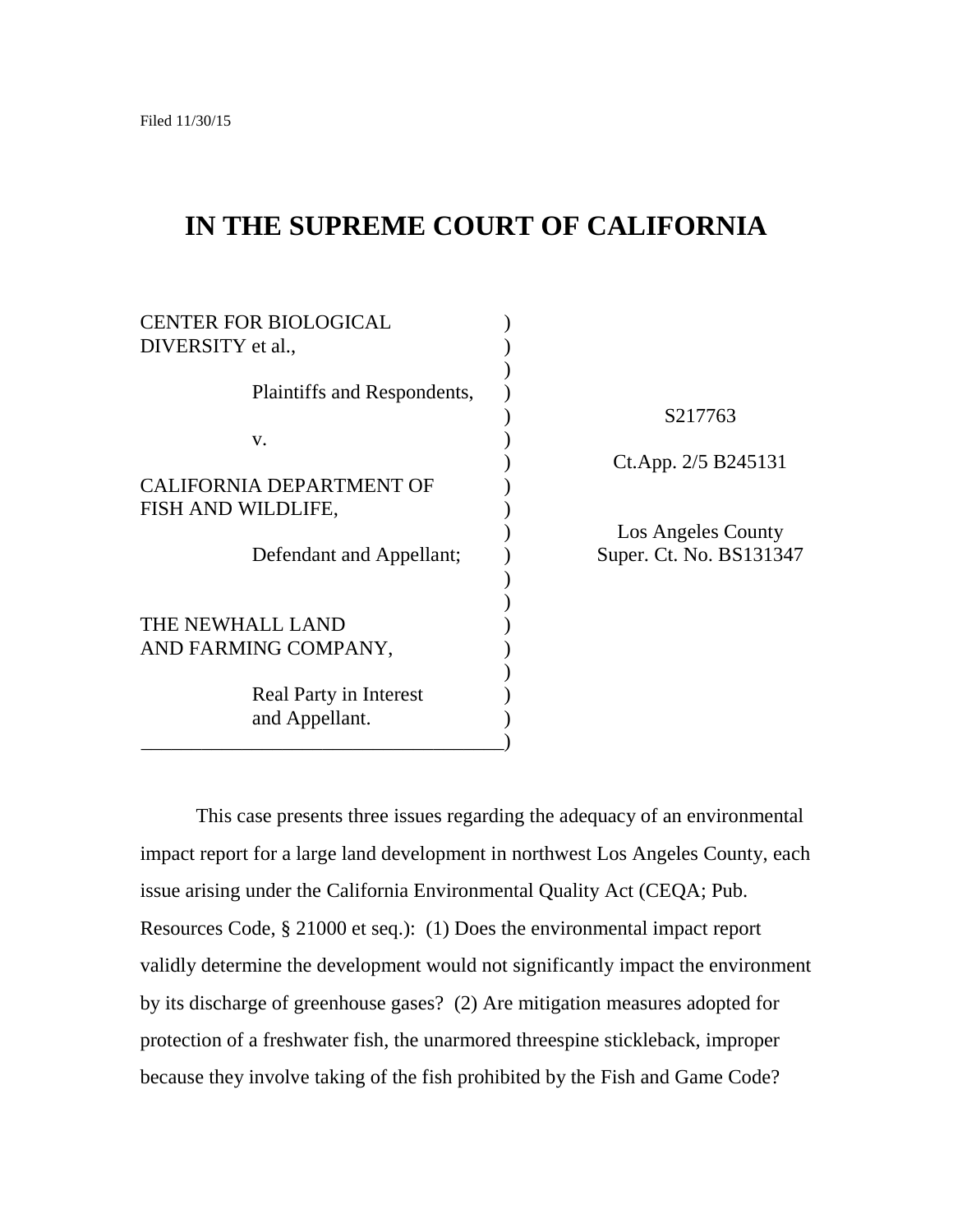Filed 11/30/15

# IN THE SUPREME COURT OF CALIFORNIA

CENTER FOR BIOLOGICAL DIVERSITY et al.,

Plaintiffs and Respondents,

v.

CALIFORNIA DEPARTMENT OF FISH AND WILDLIFE,

Defendant and Appellant;

THE NEWHALL LAND AND FARMING COMPANY,

Real Party in Interest and Appellant.

S217763

Ct.App. 2/5 B245131

Los Angeles County Super. Ct. No. BS131347

This case presents three issues regarding the adequacy of an environmental impact report for a large land development in northwest Los Angeles County, each issue arising under the California Environmental Quality Act (CEQA; Pub. Resources Code, § 21000 et seq.): (1) Does the environmental impact report validly determine the development would not significantly impact the environment by its discharge of greenhouse gases? (2) Are mitigation measures adopted for protection of a freshwater fish, the unarmored threespine stickleback, improper because they involve taking of the fish prohibited by the Fish and Game Code?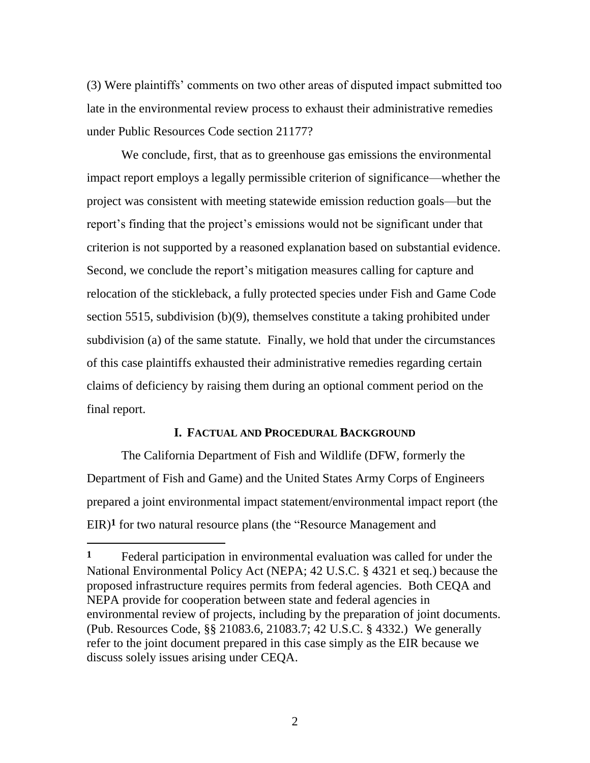(3) Were plaintiffs' comments on two other areas of disputed impact submitted too late in the environmental review process to exhaust their administrative remedies under Public Resources Code section 21177?

We conclude, first, that as to greenhouse gas emissions the environmental impact report employs a legally permissible criterion of significance—whether the project was consistent with meeting statewide emission reduction goals—but the report's finding that the project's emissions would not be significant under that criterion is not supported by a reasoned explanation based on substantial evidence. Second, we conclude the report's mitigation measures calling for capture and relocation of the stickleback, a fully protected species under Fish and Game Code section 5515, subdivision (b)(9), themselves constitute a taking prohibited under subdivision (a) of the same statute. Finally, we hold that under the circumstances of this case plaintiffs exhausted their administrative remedies regarding certain claims of deficiency by raising them during an optional comment period on the final report.

## I. Factual and Procedural Background

The California Department of Fish and Wildlife (DFW, formerly the Department of Fish and Game) and the United States Army Corps of Engineers prepared a joint environmental impact statement/environmental impact report (the EIR)[1] for two natural resource plans (the "Resource Management and

---

[1] Federal participation in environmental evaluation was called for under the National Environmental Policy Act (NEPA; 42 U.S.C. § 4321 et seq.) because the proposed infrastructure requires permits from federal agencies. Both CEQA and NEPA provide for cooperation between state and federal agencies in environmental review of projects, including by the preparation of joint documents. (Pub. Resources Code, §§ 21083.6, 21083.7; 42 U.S.C. § 4332.) We generally refer to the joint document prepared in this case simply as the EIR because we discuss solely issues arising under CEQA.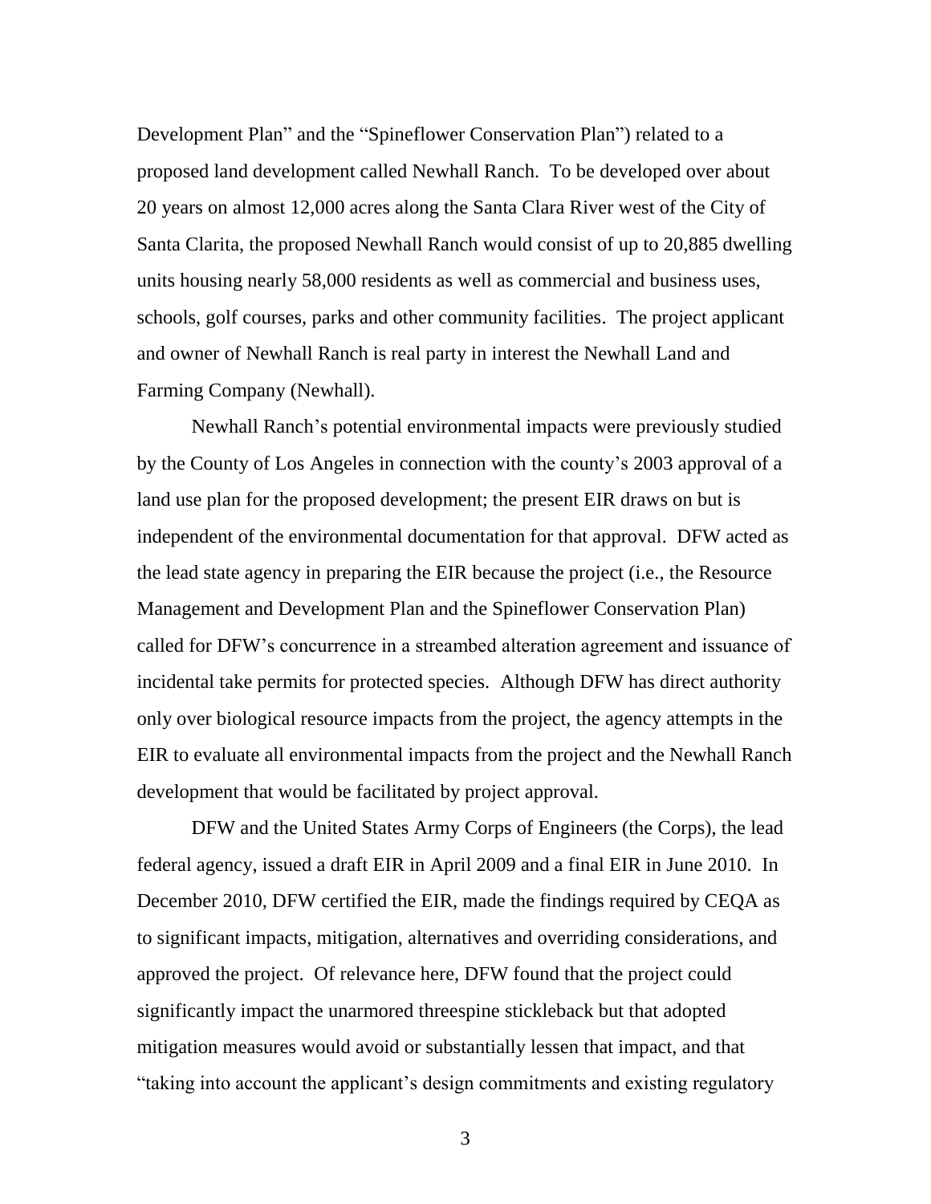Development Plan" and the "Spineflower Conservation Plan") related to a proposed land development called Newhall Ranch. To be developed over about 20 years on almost 12,000 acres along the Santa Clara River west of the City of Santa Clarita, the proposed Newhall Ranch would consist of up to 20,885 dwelling units housing nearly 58,000 residents as well as commercial and business uses, schools, golf courses, parks and other community facilities. The project applicant and owner of Newhall Ranch is real party in interest the Newhall Land and Farming Company (Newhall).

Newhall Ranch's potential environmental impacts were previously studied by the County of Los Angeles in connection with the county's 2003 approval of a land use plan for the proposed development; the present EIR draws on but is independent of the environmental documentation for that approval. DFW acted as the lead state agency in preparing the EIR because the project (i.e., the Resource Management and Development Plan and the Spineflower Conservation Plan) called for DFW's concurrence in a streambed alteration agreement and issuance of incidental take permits for protected species. Although DFW has direct authority only over biological resource impacts from the project, the agency attempts in the EIR to evaluate all environmental impacts from the project and the Newhall Ranch development that would be facilitated by project approval.

DFW and the United States Army Corps of Engineers (the Corps), the lead federal agency, issued a draft EIR in April 2009 and a final EIR in June 2010. In December 2010, DFW certified the EIR, made the findings required by CEQA as to significant impacts, mitigation, alternatives and overriding considerations, and approved the project. Of relevance here, DFW found that the project could significantly impact the unarmored threespine stickleback but that adopted mitigation measures would avoid or substantially lessen that impact, and that "taking into account the applicant's design commitments and existing regulatory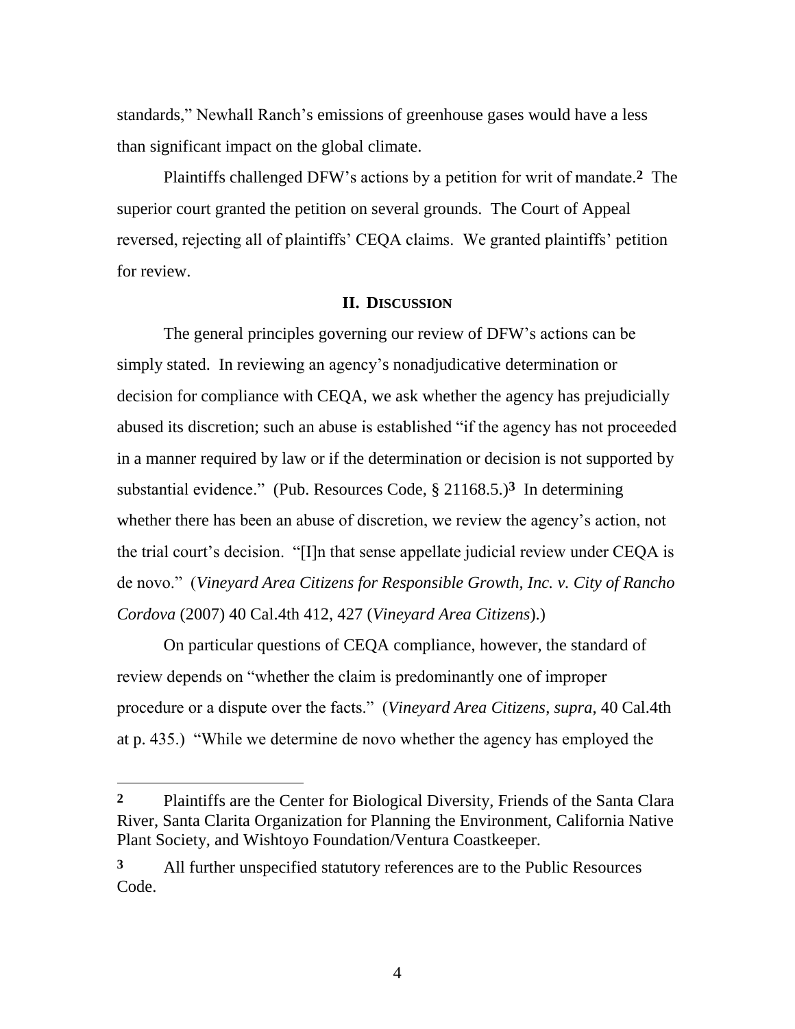standards," Newhall Ranch's emissions of greenhouse gases would have a less than significant impact on the global climate.

Plaintiffs challenged DFW's actions by a petition for writ of mandate.[2] The superior court granted the petition on several grounds. The Court of Appeal reversed, rejecting all of plaintiffs' CEQA claims. We granted plaintiffs' petition for review.

## II. Discussion

The general principles governing our review of DFW's actions can be simply stated. In reviewing an agency's nonadjudicative determination or decision for compliance with CEQA, we ask whether the agency has prejudicially abused its discretion; such an abuse is established "if the agency has not proceeded in a manner required by law or if the determination or decision is not supported by substantial evidence." (Pub. Resources Code, § 21168.5.)[3] In determining whether there has been an abuse of discretion, we review the agency's action, not the trial court's decision. "[I]n that sense appellate judicial review under CEQA is de novo." (*Vineyard Area Citizens for Responsible Growth, Inc. v. City of Rancho Cordova* (2007) 40 Cal.4th 412, 427 (*Vineyard Area Citizens*).)

On particular questions of CEQA compliance, however, the standard of review depends on "whether the claim is predominantly one of improper procedure or a dispute over the facts." (*Vineyard Area Citizens*, *supra*, 40 Cal.4th at p. 435.) "While we determine de novo whether the agency has employed the

---

[2] Plaintiffs are the Center for Biological Diversity, Friends of the Santa Clara River, Santa Clarita Organization for Planning the Environment, California Native Plant Society, and Wishtoyo Foundation/Ventura Coastkeeper.

[3] All further unspecified statutory references are to the Public Resources Code.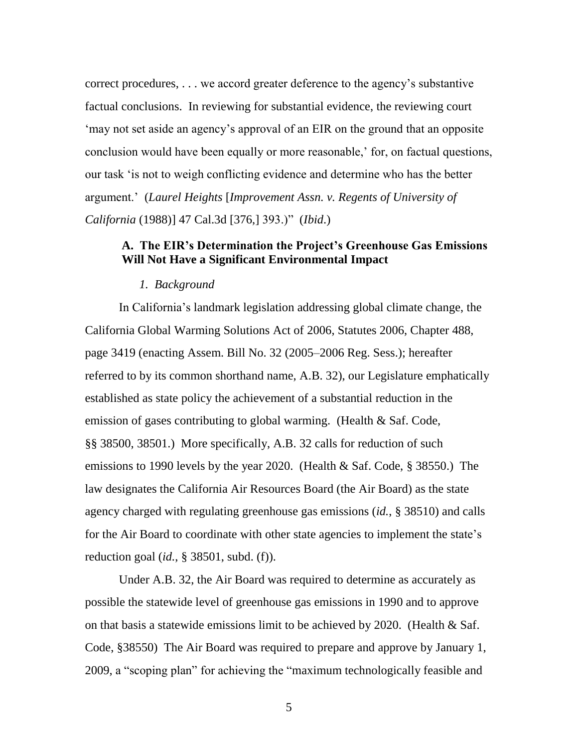correct procedures, . . . we accord greater deference to the agency's substantive factual conclusions. In reviewing for substantial evidence, the reviewing court 'may not set aside an agency's approval of an EIR on the ground that an opposite conclusion would have been equally or more reasonable,' for, on factual questions, our task 'is not to weigh conflicting evidence and determine who has the better argument.' (*Laurel Heights* [*Improvement Assn. v. Regents of University of California* (1988)] 47 Cal.3d [376,] 393.)" (*Ibid*.)

### A. The EIR's Determination the Project's Greenhouse Gas Emissions Will Not Have a Significant Environmental Impact

#### *1. Background*

In California's landmark legislation addressing global climate change, the California Global Warming Solutions Act of 2006, Statutes 2006, Chapter 488, page 3419 (enacting Assem. Bill No. 32 (2005–2006 Reg. Sess.); hereafter referred to by its common shorthand name, A.B. 32), our Legislature emphatically established as state policy the achievement of a substantial reduction in the emission of gases contributing to global warming. (Health & Saf. Code, §§ 38500, 38501.) More specifically, A.B. 32 calls for reduction of such emissions to 1990 levels by the year 2020. (Health & Saf. Code, § 38550.) The law designates the California Air Resources Board (the Air Board) as the state agency charged with regulating greenhouse gas emissions (*id.*, § 38510) and calls for the Air Board to coordinate with other state agencies to implement the state's reduction goal (*id.*, § 38501, subd. (f)).

Under A.B. 32, the Air Board was required to determine as accurately as possible the statewide level of greenhouse gas emissions in 1990 and to approve on that basis a statewide emissions limit to be achieved by 2020. (Health & Saf. Code, §38550) The Air Board was required to prepare and approve by January 1, 2009, a "scoping plan" for achieving the "maximum technologically feasible and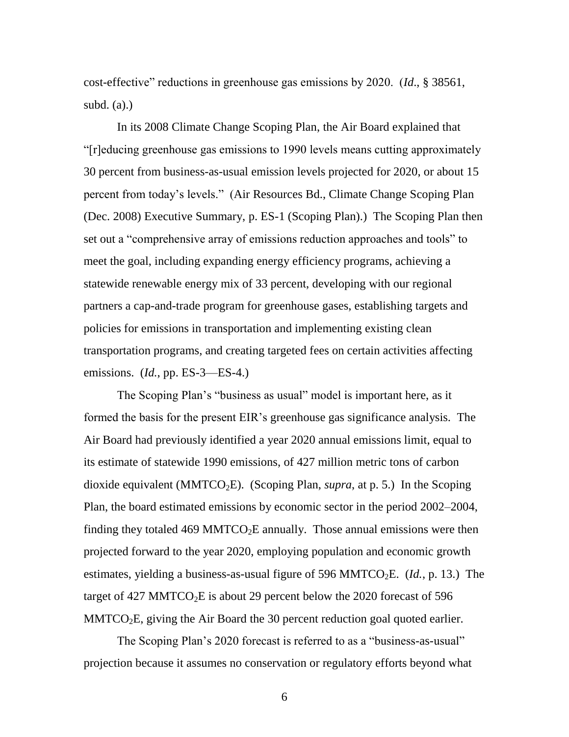cost-effective" reductions in greenhouse gas emissions by 2020. (*Id*., § 38561, subd. (a).)

In its 2008 Climate Change Scoping Plan, the Air Board explained that "[r]educing greenhouse gas emissions to 1990 levels means cutting approximately 30 percent from business-as-usual emission levels projected for 2020, or about 15 percent from today's levels." (Air Resources Bd., Climate Change Scoping Plan (Dec. 2008) Executive Summary, p. ES-1 (Scoping Plan).) The Scoping Plan then set out a "comprehensive array of emissions reduction approaches and tools" to meet the goal, including expanding energy efficiency programs, achieving a statewide renewable energy mix of 33 percent, developing with our regional partners a cap-and-trade program for greenhouse gases, establishing targets and policies for emissions in transportation and implementing existing clean transportation programs, and creating targeted fees on certain activities affecting emissions. (*Id.*, pp. ES-3—ES-4.)

The Scoping Plan's "business as usual" model is important here, as it formed the basis for the present EIR's greenhouse gas significance analysis. The Air Board had previously identified a year 2020 annual emissions limit, equal to its estimate of statewide 1990 emissions, of 427 million metric tons of carbon dioxide equivalent ($MMTCO_2E$). (Scoping Plan, *supra*, at p. 5.) In the Scoping Plan, the board estimated emissions by economic sector in the period 2002–2004, finding they totaled 469 $MMTCO_2E$ annually. Those annual emissions were then projected forward to the year 2020, employing population and economic growth estimates, yielding a business-as-usual figure of 596 $MMTCO_2E$. (*Id.*, p. 13.) The target of 427 $MMTCO_2E$ is about 29 percent below the 2020 forecast of 596 $MMTCO_2E$, giving the Air Board the 30 percent reduction goal quoted earlier.

The Scoping Plan's 2020 forecast is referred to as a "business-as-usual" projection because it assumes no conservation or regulatory efforts beyond what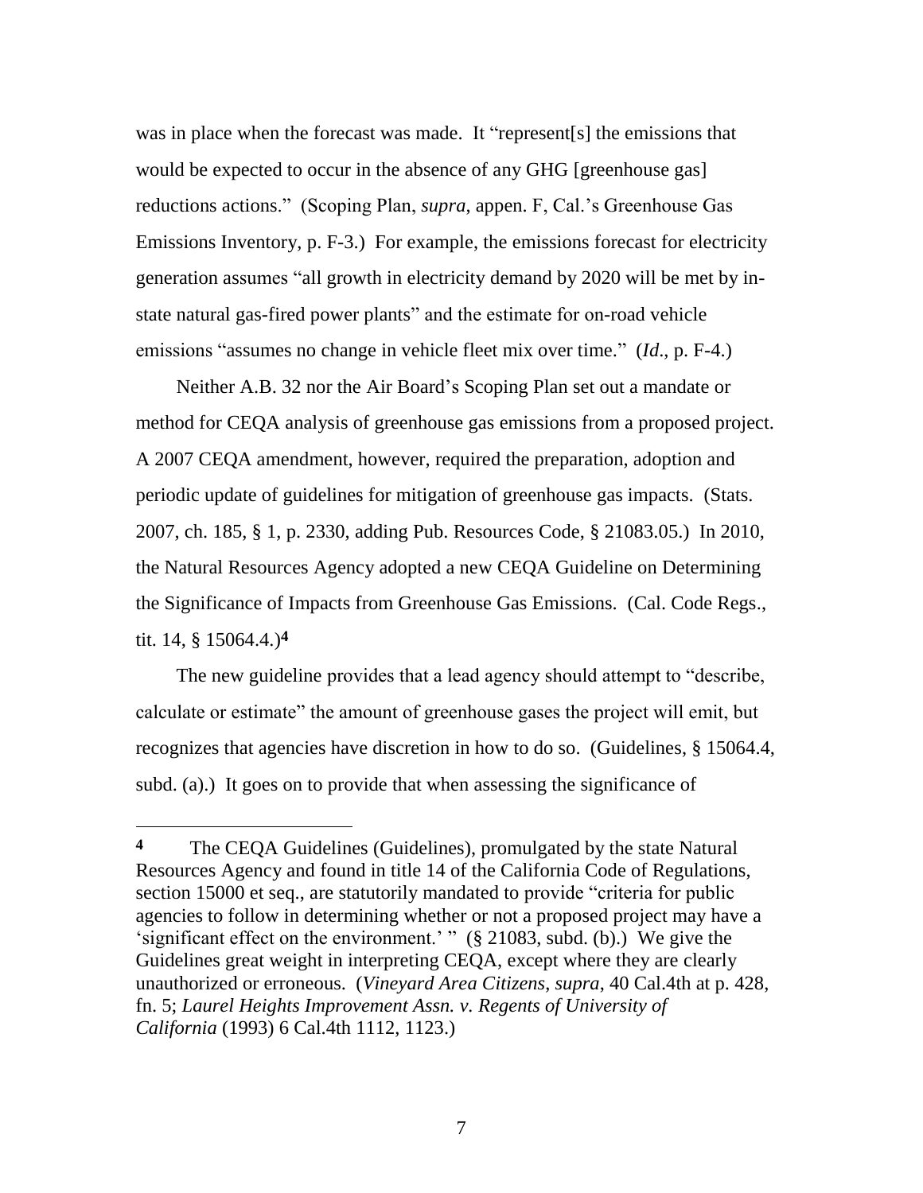was in place when the forecast was made. It "represent[s] the emissions that would be expected to occur in the absence of any GHG [greenhouse gas] reductions actions." (Scoping Plan, *supra,* appen. F, Cal.'s Greenhouse Gas Emissions Inventory, p. F-3.) For example, the emissions forecast for electricity generation assumes "all growth in electricity demand by 2020 will be met by in-state natural gas-fired power plants" and the estimate for on-road vehicle emissions "assumes no change in vehicle fleet mix over time." (*Id.,* p. F-4.)

Neither A.B. 32 nor the Air Board's Scoping Plan set out a mandate or method for CEQA analysis of greenhouse gas emissions from a proposed project. A 2007 CEQA amendment, however, required the preparation, adoption and periodic update of guidelines for mitigation of greenhouse gas impacts. (Stats. 2007, ch. 185, § 1, p. 2330, adding Pub. Resources Code, § 21083.05.) In 2010, the Natural Resources Agency adopted a new CEQA Guideline on Determining the Significance of Impacts from Greenhouse Gas Emissions. (Cal. Code Regs., tit. 14, § 15064.4.)**4**

The new guideline provides that a lead agency should attempt to "describe, calculate or estimate" the amount of greenhouse gases the project will emit, but recognizes that agencies have discretion in how to do so. (Guidelines, § 15064.4, subd. (a).) It goes on to provide that when assessing the significance of

---

**4** The CEQA Guidelines (Guidelines), promulgated by the state Natural Resources Agency and found in title 14 of the California Code of Regulations, section 15000 et seq., are statutorily mandated to provide "criteria for public agencies to follow in determining whether or not a proposed project may have a 'significant effect on the environment.' " (§ 21083, subd. (b).) We give the Guidelines great weight in interpreting CEQA, except where they are clearly unauthorized or erroneous. (*Vineyard Area Citizens*, *supra*, 40 Cal.4th at p. 428, fn. 5; *Laurel Heights Improvement Assn. v. Regents of University of California* (1993) 6 Cal.4th 1112, 1123.)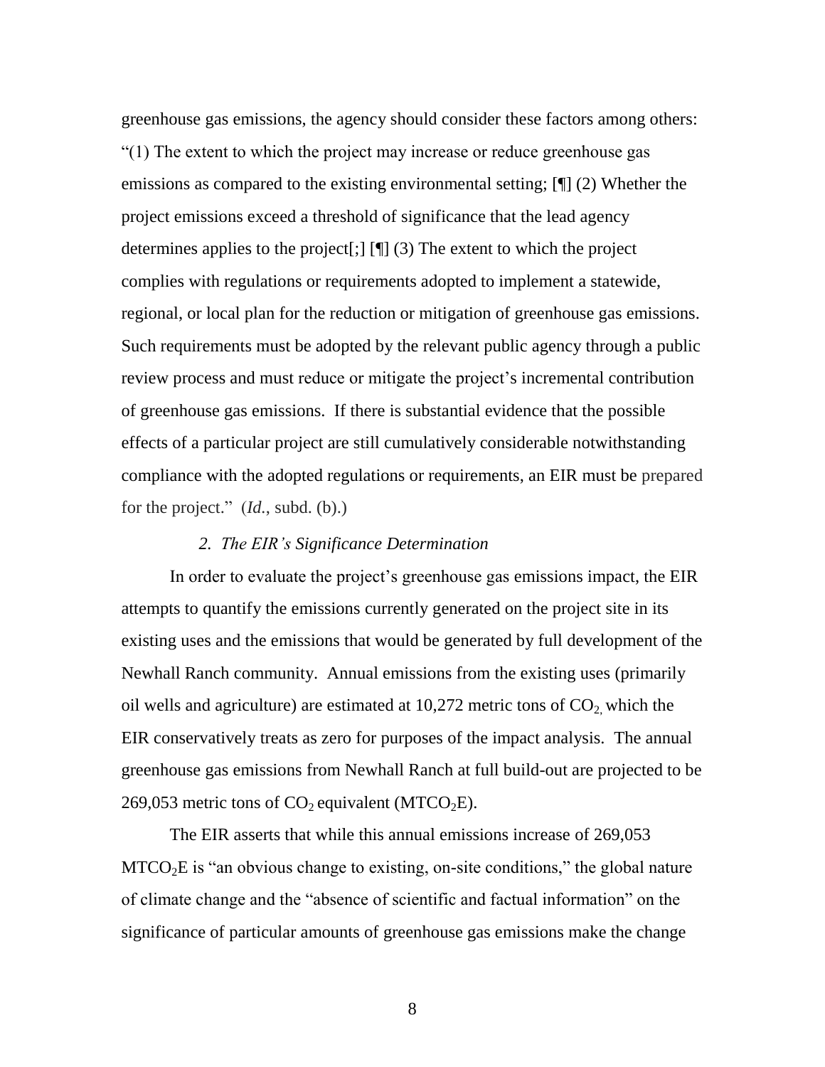greenhouse gas emissions, the agency should consider these factors among others: "(1) The extent to which the project may increase or reduce greenhouse gas emissions as compared to the existing environmental setting; [¶] (2) Whether the project emissions exceed a threshold of significance that the lead agency determines applies to the project[;] [¶] (3) The extent to which the project complies with regulations or requirements adopted to implement a statewide, regional, or local plan for the reduction or mitigation of greenhouse gas emissions. Such requirements must be adopted by the relevant public agency through a public review process and must reduce or mitigate the project's incremental contribution of greenhouse gas emissions. If there is substantial evidence that the possible effects of a particular project are still cumulatively considerable notwithstanding compliance with the adopted regulations or requirements, an EIR must be prepared for the project." (*Id.*, subd. (b).)

### *2. The EIR's Significance Determination*

In order to evaluate the project's greenhouse gas emissions impact, the EIR attempts to quantify the emissions currently generated on the project site in its existing uses and the emissions that would be generated by full development of the Newhall Ranch community. Annual emissions from the existing uses (primarily oil wells and agriculture) are estimated at 10,272 metric tons of $CO_2$, which the EIR conservatively treats as zero for purposes of the impact analysis. The annual greenhouse gas emissions from Newhall Ranch at full build-out are projected to be 269,053 metric tons of $CO_2$ equivalent ($MTCO_2E$).

The EIR asserts that while this annual emissions increase of 269,053 $MTCO_2E$ is "an obvious change to existing, on-site conditions," the global nature of climate change and the "absence of scientific and factual information" on the significance of particular amounts of greenhouse gas emissions make the change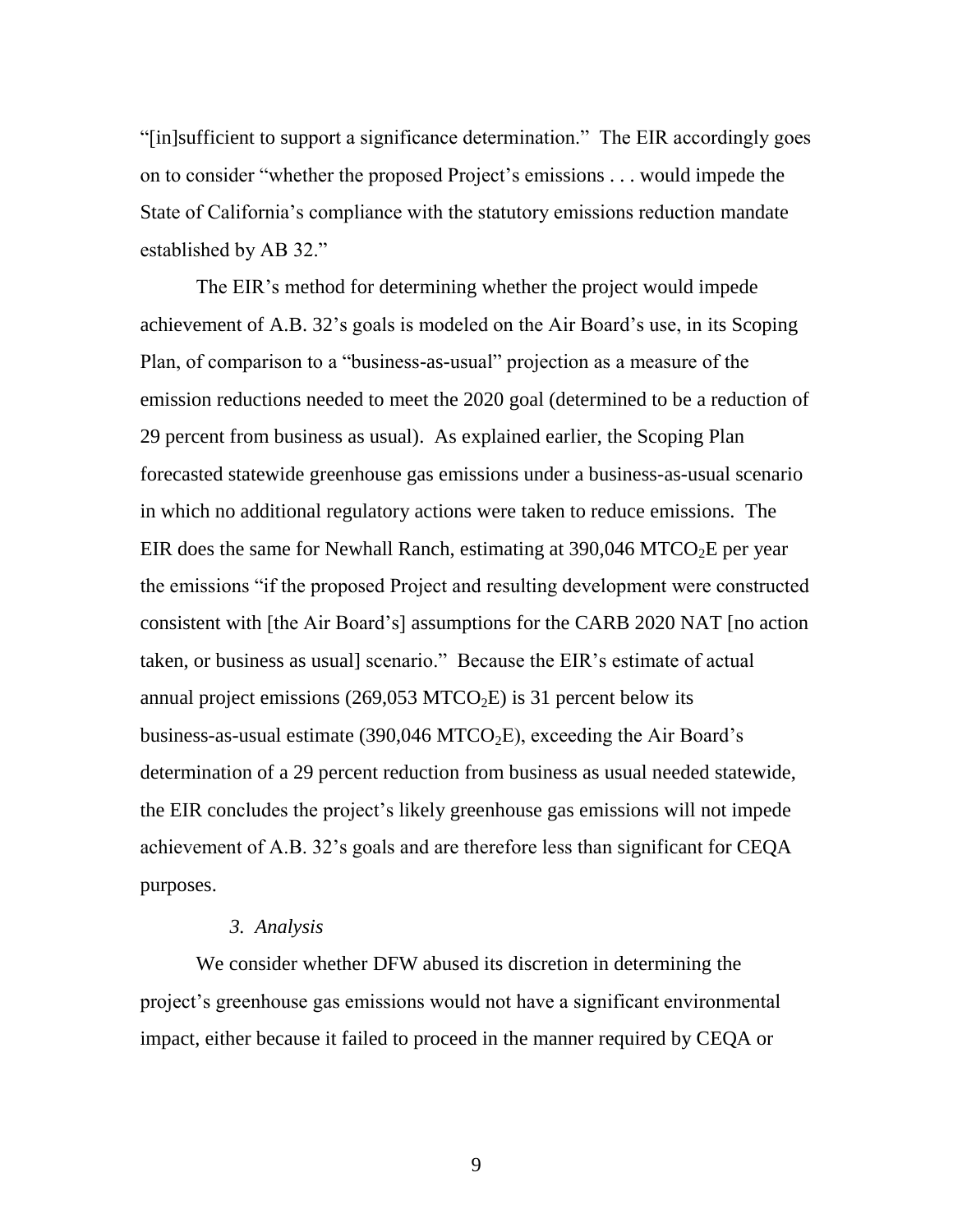"[in]sufficient to support a significance determination." The EIR accordingly goes on to consider "whether the proposed Project's emissions . . . would impede the State of California's compliance with the statutory emissions reduction mandate established by AB 32."

The EIR's method for determining whether the project would impede achievement of A.B. 32's goals is modeled on the Air Board's use, in its Scoping Plan, of comparison to a "business-as-usual" projection as a measure of the emission reductions needed to meet the 2020 goal (determined to be a reduction of 29 percent from business as usual). As explained earlier, the Scoping Plan forecasted statewide greenhouse gas emissions under a business-as-usual scenario in which no additional regulatory actions were taken to reduce emissions. The EIR does the same for Newhall Ranch, estimating at 390,046 $MTCO_2E$ per year the emissions "if the proposed Project and resulting development were constructed consistent with [the Air Board's] assumptions for the CARB 2020 NAT [no action taken, or business as usual] scenario." Because the EIR's estimate of actual annual project emissions (269,053 $MTCO_2E$) is 31 percent below its business-as-usual estimate (390,046 $MTCO_2E$), exceeding the Air Board's determination of a 29 percent reduction from business as usual needed statewide, the EIR concludes the project's likely greenhouse gas emissions will not impede achievement of A.B. 32's goals and are therefore less than significant for CEQA purposes.

*3. Analysis*

We consider whether DFW abused its discretion in determining the project's greenhouse gas emissions would not have a significant environmental impact, either because it failed to proceed in the manner required by CEQA or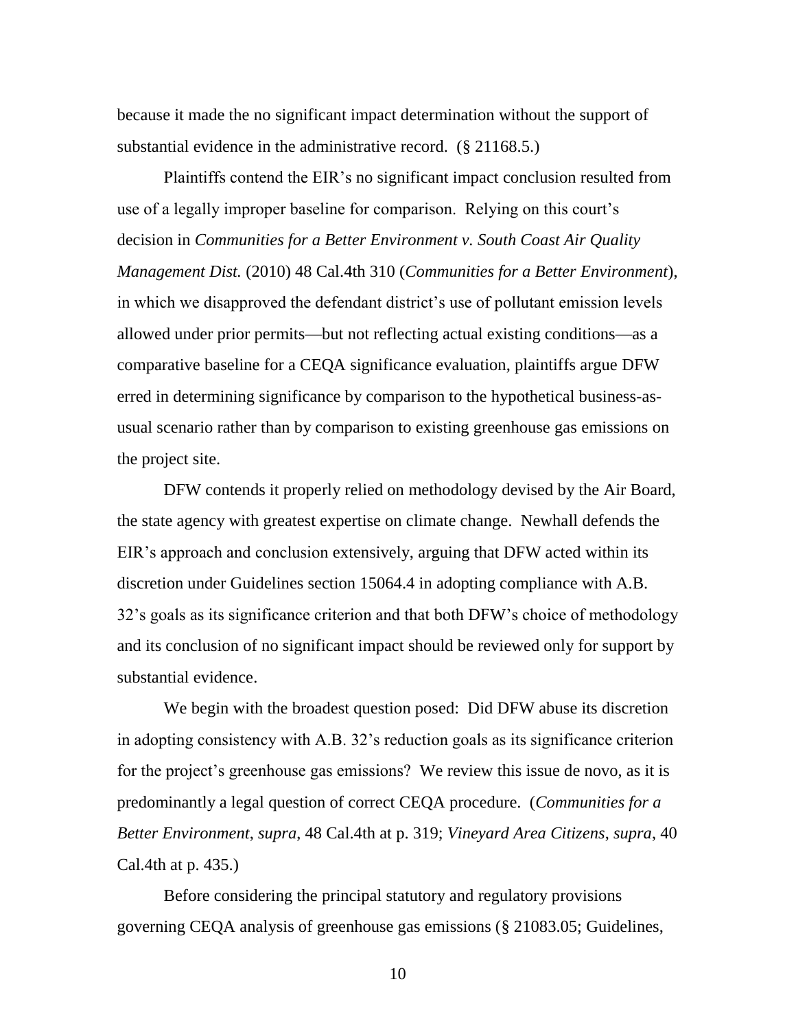because it made the no significant impact determination without the support of substantial evidence in the administrative record. (§ 21168.5.)

Plaintiffs contend the EIR's no significant impact conclusion resulted from use of a legally improper baseline for comparison. Relying on this court's decision in *Communities for a Better Environment v. South Coast Air Quality Management Dist.* (2010) 48 Cal.4th 310 (*Communities for a Better Environment*), in which we disapproved the defendant district's use of pollutant emission levels allowed under prior permits—but not reflecting actual existing conditions—as a comparative baseline for a CEQA significance evaluation, plaintiffs argue DFW erred in determining significance by comparison to the hypothetical business-as-usual scenario rather than by comparison to existing greenhouse gas emissions on the project site.

DFW contends it properly relied on methodology devised by the Air Board, the state agency with greatest expertise on climate change. Newhall defends the EIR's approach and conclusion extensively, arguing that DFW acted within its discretion under Guidelines section 15064.4 in adopting compliance with A.B. 32's goals as its significance criterion and that both DFW's choice of methodology and its conclusion of no significant impact should be reviewed only for support by substantial evidence.

We begin with the broadest question posed: Did DFW abuse its discretion in adopting consistency with A.B. 32's reduction goals as its significance criterion for the project's greenhouse gas emissions? We review this issue de novo, as it is predominantly a legal question of correct CEQA procedure. (*Communities for a Better Environment*, *supra*, 48 Cal.4th at p. 319; *Vineyard Area Citizens*, *supra*, 40 Cal.4th at p. 435.)

Before considering the principal statutory and regulatory provisions governing CEQA analysis of greenhouse gas emissions (§ 21083.05; Guidelines,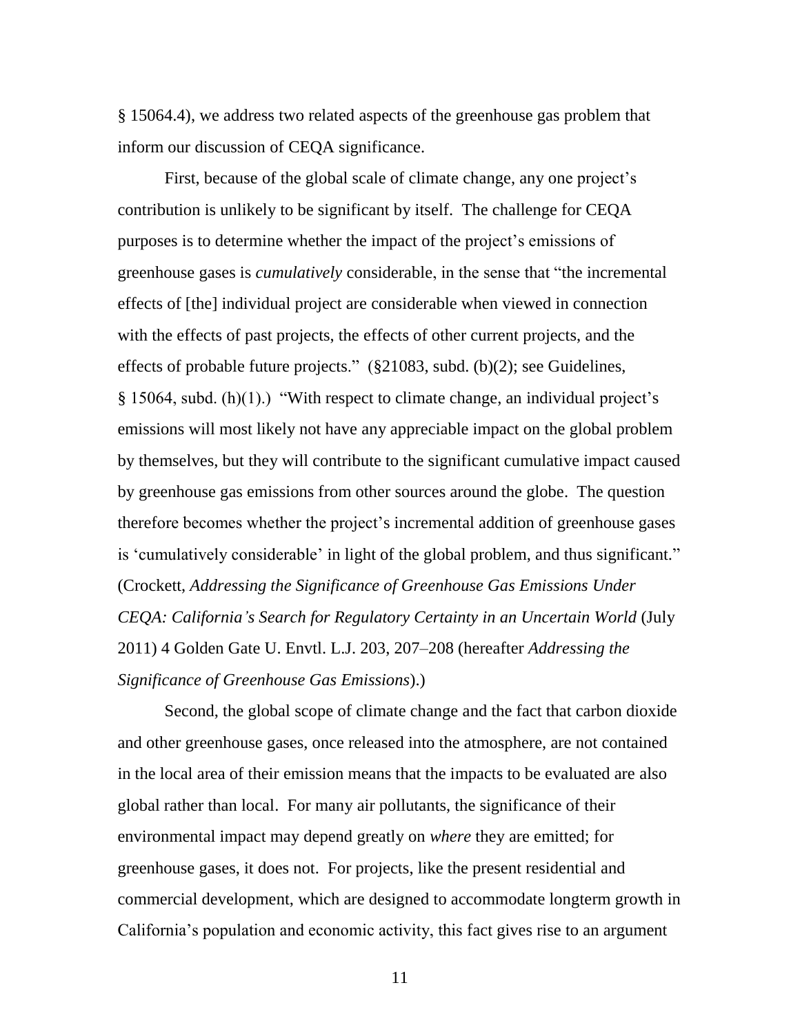§ 15064.4), we address two related aspects of the greenhouse gas problem that inform our discussion of CEQA significance.

First, because of the global scale of climate change, any one project's contribution is unlikely to be significant by itself. The challenge for CEQA purposes is to determine whether the impact of the project's emissions of greenhouse gases is *cumulatively* considerable, in the sense that "the incremental effects of [the] individual project are considerable when viewed in connection with the effects of past projects, the effects of other current projects, and the effects of probable future projects." (§21083, subd. (b)(2); see Guidelines, § 15064, subd. (h)(1).) "With respect to climate change, an individual project's emissions will most likely not have any appreciable impact on the global problem by themselves, but they will contribute to the significant cumulative impact caused by greenhouse gas emissions from other sources around the globe. The question therefore becomes whether the project's incremental addition of greenhouse gases is 'cumulatively considerable' in light of the global problem, and thus significant." (Crockett, *Addressing the Significance of Greenhouse Gas Emissions Under CEQA: California's Search for Regulatory Certainty in an Uncertain World* (July 2011) 4 Golden Gate U. Envtl. L.J. 203, 207–208 (hereafter *Addressing the Significance of Greenhouse Gas Emissions*).)

Second, the global scope of climate change and the fact that carbon dioxide and other greenhouse gases, once released into the atmosphere, are not contained in the local area of their emission means that the impacts to be evaluated are also global rather than local. For many air pollutants, the significance of their environmental impact may depend greatly on *where* they are emitted; for greenhouse gases, it does not. For projects, like the present residential and commercial development, which are designed to accommodate longterm growth in California's population and economic activity, this fact gives rise to an argument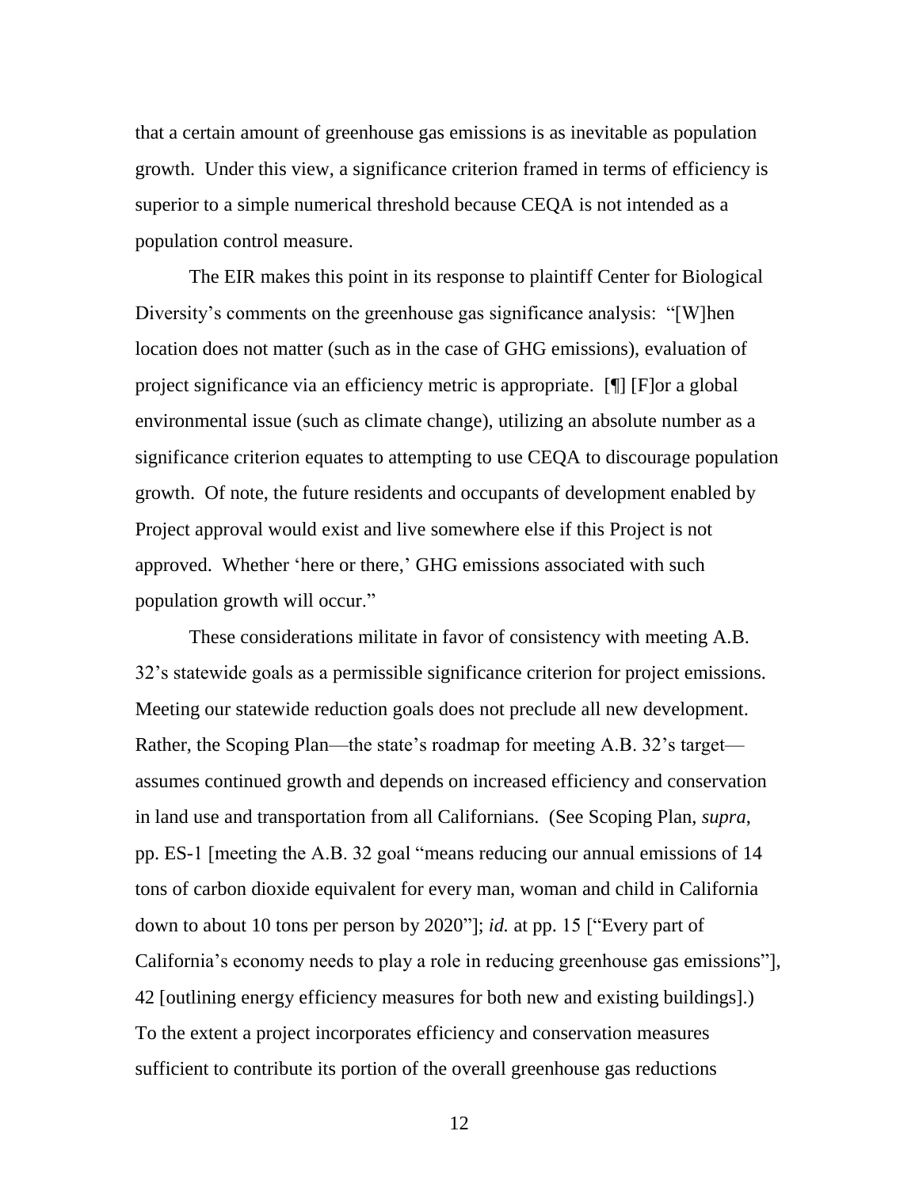that a certain amount of greenhouse gas emissions is as inevitable as population growth. Under this view, a significance criterion framed in terms of efficiency is superior to a simple numerical threshold because CEQA is not intended as a population control measure.

The EIR makes this point in its response to plaintiff Center for Biological Diversity's comments on the greenhouse gas significance analysis: "[W]hen location does not matter (such as in the case of GHG emissions), evaluation of project significance via an efficiency metric is appropriate. [¶] [F]or a global environmental issue (such as climate change), utilizing an absolute number as a significance criterion equates to attempting to use CEQA to discourage population growth. Of note, the future residents and occupants of development enabled by Project approval would exist and live somewhere else if this Project is not approved. Whether 'here or there,' GHG emissions associated with such population growth will occur."

These considerations militate in favor of consistency with meeting A.B. 32's statewide goals as a permissible significance criterion for project emissions. Meeting our statewide reduction goals does not preclude all new development. Rather, the Scoping Plan—the state's roadmap for meeting A.B. 32's target—assumes continued growth and depends on increased efficiency and conservation in land use and transportation from all Californians. (See Scoping Plan, *supra*, pp. ES-1 [meeting the A.B. 32 goal "means reducing our annual emissions of 14 tons of carbon dioxide equivalent for every man, woman and child in California down to about 10 tons per person by 2020"]; *id.* at pp. 15 ["Every part of California's economy needs to play a role in reducing greenhouse gas emissions"], 42 [outlining energy efficiency measures for both new and existing buildings].) To the extent a project incorporates efficiency and conservation measures sufficient to contribute its portion of the overall greenhouse gas reductions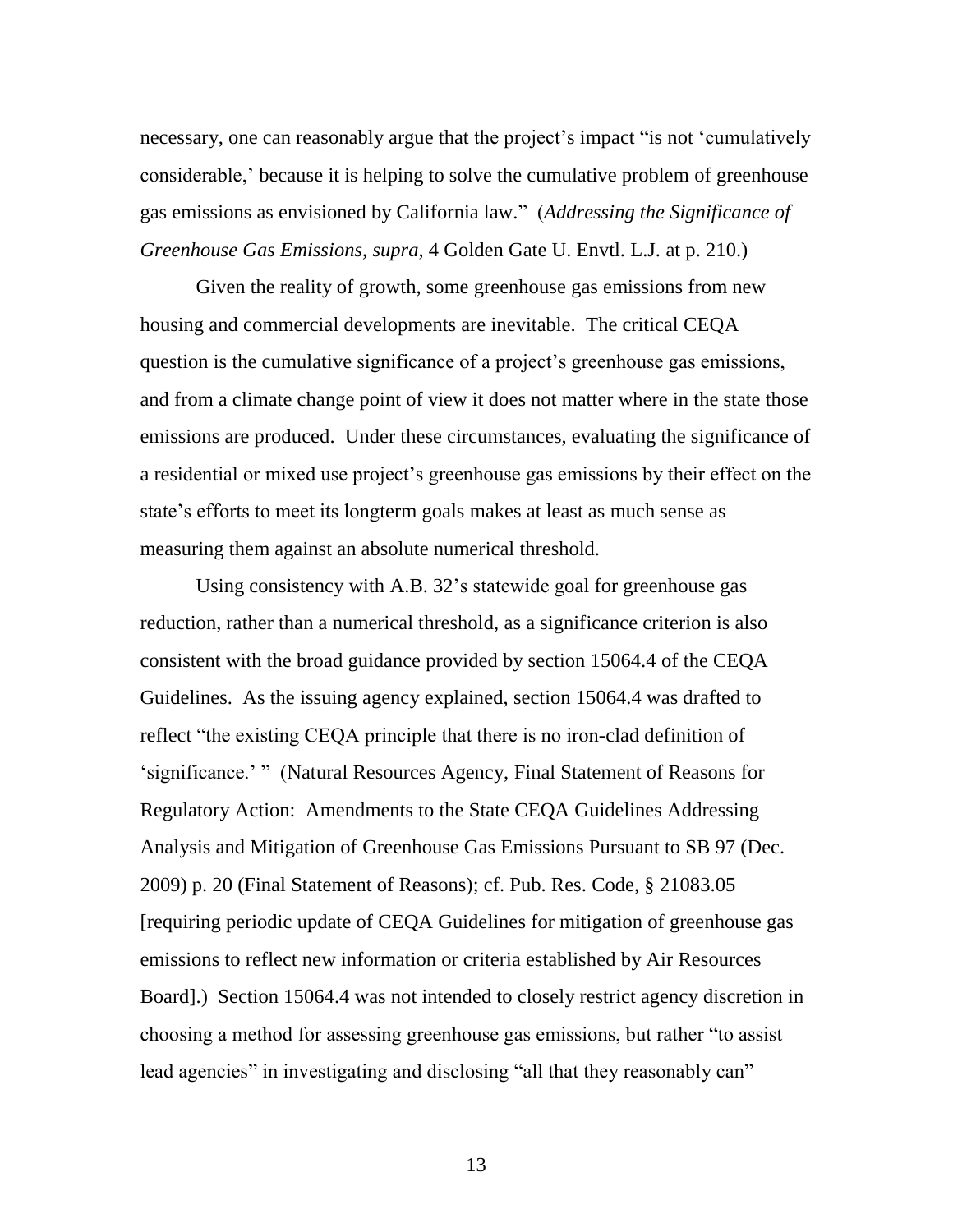necessary, one can reasonably argue that the project's impact "is not 'cumulatively considerable,' because it is helping to solve the cumulative problem of greenhouse gas emissions as envisioned by California law." (*Addressing the Significance of Greenhouse Gas Emissions*, *supra*, 4 Golden Gate U. Envtl. L.J. at p. 210.)

Given the reality of growth, some greenhouse gas emissions from new housing and commercial developments are inevitable. The critical CEQA question is the cumulative significance of a project's greenhouse gas emissions, and from a climate change point of view it does not matter where in the state those emissions are produced. Under these circumstances, evaluating the significance of a residential or mixed use project's greenhouse gas emissions by their effect on the state's efforts to meet its longterm goals makes at least as much sense as measuring them against an absolute numerical threshold.

Using consistency with A.B. 32's statewide goal for greenhouse gas reduction, rather than a numerical threshold, as a significance criterion is also consistent with the broad guidance provided by section 15064.4 of the CEQA Guidelines. As the issuing agency explained, section 15064.4 was drafted to reflect "the existing CEQA principle that there is no iron-clad definition of 'significance.' " (Natural Resources Agency, Final Statement of Reasons for Regulatory Action: Amendments to the State CEQA Guidelines Addressing Analysis and Mitigation of Greenhouse Gas Emissions Pursuant to SB 97 (Dec. 2009) p. 20 (Final Statement of Reasons); cf. Pub. Res. Code, § 21083.05 [requiring periodic update of CEQA Guidelines for mitigation of greenhouse gas emissions to reflect new information or criteria established by Air Resources Board].) Section 15064.4 was not intended to closely restrict agency discretion in choosing a method for assessing greenhouse gas emissions, but rather "to assist lead agencies" in investigating and disclosing "all that they reasonably can"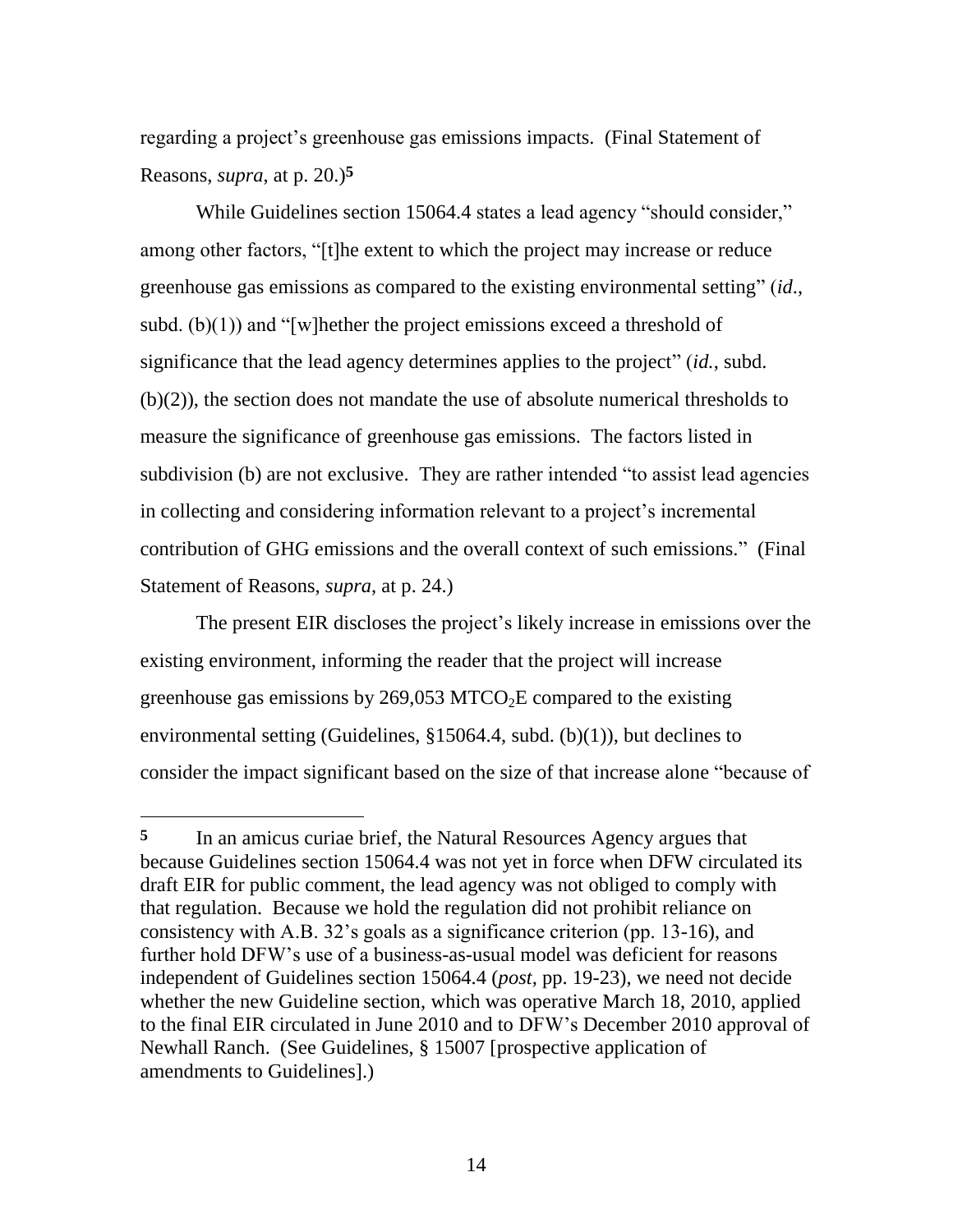regarding a project's greenhouse gas emissions impacts. (Final Statement of Reasons, *supra*, at p. 20.)[5]

While Guidelines section 15064.4 states a lead agency "should consider," among other factors, "[t]he extent to which the project may increase or reduce greenhouse gas emissions as compared to the existing environmental setting" (*id.*, subd. (b)(1)) and "[w]hether the project emissions exceed a threshold of significance that the lead agency determines applies to the project" (*id.*, subd. (b)(2)), the section does not mandate the use of absolute numerical thresholds to measure the significance of greenhouse gas emissions. The factors listed in subdivision (b) are not exclusive. They are rather intended "to assist lead agencies in collecting and considering information relevant to a project's incremental contribution of GHG emissions and the overall context of such emissions." (Final Statement of Reasons, *supra*, at p. 24.)

The present EIR discloses the project's likely increase in emissions over the existing environment, informing the reader that the project will increase greenhouse gas emissions by 269,053 $MTCO_2E$ compared to the existing environmental setting (Guidelines, §15064.4, subd. (b)(1)), but declines to consider the impact significant based on the size of that increase alone "because of

---

[5] In an amicus curiae brief, the Natural Resources Agency argues that because Guidelines section 15064.4 was not yet in force when DFW circulated its draft EIR for public comment, the lead agency was not obliged to comply with that regulation. Because we hold the regulation did not prohibit reliance on consistency with A.B. 32's goals as a significance criterion (pp. 13-16), and further hold DFW's use of a business-as-usual model was deficient for reasons independent of Guidelines section 15064.4 (*post*, pp. 19-23), we need not decide whether the new Guideline section, which was operative March 18, 2010, applied to the final EIR circulated in June 2010 and to DFW's December 2010 approval of Newhall Ranch. (See Guidelines, § 15007 [prospective application of amendments to Guidelines].)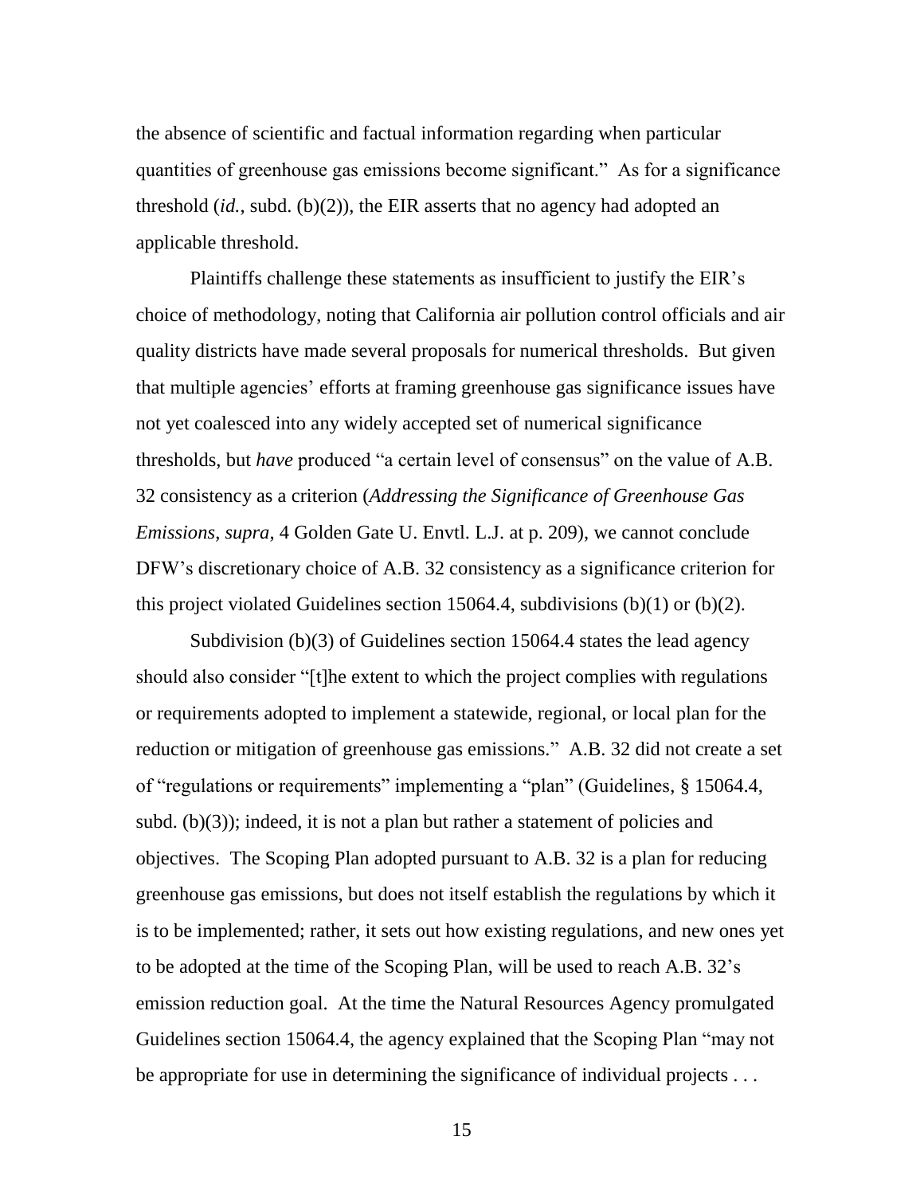the absence of scientific and factual information regarding when particular quantities of greenhouse gas emissions become significant." As for a significance threshold (*id.*, subd. (b)(2)), the EIR asserts that no agency had adopted an applicable threshold.

Plaintiffs challenge these statements as insufficient to justify the EIR's choice of methodology, noting that California air pollution control officials and air quality districts have made several proposals for numerical thresholds. But given that multiple agencies' efforts at framing greenhouse gas significance issues have not yet coalesced into any widely accepted set of numerical significance thresholds, but *have* produced "a certain level of consensus" on the value of A.B. 32 consistency as a criterion (*Addressing the Significance of Greenhouse Gas Emissions*, *supra*, 4 Golden Gate U. Envtl. L.J. at p. 209), we cannot conclude DFW's discretionary choice of A.B. 32 consistency as a significance criterion for this project violated Guidelines section 15064.4, subdivisions (b)(1) or (b)(2).

Subdivision (b)(3) of Guidelines section 15064.4 states the lead agency should also consider "[t]he extent to which the project complies with regulations or requirements adopted to implement a statewide, regional, or local plan for the reduction or mitigation of greenhouse gas emissions." A.B. 32 did not create a set of "regulations or requirements" implementing a "plan" (Guidelines, § 15064.4, subd. (b)(3)); indeed, it is not a plan but rather a statement of policies and objectives. The Scoping Plan adopted pursuant to A.B. 32 is a plan for reducing greenhouse gas emissions, but does not itself establish the regulations by which it is to be implemented; rather, it sets out how existing regulations, and new ones yet to be adopted at the time of the Scoping Plan, will be used to reach A.B. 32's emission reduction goal. At the time the Natural Resources Agency promulgated Guidelines section 15064.4, the agency explained that the Scoping Plan "may not be appropriate for use in determining the significance of individual projects . . .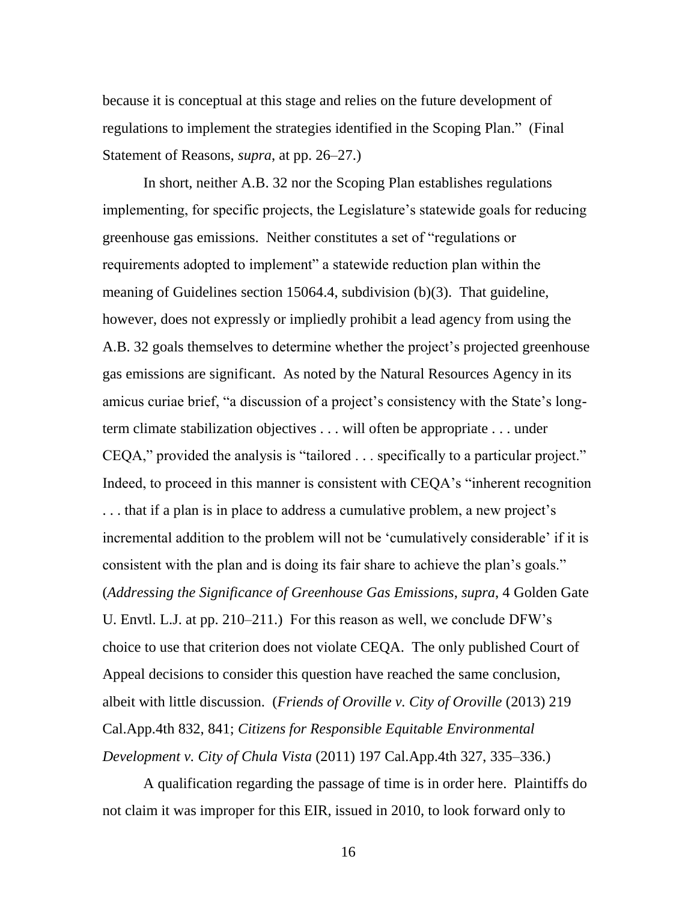because it is conceptual at this stage and relies on the future development of regulations to implement the strategies identified in the Scoping Plan." (Final Statement of Reasons, *supra*, at pp. 26–27.)

In short, neither A.B. 32 nor the Scoping Plan establishes regulations implementing, for specific projects, the Legislature's statewide goals for reducing greenhouse gas emissions. Neither constitutes a set of "regulations or requirements adopted to implement" a statewide reduction plan within the meaning of Guidelines section 15064.4, subdivision (b)(3). That guideline, however, does not expressly or impliedly prohibit a lead agency from using the A.B. 32 goals themselves to determine whether the project's projected greenhouse gas emissions are significant. As noted by the Natural Resources Agency in its amicus curiae brief, "a discussion of a project's consistency with the State's long-term climate stabilization objectives . . . will often be appropriate . . . under CEQA," provided the analysis is "tailored . . . specifically to a particular project." Indeed, to proceed in this manner is consistent with CEQA's "inherent recognition . . . that if a plan is in place to address a cumulative problem, a new project's incremental addition to the problem will not be 'cumulatively considerable' if it is consistent with the plan and is doing its fair share to achieve the plan's goals." (*Addressing the Significance of Greenhouse Gas Emissions*, *supra*, 4 Golden Gate U. Envtl. L.J. at pp. 210–211.) For this reason as well, we conclude DFW's choice to use that criterion does not violate CEQA. The only published Court of Appeal decisions to consider this question have reached the same conclusion, albeit with little discussion. (*Friends of Oroville v. City of Oroville* (2013) 219 Cal.App.4th 832, 841; *Citizens for Responsible Equitable Environmental Development v. City of Chula Vista* (2011) 197 Cal.App.4th 327, 335–336.)

A qualification regarding the passage of time is in order here. Plaintiffs do not claim it was improper for this EIR, issued in 2010, to look forward only to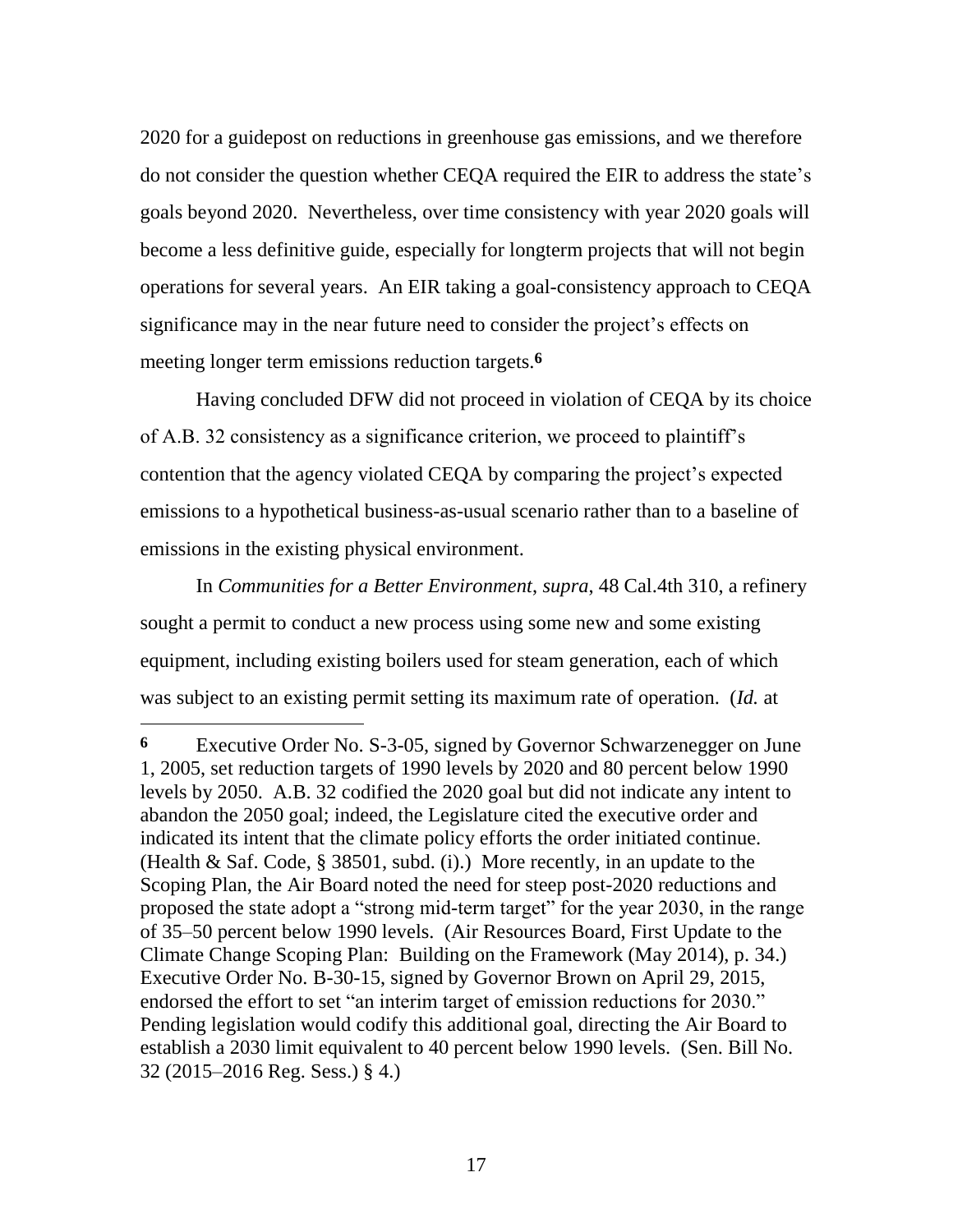2020 for a guidepost on reductions in greenhouse gas emissions, and we therefore do not consider the question whether CEQA required the EIR to address the state's goals beyond 2020. Nevertheless, over time consistency with year 2020 goals will become a less definitive guide, especially for longterm projects that will not begin operations for several years. An EIR taking a goal-consistency approach to CEQA significance may in the near future need to consider the project's effects on meeting longer term emissions reduction targets.[6]

Having concluded DFW did not proceed in violation of CEQA by its choice of A.B. 32 consistency as a significance criterion, we proceed to plaintiff's contention that the agency violated CEQA by comparing the project's expected emissions to a hypothetical business-as-usual scenario rather than to a baseline of emissions in the existing physical environment.

In *Communities for a Better Environment*, *supra*, 48 Cal.4th 310, a refinery sought a permit to conduct a new process using some new and some existing equipment, including existing boilers used for steam generation, each of which was subject to an existing permit setting its maximum rate of operation. (*Id.* at

---

**6** Executive Order No. S-3-05, signed by Governor Schwarzenegger on June 1, 2005, set reduction targets of 1990 levels by 2020 and 80 percent below 1990 levels by 2050. A.B. 32 codified the 2020 goal but did not indicate any intent to abandon the 2050 goal; indeed, the Legislature cited the executive order and indicated its intent that the climate policy efforts the order initiated continue. (Health & Saf. Code, § 38501, subd. (i).) More recently, in an update to the Scoping Plan, the Air Board noted the need for steep post-2020 reductions and proposed the state adopt a "strong mid-term target" for the year 2030, in the range of 35–50 percent below 1990 levels. (Air Resources Board, First Update to the Climate Change Scoping Plan: Building on the Framework (May 2014), p. 34.) Executive Order No. B-30-15, signed by Governor Brown on April 29, 2015, endorsed the effort to set "an interim target of emission reductions for 2030." Pending legislation would codify this additional goal, directing the Air Board to establish a 2030 limit equivalent to 40 percent below 1990 levels. (Sen. Bill No. 32 (2015–2016 Reg. Sess.) § 4.)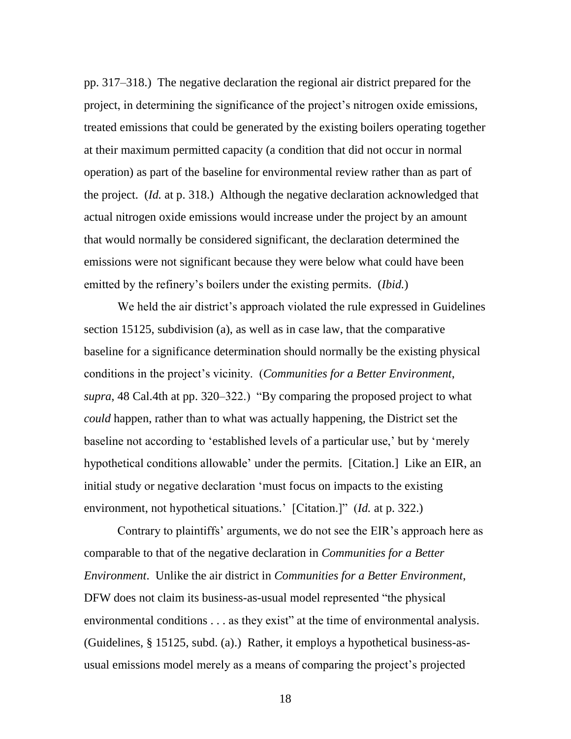pp. 317–318.) The negative declaration the regional air district prepared for the project, in determining the significance of the project's nitrogen oxide emissions, treated emissions that could be generated by the existing boilers operating together at their maximum permitted capacity (a condition that did not occur in normal operation) as part of the baseline for environmental review rather than as part of the project. (*Id.* at p. 318.) Although the negative declaration acknowledged that actual nitrogen oxide emissions would increase under the project by an amount that would normally be considered significant, the declaration determined the emissions were not significant because they were below what could have been emitted by the refinery's boilers under the existing permits. (*Ibid.*)

We held the air district's approach violated the rule expressed in Guidelines section 15125, subdivision (a), as well as in case law, that the comparative baseline for a significance determination should normally be the existing physical conditions in the project's vicinity. (*Communities for a Better Environment*, *supra*, 48 Cal.4th at pp. 320–322.) "By comparing the proposed project to what *could* happen, rather than to what was actually happening, the District set the baseline not according to 'established levels of a particular use,' but by 'merely hypothetical conditions allowable' under the permits. [Citation.] Like an EIR, an initial study or negative declaration 'must focus on impacts to the existing environment, not hypothetical situations.' [Citation.]" (*Id.* at p. 322.)

Contrary to plaintiffs' arguments, we do not see the EIR's approach here as comparable to that of the negative declaration in *Communities for a Better Environment*. Unlike the air district in *Communities for a Better Environment,* DFW does not claim its business-as-usual model represented "the physical environmental conditions . . . as they exist" at the time of environmental analysis. (Guidelines, § 15125, subd. (a).) Rather, it employs a hypothetical business-as-usual emissions model merely as a means of comparing the project's projected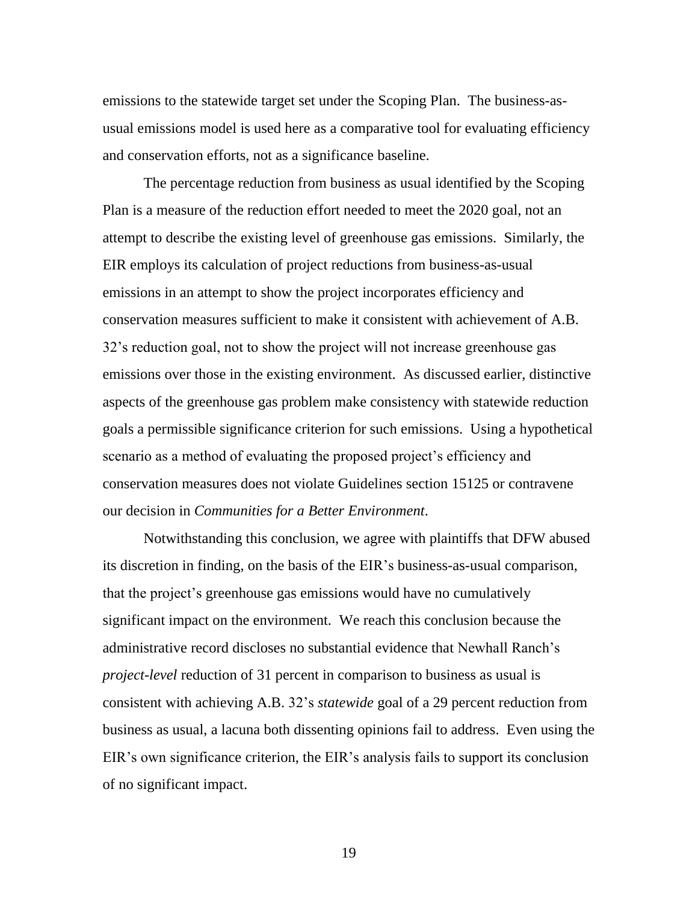emissions to the statewide target set under the Scoping Plan. The business-as-usual emissions model is used here as a comparative tool for evaluating efficiency and conservation efforts, not as a significance baseline.

The percentage reduction from business as usual identified by the Scoping Plan is a measure of the reduction effort needed to meet the 2020 goal, not an attempt to describe the existing level of greenhouse gas emissions. Similarly, the EIR employs its calculation of project reductions from business-as-usual emissions in an attempt to show the project incorporates efficiency and conservation measures sufficient to make it consistent with achievement of A.B. 32's reduction goal, not to show the project will not increase greenhouse gas emissions over those in the existing environment. As discussed earlier, distinctive aspects of the greenhouse gas problem make consistency with statewide reduction goals a permissible significance criterion for such emissions. Using a hypothetical scenario as a method of evaluating the proposed project's efficiency and conservation measures does not violate Guidelines section 15125 or contravene our decision in *Communities for a Better Environment*.

Notwithstanding this conclusion, we agree with plaintiffs that DFW abused its discretion in finding, on the basis of the EIR's business-as-usual comparison, that the project's greenhouse gas emissions would have no cumulatively significant impact on the environment. We reach this conclusion because the administrative record discloses no substantial evidence that Newhall Ranch's *project-level* reduction of 31 percent in comparison to business as usual is consistent with achieving A.B. 32's *statewide* goal of a 29 percent reduction from business as usual, a lacuna both dissenting opinions fail to address. Even using the EIR's own significance criterion, the EIR's analysis fails to support its conclusion of no significant impact.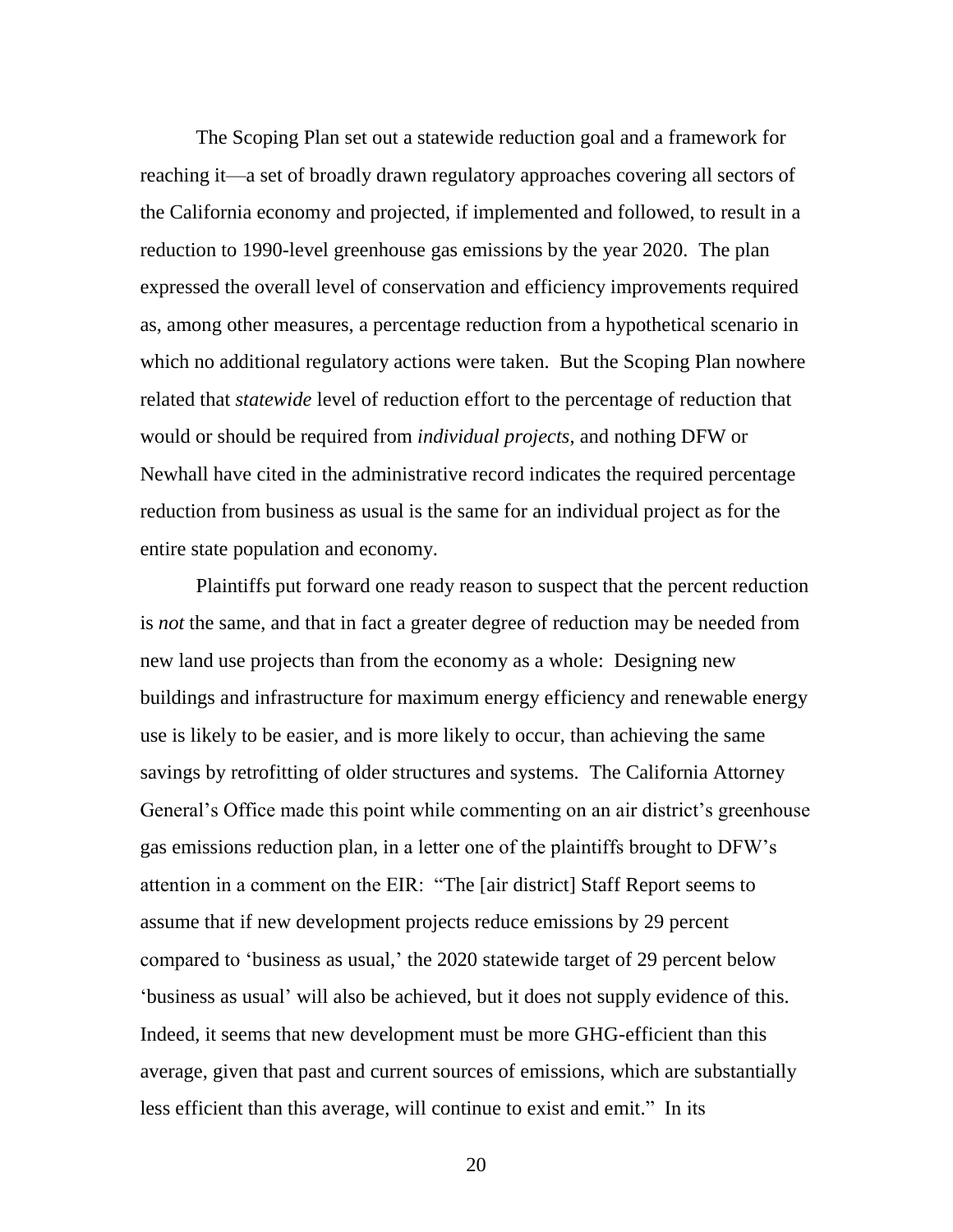The Scoping Plan set out a statewide reduction goal and a framework for reaching it—a set of broadly drawn regulatory approaches covering all sectors of the California economy and projected, if implemented and followed, to result in a reduction to 1990-level greenhouse gas emissions by the year 2020. The plan expressed the overall level of conservation and efficiency improvements required as, among other measures, a percentage reduction from a hypothetical scenario in which no additional regulatory actions were taken. But the Scoping Plan nowhere related that *statewide* level of reduction effort to the percentage of reduction that would or should be required from *individual projects*, and nothing DFW or Newhall have cited in the administrative record indicates the required percentage reduction from business as usual is the same for an individual project as for the entire state population and economy.

Plaintiffs put forward one ready reason to suspect that the percent reduction is *not* the same, and that in fact a greater degree of reduction may be needed from new land use projects than from the economy as a whole: Designing new buildings and infrastructure for maximum energy efficiency and renewable energy use is likely to be easier, and is more likely to occur, than achieving the same savings by retrofitting of older structures and systems. The California Attorney General's Office made this point while commenting on an air district's greenhouse gas emissions reduction plan, in a letter one of the plaintiffs brought to DFW's attention in a comment on the EIR: "The [air district] Staff Report seems to assume that if new development projects reduce emissions by 29 percent compared to 'business as usual,' the 2020 statewide target of 29 percent below 'business as usual' will also be achieved, but it does not supply evidence of this. Indeed, it seems that new development must be more GHG-efficient than this average, given that past and current sources of emissions, which are substantially less efficient than this average, will continue to exist and emit." In its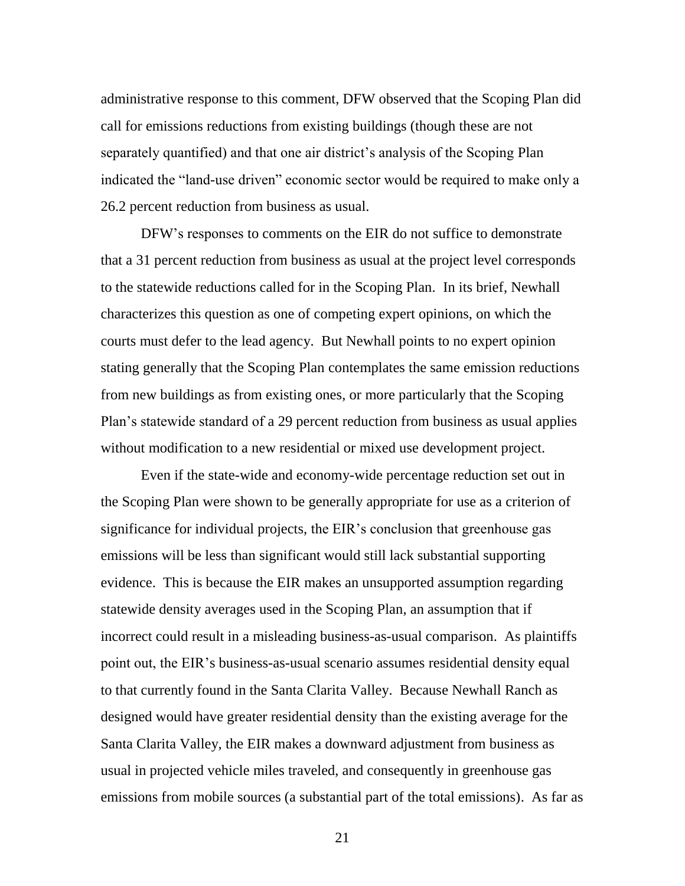administrative response to this comment, DFW observed that the Scoping Plan did call for emissions reductions from existing buildings (though these are not separately quantified) and that one air district's analysis of the Scoping Plan indicated the "land-use driven" economic sector would be required to make only a 26.2 percent reduction from business as usual.

DFW's responses to comments on the EIR do not suffice to demonstrate that a 31 percent reduction from business as usual at the project level corresponds to the statewide reductions called for in the Scoping Plan. In its brief, Newhall characterizes this question as one of competing expert opinions, on which the courts must defer to the lead agency. But Newhall points to no expert opinion stating generally that the Scoping Plan contemplates the same emission reductions from new buildings as from existing ones, or more particularly that the Scoping Plan's statewide standard of a 29 percent reduction from business as usual applies without modification to a new residential or mixed use development project.

Even if the state-wide and economy-wide percentage reduction set out in the Scoping Plan were shown to be generally appropriate for use as a criterion of significance for individual projects, the EIR's conclusion that greenhouse gas emissions will be less than significant would still lack substantial supporting evidence. This is because the EIR makes an unsupported assumption regarding statewide density averages used in the Scoping Plan, an assumption that if incorrect could result in a misleading business-as-usual comparison. As plaintiffs point out, the EIR's business-as-usual scenario assumes residential density equal to that currently found in the Santa Clarita Valley. Because Newhall Ranch as designed would have greater residential density than the existing average for the Santa Clarita Valley, the EIR makes a downward adjustment from business as usual in projected vehicle miles traveled, and consequently in greenhouse gas emissions from mobile sources (a substantial part of the total emissions). As far as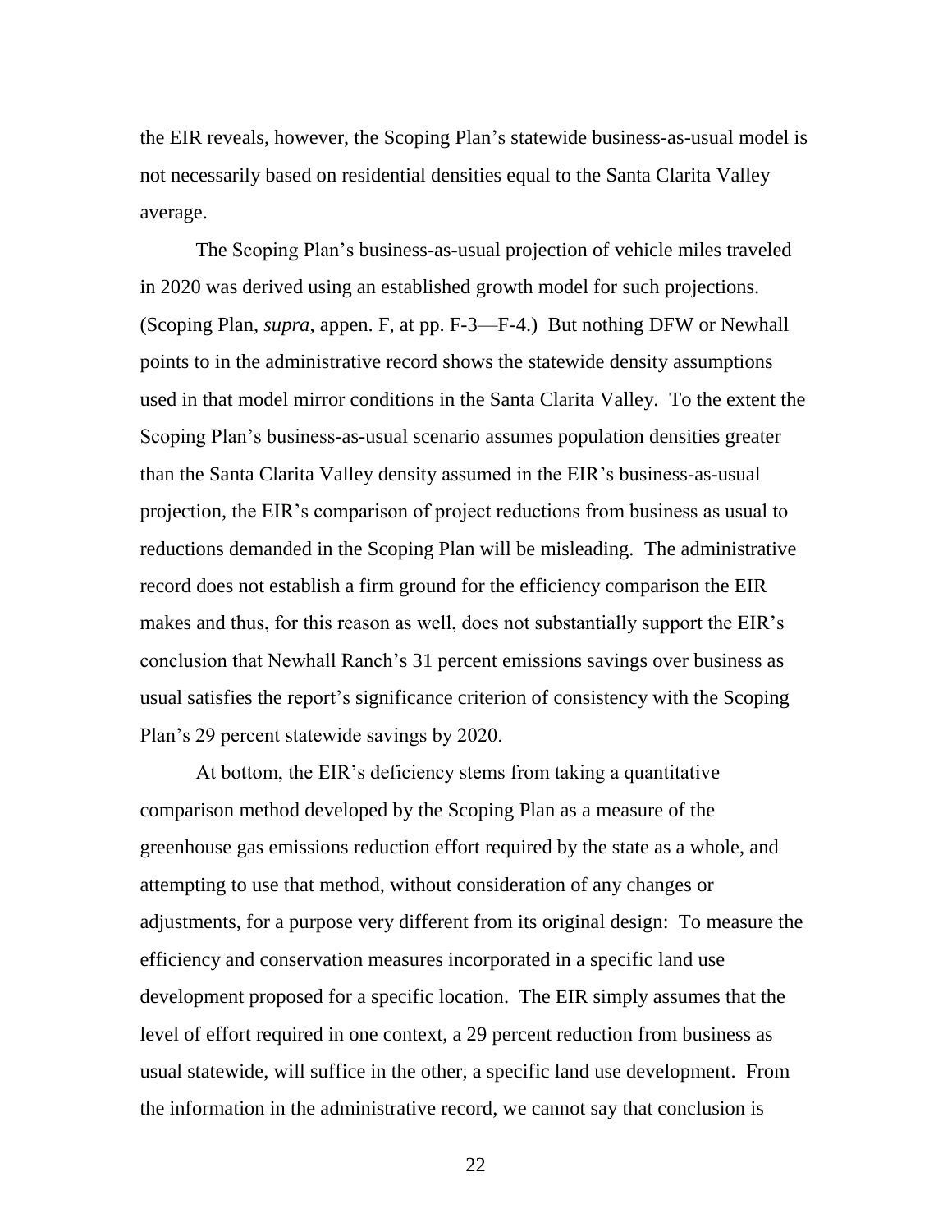the EIR reveals, however, the Scoping Plan's statewide business-as-usual model is not necessarily based on residential densities equal to the Santa Clarita Valley average.

The Scoping Plan's business-as-usual projection of vehicle miles traveled in 2020 was derived using an established growth model for such projections. (Scoping Plan, *supra*, appen. F, at pp. F-3—F-4.) But nothing DFW or Newhall points to in the administrative record shows the statewide density assumptions used in that model mirror conditions in the Santa Clarita Valley. To the extent the Scoping Plan's business-as-usual scenario assumes population densities greater than the Santa Clarita Valley density assumed in the EIR's business-as-usual projection, the EIR's comparison of project reductions from business as usual to reductions demanded in the Scoping Plan will be misleading. The administrative record does not establish a firm ground for the efficiency comparison the EIR makes and thus, for this reason as well, does not substantially support the EIR's conclusion that Newhall Ranch's 31 percent emissions savings over business as usual satisfies the report's significance criterion of consistency with the Scoping Plan's 29 percent statewide savings by 2020.

At bottom, the EIR's deficiency stems from taking a quantitative comparison method developed by the Scoping Plan as a measure of the greenhouse gas emissions reduction effort required by the state as a whole, and attempting to use that method, without consideration of any changes or adjustments, for a purpose very different from its original design: To measure the efficiency and conservation measures incorporated in a specific land use development proposed for a specific location. The EIR simply assumes that the level of effort required in one context, a 29 percent reduction from business as usual statewide, will suffice in the other, a specific land use development. From the information in the administrative record, we cannot say that conclusion is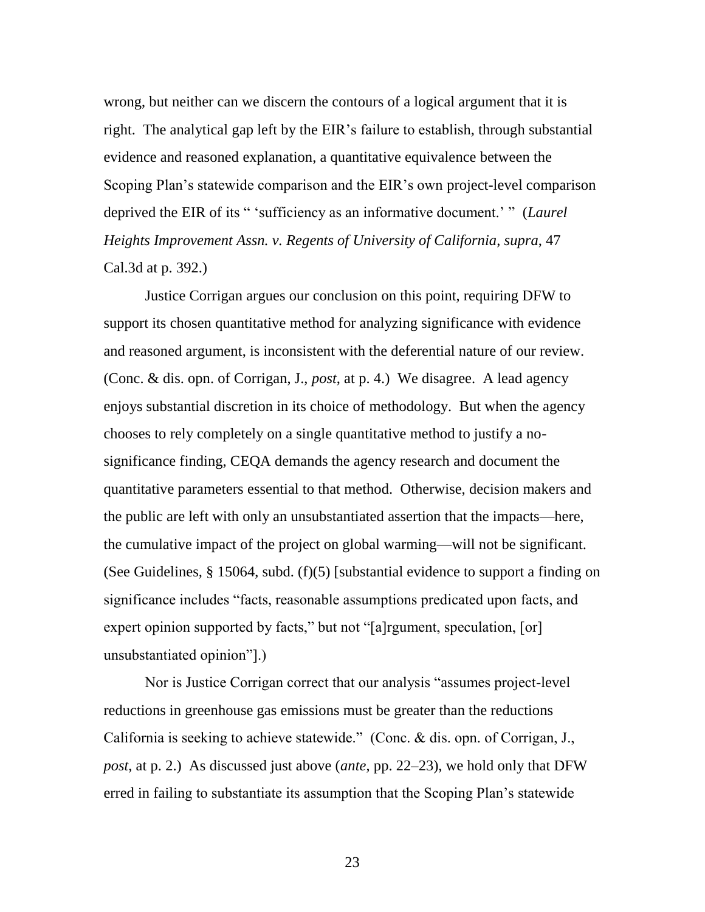wrong, but neither can we discern the contours of a logical argument that it is right. The analytical gap left by the EIR's failure to establish, through substantial evidence and reasoned explanation, a quantitative equivalence between the Scoping Plan's statewide comparison and the EIR's own project-level comparison deprived the EIR of its " 'sufficiency as an informative document.' " (*Laurel Heights Improvement Assn. v. Regents of University of California*, *supra*, 47 Cal.3d at p. 392.)

Justice Corrigan argues our conclusion on this point, requiring DFW to support its chosen quantitative method for analyzing significance with evidence and reasoned argument, is inconsistent with the deferential nature of our review. (Conc. & dis. opn. of Corrigan, J., *post*, at p. 4.) We disagree. A lead agency enjoys substantial discretion in its choice of methodology. But when the agency chooses to rely completely on a single quantitative method to justify a no-significance finding, CEQA demands the agency research and document the quantitative parameters essential to that method. Otherwise, decision makers and the public are left with only an unsubstantiated assertion that the impacts—here, the cumulative impact of the project on global warming—will not be significant. (See Guidelines, § 15064, subd. (f)(5) [substantial evidence to support a finding on significance includes "facts, reasonable assumptions predicated upon facts, and expert opinion supported by facts," but not "[a]rgument, speculation, [or] unsubstantiated opinion"].)

Nor is Justice Corrigan correct that our analysis "assumes project-level reductions in greenhouse gas emissions must be greater than the reductions California is seeking to achieve statewide." (Conc. & dis. opn. of Corrigan, J., *post*, at p. 2.) As discussed just above (*ante*, pp. 22–23), we hold only that DFW erred in failing to substantiate its assumption that the Scoping Plan's statewide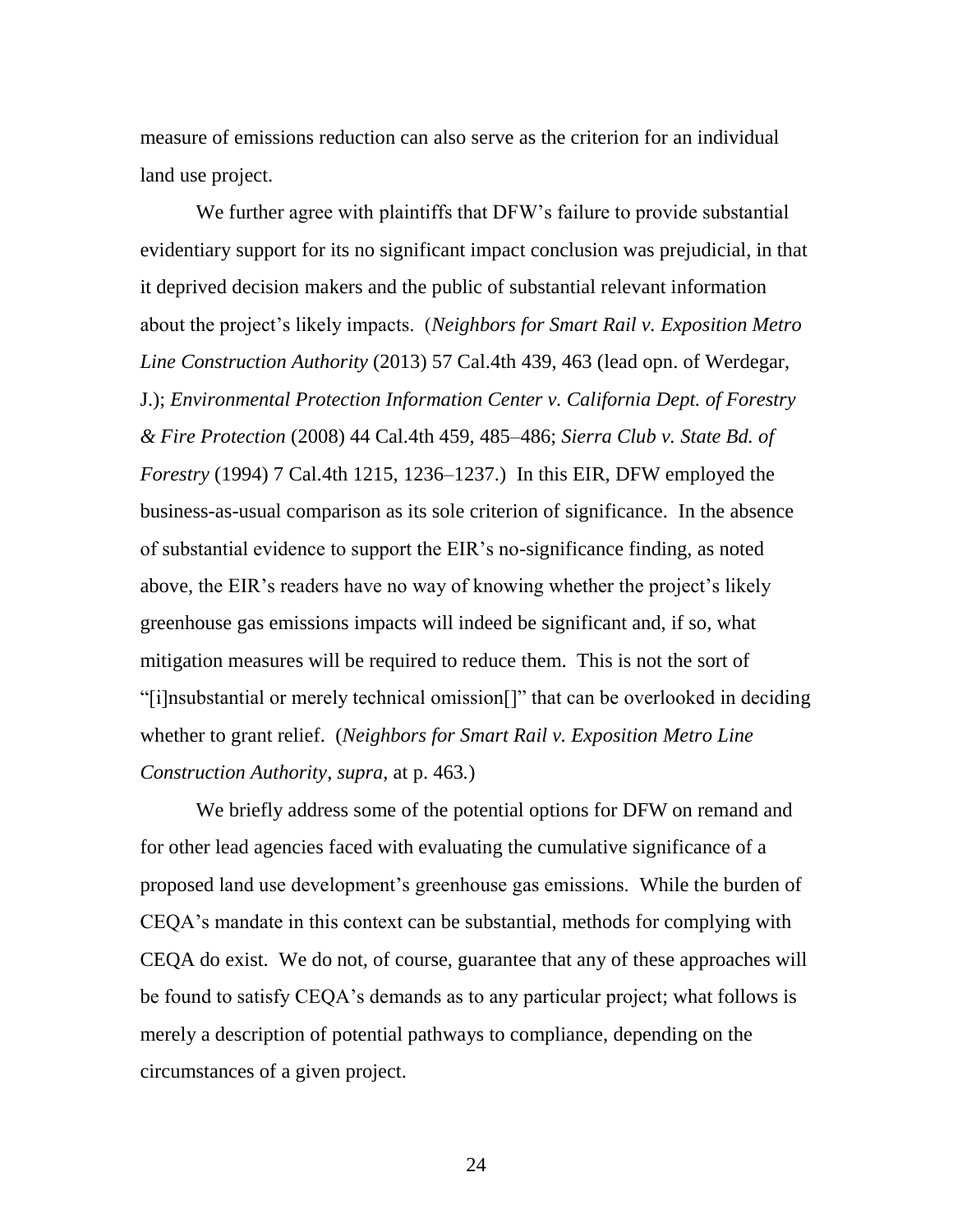measure of emissions reduction can also serve as the criterion for an individual land use project.

We further agree with plaintiffs that DFW's failure to provide substantial evidentiary support for its no significant impact conclusion was prejudicial, in that it deprived decision makers and the public of substantial relevant information about the project's likely impacts. (*Neighbors for Smart Rail v. Exposition Metro Line Construction Authority* (2013) 57 Cal.4th 439, 463 (lead opn. of Werdegar, J.); *Environmental Protection Information Center v. California Dept. of Forestry & Fire Protection* (2008) 44 Cal.4th 459, 485–486; *Sierra Club v. State Bd. of Forestry* (1994) 7 Cal.4th 1215, 1236–1237.) In this EIR, DFW employed the business-as-usual comparison as its sole criterion of significance. In the absence of substantial evidence to support the EIR's no-significance finding, as noted above, the EIR's readers have no way of knowing whether the project's likely greenhouse gas emissions impacts will indeed be significant and, if so, what mitigation measures will be required to reduce them. This is not the sort of "[i]nsubstantial or merely technical omission[]" that can be overlooked in deciding whether to grant relief. (*Neighbors for Smart Rail v. Exposition Metro Line Construction Authority*, *supra*, at p. 463.)

We briefly address some of the potential options for DFW on remand and for other lead agencies faced with evaluating the cumulative significance of a proposed land use development's greenhouse gas emissions. While the burden of CEQA's mandate in this context can be substantial, methods for complying with CEQA do exist. We do not, of course, guarantee that any of these approaches will be found to satisfy CEQA's demands as to any particular project; what follows is merely a description of potential pathways to compliance, depending on the circumstances of a given project.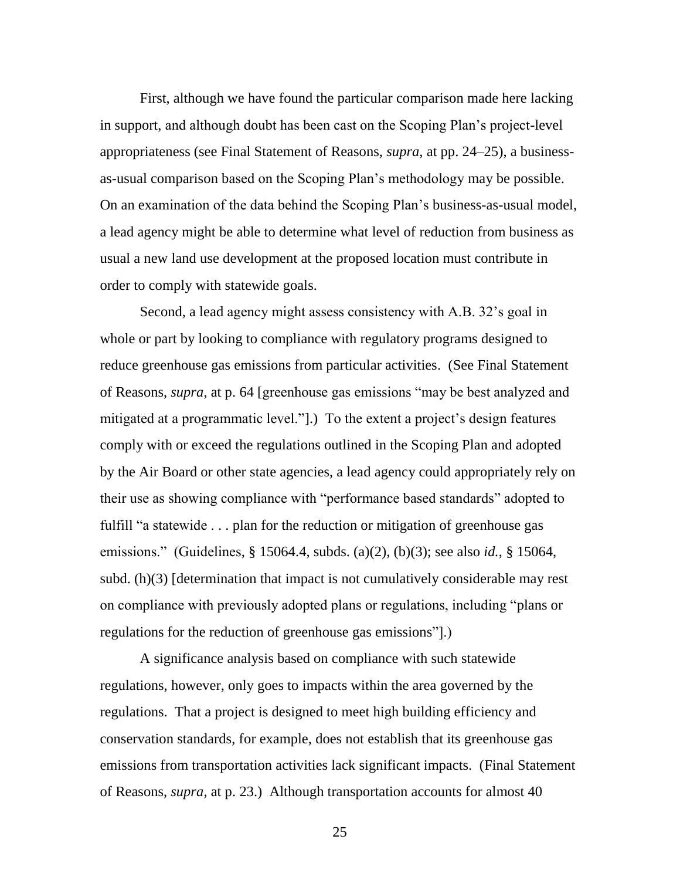First, although we have found the particular comparison made here lacking in support, and although doubt has been cast on the Scoping Plan's project-level appropriateness (see Final Statement of Reasons, *supra*, at pp. 24–25), a business-as-usual comparison based on the Scoping Plan's methodology may be possible. On an examination of the data behind the Scoping Plan's business-as-usual model, a lead agency might be able to determine what level of reduction from business as usual a new land use development at the proposed location must contribute in order to comply with statewide goals.

Second, a lead agency might assess consistency with A.B. 32's goal in whole or part by looking to compliance with regulatory programs designed to reduce greenhouse gas emissions from particular activities. (See Final Statement of Reasons, *supra*, at p. 64 [greenhouse gas emissions "may be best analyzed and mitigated at a programmatic level."].) To the extent a project's design features comply with or exceed the regulations outlined in the Scoping Plan and adopted by the Air Board or other state agencies, a lead agency could appropriately rely on their use as showing compliance with "performance based standards" adopted to fulfill "a statewide . . . plan for the reduction or mitigation of greenhouse gas emissions." (Guidelines, § 15064.4, subds. (a)(2), (b)(3); see also *id.*, § 15064, subd. (h)(3) [determination that impact is not cumulatively considerable may rest on compliance with previously adopted plans or regulations, including "plans or regulations for the reduction of greenhouse gas emissions"].)

A significance analysis based on compliance with such statewide regulations, however, only goes to impacts within the area governed by the regulations. That a project is designed to meet high building efficiency and conservation standards, for example, does not establish that its greenhouse gas emissions from transportation activities lack significant impacts. (Final Statement of Reasons, *supra*, at p. 23.) Although transportation accounts for almost 40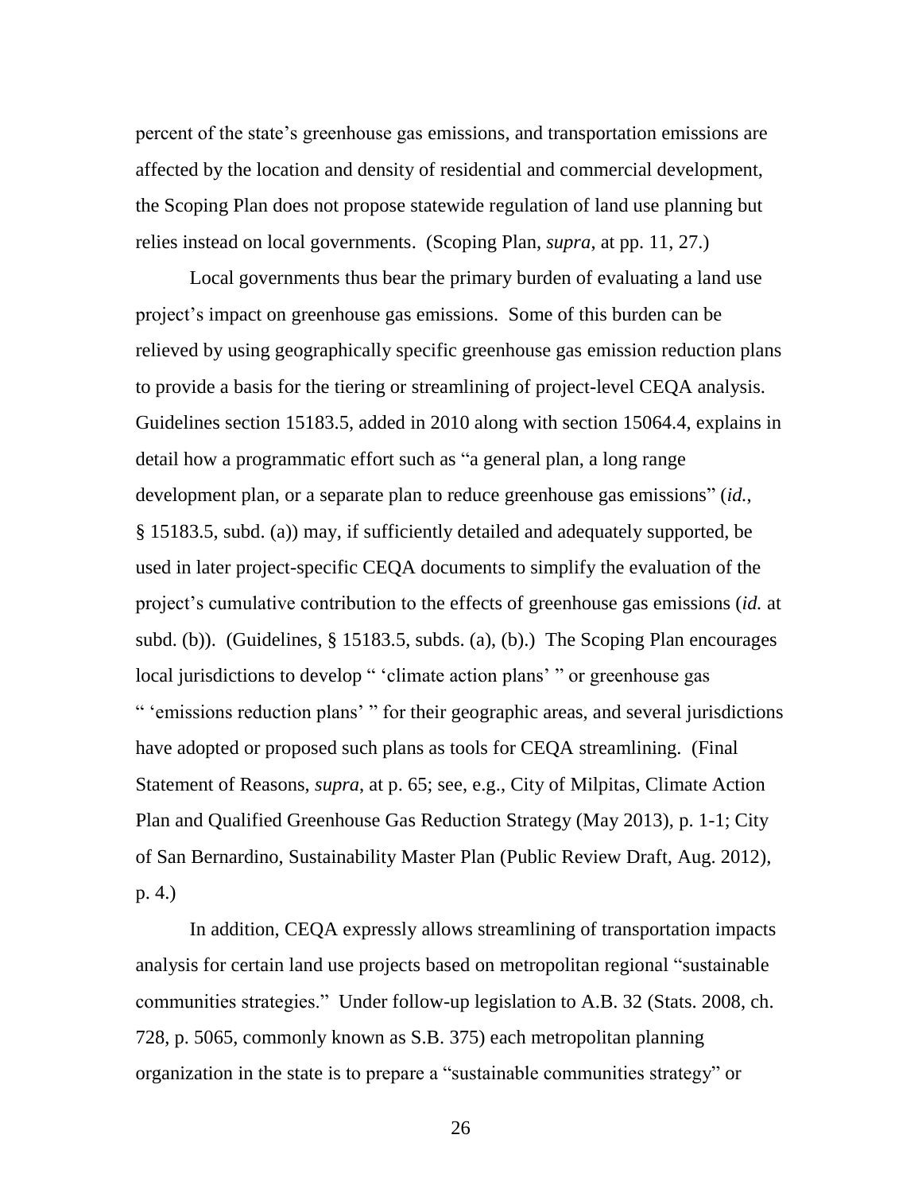percent of the state's greenhouse gas emissions, and transportation emissions are affected by the location and density of residential and commercial development, the Scoping Plan does not propose statewide regulation of land use planning but relies instead on local governments. (Scoping Plan, *supra*, at pp. 11, 27.)

Local governments thus bear the primary burden of evaluating a land use project's impact on greenhouse gas emissions. Some of this burden can be relieved by using geographically specific greenhouse gas emission reduction plans to provide a basis for the tiering or streamlining of project-level CEQA analysis. Guidelines section 15183.5, added in 2010 along with section 15064.4, explains in detail how a programmatic effort such as "a general plan, a long range development plan, or a separate plan to reduce greenhouse gas emissions" (*id.*, § 15183.5, subd. (a)) may, if sufficiently detailed and adequately supported, be used in later project-specific CEQA documents to simplify the evaluation of the project's cumulative contribution to the effects of greenhouse gas emissions (*id.* at subd. (b)). (Guidelines, § 15183.5, subds. (a), (b).) The Scoping Plan encourages local jurisdictions to develop " 'climate action plans' " or greenhouse gas " 'emissions reduction plans' " for their geographic areas, and several jurisdictions have adopted or proposed such plans as tools for CEQA streamlining. (Final Statement of Reasons, *supra*, at p. 65; see, e.g., City of Milpitas, Climate Action Plan and Qualified Greenhouse Gas Reduction Strategy (May 2013), p. 1-1; City of San Bernardino, Sustainability Master Plan (Public Review Draft, Aug. 2012), p. 4.)

In addition, CEQA expressly allows streamlining of transportation impacts analysis for certain land use projects based on metropolitan regional "sustainable communities strategies." Under follow-up legislation to A.B. 32 (Stats. 2008, ch. 728, p. 5065, commonly known as S.B. 375) each metropolitan planning organization in the state is to prepare a "sustainable communities strategy" or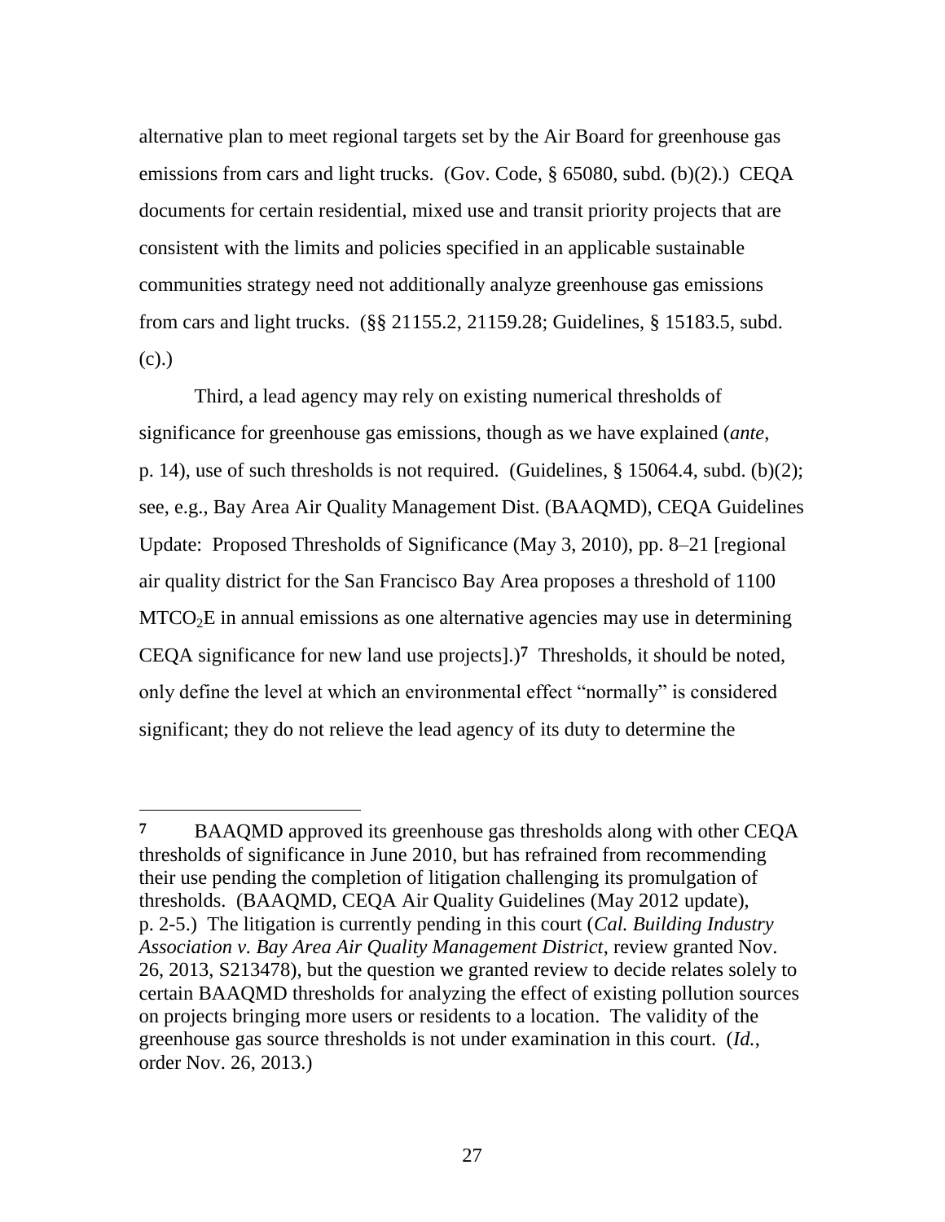alternative plan to meet regional targets set by the Air Board for greenhouse gas emissions from cars and light trucks. (Gov. Code, § 65080, subd. (b)(2).) CEQA documents for certain residential, mixed use and transit priority projects that are consistent with the limits and policies specified in an applicable sustainable communities strategy need not additionally analyze greenhouse gas emissions from cars and light trucks. (§§ 21155.2, 21159.28; Guidelines, § 15183.5, subd. (c).)

Third, a lead agency may rely on existing numerical thresholds of significance for greenhouse gas emissions, though as we have explained (*ante*, p. 14), use of such thresholds is not required. (Guidelines, § 15064.4, subd. (b)(2); see, e.g., Bay Area Air Quality Management Dist. (BAAQMD), CEQA Guidelines Update: Proposed Thresholds of Significance (May 3, 2010), pp. 8–21 [regional air quality district for the San Francisco Bay Area proposes a threshold of 1100 $MTCO_2E$ in annual emissions as one alternative agencies may use in determining CEQA significance for new land use projects].)[7] Thresholds, it should be noted, only define the level at which an environmental effect "normally" is considered significant; they do not relieve the lead agency of its duty to determine the

---

[7] BAAQMD approved its greenhouse gas thresholds along with other CEQA thresholds of significance in June 2010, but has refrained from recommending their use pending the completion of litigation challenging its promulgation of thresholds. (BAAQMD, CEQA Air Quality Guidelines (May 2012 update), p. 2-5.) The litigation is currently pending in this court (*Cal. Building Industry Association v. Bay Area Air Quality Management District*, review granted Nov. 26, 2013, S213478), but the question we granted review to decide relates solely to certain BAAQMD thresholds for analyzing the effect of existing pollution sources on projects bringing more users or residents to a location. The validity of the greenhouse gas source thresholds is not under examination in this court. (*Id.*, order Nov. 26, 2013.)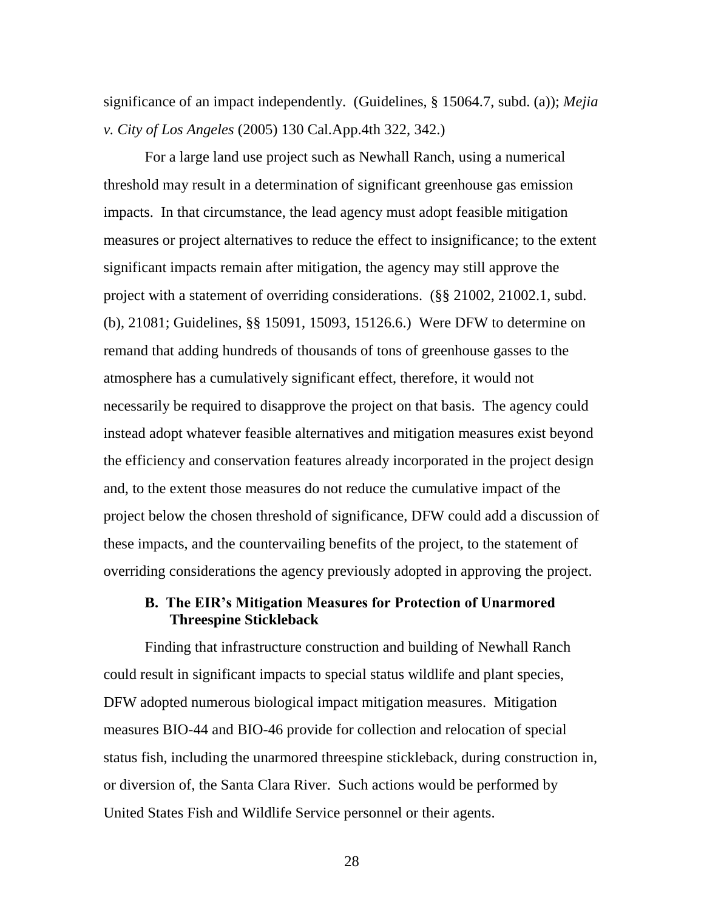significance of an impact independently. (Guidelines, § 15064.7, subd. (a)); *Mejia v. City of Los Angeles* (2005) 130 Cal.App.4th 322, 342.)

For a large land use project such as Newhall Ranch, using a numerical threshold may result in a determination of significant greenhouse gas emission impacts. In that circumstance, the lead agency must adopt feasible mitigation measures or project alternatives to reduce the effect to insignificance; to the extent significant impacts remain after mitigation, the agency may still approve the project with a statement of overriding considerations. (§§ 21002, 21002.1, subd. (b), 21081; Guidelines, §§ 15091, 15093, 15126.6.) Were DFW to determine on remand that adding hundreds of thousands of tons of greenhouse gasses to the atmosphere has a cumulatively significant effect, therefore, it would not necessarily be required to disapprove the project on that basis. The agency could instead adopt whatever feasible alternatives and mitigation measures exist beyond the efficiency and conservation features already incorporated in the project design and, to the extent those measures do not reduce the cumulative impact of the project below the chosen threshold of significance, DFW could add a discussion of these impacts, and the countervailing benefits of the project, to the statement of overriding considerations the agency previously adopted in approving the project.

### B. The EIR's Mitigation Measures for Protection of Unarmored Threespine Stickleback

Finding that infrastructure construction and building of Newhall Ranch could result in significant impacts to special status wildlife and plant species, DFW adopted numerous biological impact mitigation measures. Mitigation measures BIO-44 and BIO-46 provide for collection and relocation of special status fish, including the unarmored threespine stickleback, during construction in, or diversion of, the Santa Clara River. Such actions would be performed by United States Fish and Wildlife Service personnel or their agents.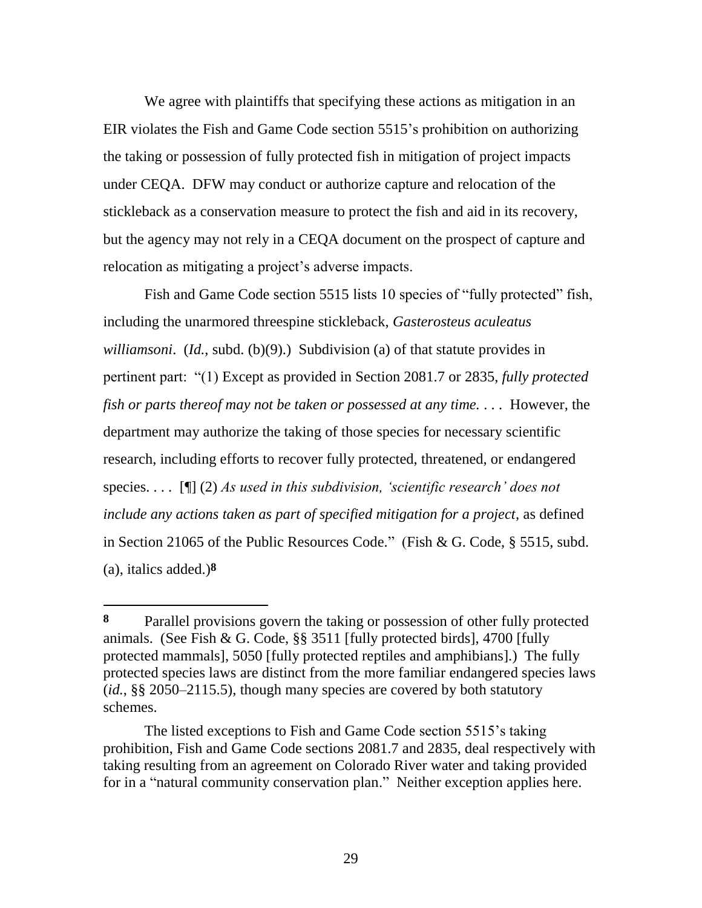We agree with plaintiffs that specifying these actions as mitigation in an EIR violates the Fish and Game Code section 5515's prohibition on authorizing the taking or possession of fully protected fish in mitigation of project impacts under CEQA. DFW may conduct or authorize capture and relocation of the stickleback as a conservation measure to protect the fish and aid in its recovery, but the agency may not rely in a CEQA document on the prospect of capture and relocation as mitigating a project's adverse impacts.

Fish and Game Code section 5515 lists 10 species of "fully protected" fish, including the unarmored threespine stickleback, *Gasterosteus aculeatus williamsoni*. (*Id.*, subd. (b)(9).) Subdivision (a) of that statute provides in pertinent part: "(1) Except as provided in Section 2081.7 or 2835, *fully protected fish or parts thereof may not be taken or possessed at any time*. . . . However, the department may authorize the taking of those species for necessary scientific research, including efforts to recover fully protected, threatened, or endangered species. . . . [¶] (2) *As used in this subdivision, 'scientific research' does not include any actions taken as part of specified mitigation for a project*, as defined in Section 21065 of the Public Resources Code." (Fish & G. Code, § 5515, subd. (a), italics added.)**8**

---

**8** Parallel provisions govern the taking or possession of other fully protected animals. (See Fish & G. Code, §§ 3511 [fully protected birds], 4700 [fully protected mammals], 5050 [fully protected reptiles and amphibians].) The fully protected species laws are distinct from the more familiar endangered species laws (*id.*, §§ 2050–2115.5), though many species are covered by both statutory schemes.

The listed exceptions to Fish and Game Code section 5515's taking prohibition, Fish and Game Code sections 2081.7 and 2835, deal respectively with taking resulting from an agreement on Colorado River water and taking provided for in a "natural community conservation plan." Neither exception applies here.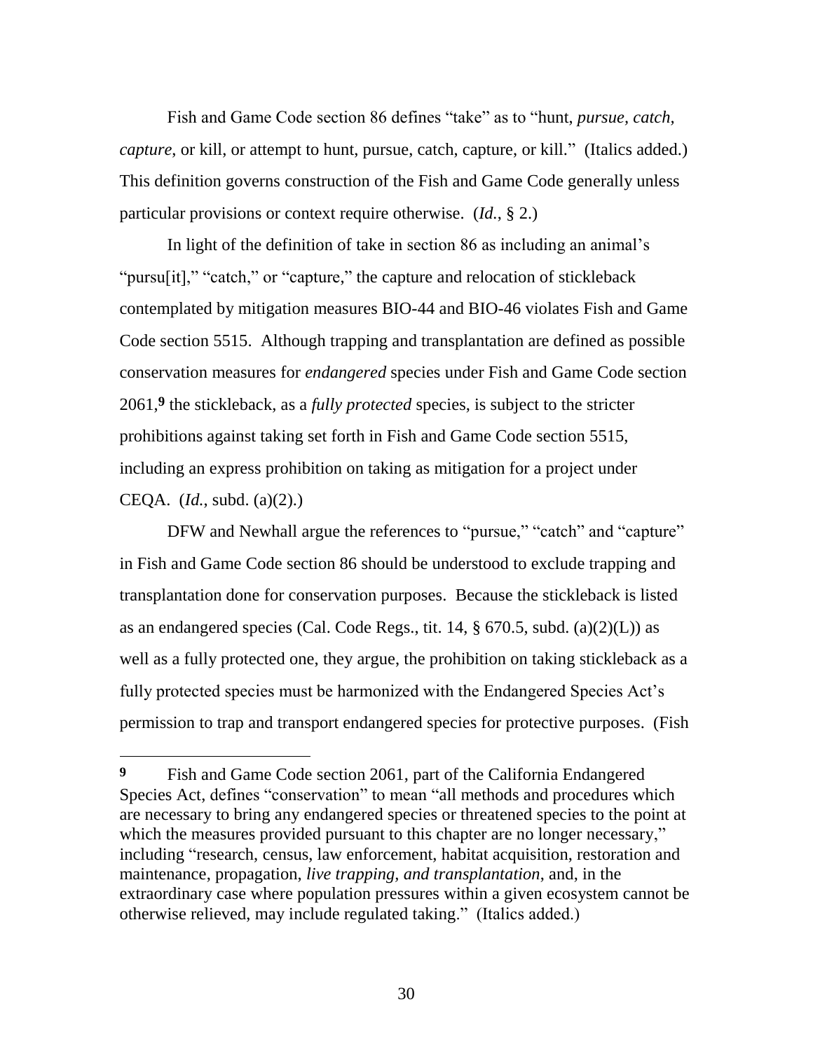Fish and Game Code section 86 defines "take" as to "hunt, *pursue, catch, capture*, or kill, or attempt to hunt, pursue, catch, capture, or kill." (Italics added.) This definition governs construction of the Fish and Game Code generally unless particular provisions or context require otherwise. (*Id.*, § 2.)

In light of the definition of take in section 86 as including an animal's "pursu[it]," "catch," or "capture," the capture and relocation of stickleback contemplated by mitigation measures BIO-44 and BIO-46 violates Fish and Game Code section 5515. Although trapping and transplantation are defined as possible conservation measures for *endangered* species under Fish and Game Code section 2061,**9** the stickleback, as a *fully protected* species, is subject to the stricter prohibitions against taking set forth in Fish and Game Code section 5515, including an express prohibition on taking as mitigation for a project under CEQA. (*Id.*, subd. (a)(2).)

DFW and Newhall argue the references to "pursue," "catch" and "capture" in Fish and Game Code section 86 should be understood to exclude trapping and transplantation done for conservation purposes. Because the stickleback is listed as an endangered species (Cal. Code Regs., tit. 14, § 670.5, subd. (a)(2)(L)) as well as a fully protected one, they argue, the prohibition on taking stickleback as a fully protected species must be harmonized with the Endangered Species Act's permission to trap and transport endangered species for protective purposes. (Fish

---

**9** Fish and Game Code section 2061, part of the California Endangered Species Act, defines "conservation" to mean "all methods and procedures which are necessary to bring any endangered species or threatened species to the point at which the measures provided pursuant to this chapter are no longer necessary," including "research, census, law enforcement, habitat acquisition, restoration and maintenance, propagation, *live trapping, and transplantation*, and, in the extraordinary case where population pressures within a given ecosystem cannot be otherwise relieved, may include regulated taking." (Italics added.)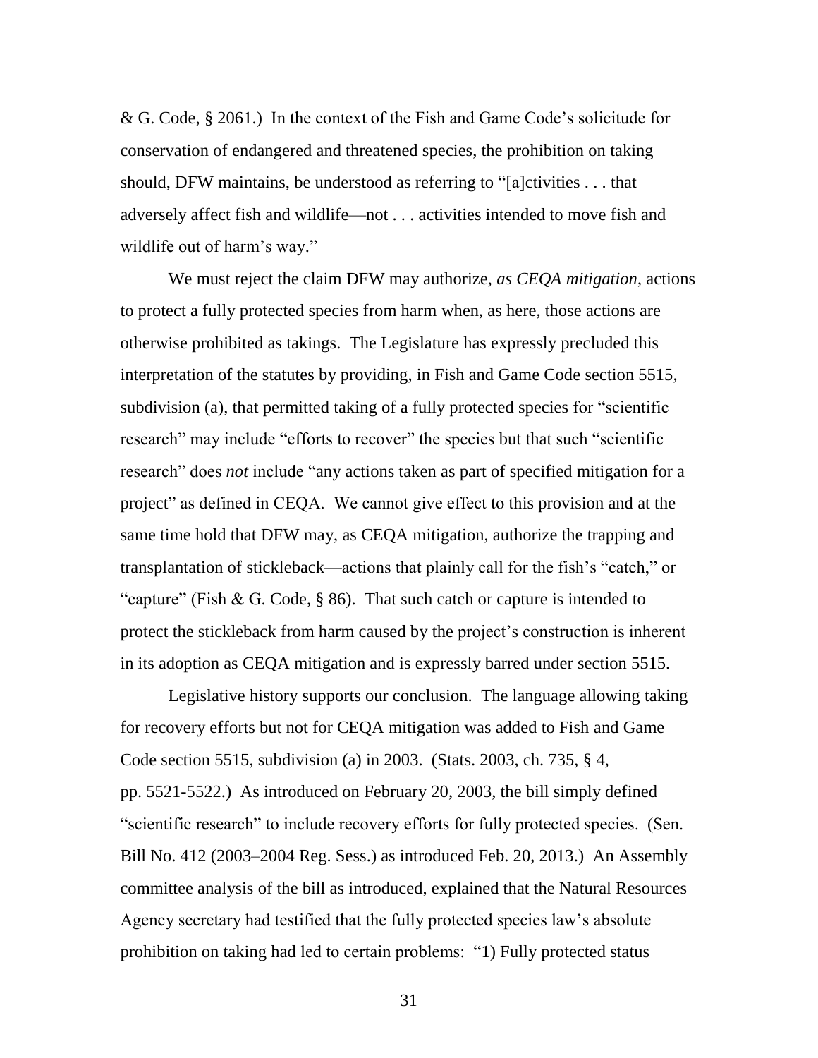& G. Code, § 2061.) In the context of the Fish and Game Code's solicitude for conservation of endangered and threatened species, the prohibition on taking should, DFW maintains, be understood as referring to "[a]ctivities . . . that adversely affect fish and wildlife—not . . . activities intended to move fish and wildlife out of harm's way."

We must reject the claim DFW may authorize, *as CEQA mitigation*, actions to protect a fully protected species from harm when, as here, those actions are otherwise prohibited as takings. The Legislature has expressly precluded this interpretation of the statutes by providing, in Fish and Game Code section 5515, subdivision (a), that permitted taking of a fully protected species for "scientific research" may include "efforts to recover" the species but that such "scientific research" does *not* include "any actions taken as part of specified mitigation for a project" as defined in CEQA. We cannot give effect to this provision and at the same time hold that DFW may, as CEQA mitigation, authorize the trapping and transplantation of stickleback—actions that plainly call for the fish's "catch," or "capture" (Fish & G. Code, § 86). That such catch or capture is intended to protect the stickleback from harm caused by the project's construction is inherent in its adoption as CEQA mitigation and is expressly barred under section 5515.

Legislative history supports our conclusion. The language allowing taking for recovery efforts but not for CEQA mitigation was added to Fish and Game Code section 5515, subdivision (a) in 2003. (Stats. 2003, ch. 735, § 4, pp. 5521-5522.) As introduced on February 20, 2003, the bill simply defined "scientific research" to include recovery efforts for fully protected species. (Sen. Bill No. 412 (2003–2004 Reg. Sess.) as introduced Feb. 20, 2013.) An Assembly committee analysis of the bill as introduced, explained that the Natural Resources Agency secretary had testified that the fully protected species law's absolute prohibition on taking had led to certain problems: "1) Fully protected status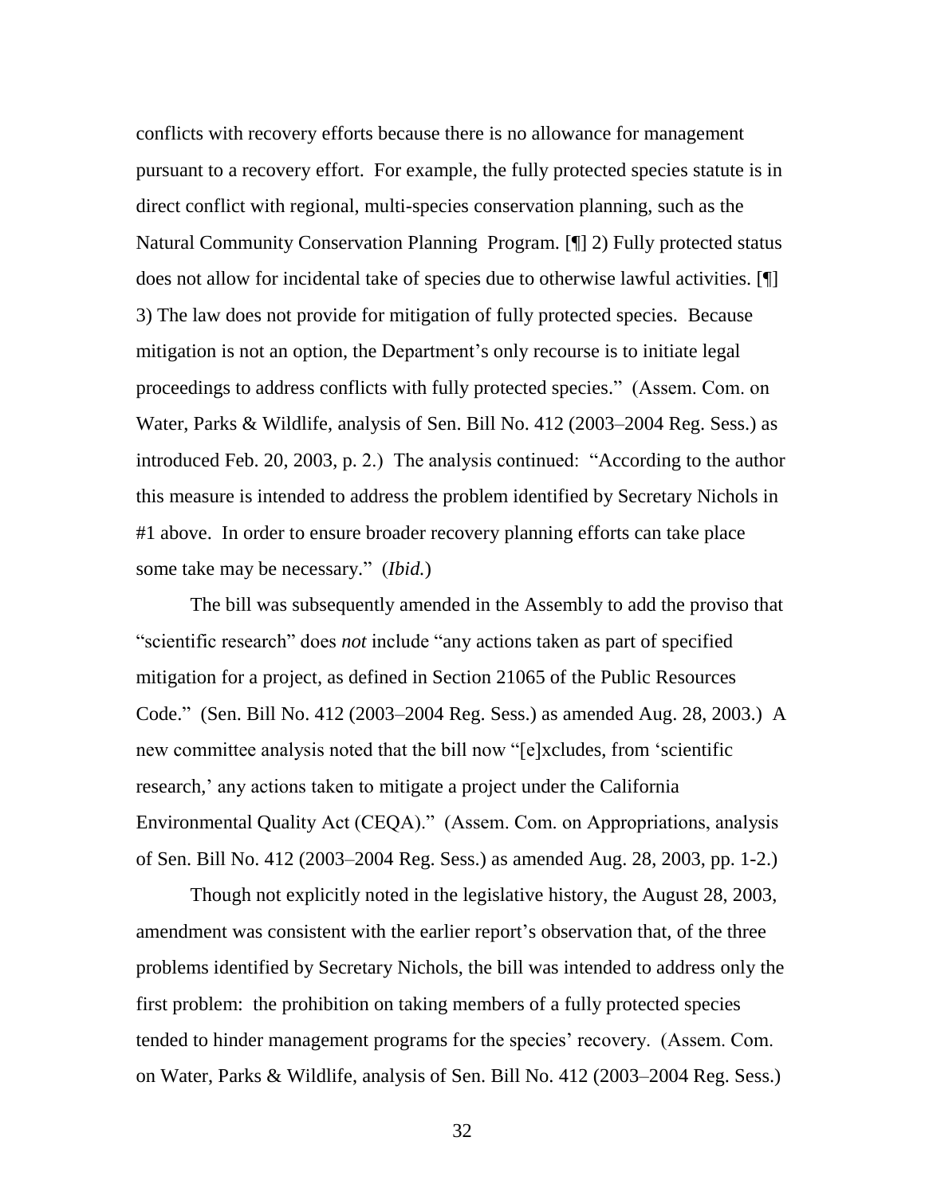conflicts with recovery efforts because there is no allowance for management pursuant to a recovery effort. For example, the fully protected species statute is in direct conflict with regional, multi-species conservation planning, such as the Natural Community Conservation Planning Program. [¶] 2) Fully protected status does not allow for incidental take of species due to otherwise lawful activities. [¶] 3) The law does not provide for mitigation of fully protected species. Because mitigation is not an option, the Department's only recourse is to initiate legal proceedings to address conflicts with fully protected species." (Assem. Com. on Water, Parks & Wildlife, analysis of Sen. Bill No. 412 (2003–2004 Reg. Sess.) as introduced Feb. 20, 2003, p. 2.) The analysis continued: "According to the author this measure is intended to address the problem identified by Secretary Nichols in #1 above. In order to ensure broader recovery planning efforts can take place some take may be necessary." (*Ibid.*)

The bill was subsequently amended in the Assembly to add the proviso that "scientific research" does *not* include "any actions taken as part of specified mitigation for a project, as defined in Section 21065 of the Public Resources Code." (Sen. Bill No. 412 (2003–2004 Reg. Sess.) as amended Aug. 28, 2003.) A new committee analysis noted that the bill now "[e]xcludes, from 'scientific research,' any actions taken to mitigate a project under the California Environmental Quality Act (CEQA)." (Assem. Com. on Appropriations, analysis of Sen. Bill No. 412 (2003–2004 Reg. Sess.) as amended Aug. 28, 2003, pp. 1-2.)

Though not explicitly noted in the legislative history, the August 28, 2003, amendment was consistent with the earlier report's observation that, of the three problems identified by Secretary Nichols, the bill was intended to address only the first problem: the prohibition on taking members of a fully protected species tended to hinder management programs for the species' recovery. (Assem. Com. on Water, Parks & Wildlife, analysis of Sen. Bill No. 412 (2003–2004 Reg. Sess.)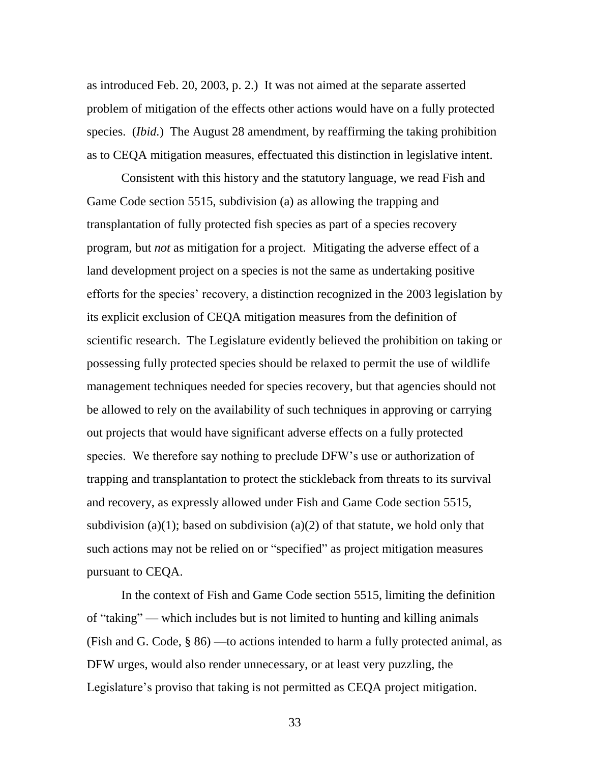as introduced Feb. 20, 2003, p. 2.) It was not aimed at the separate asserted problem of mitigation of the effects other actions would have on a fully protected species. (*Ibid.*) The August 28 amendment, by reaffirming the taking prohibition as to CEQA mitigation measures, effectuated this distinction in legislative intent.

Consistent with this history and the statutory language, we read Fish and Game Code section 5515, subdivision (a) as allowing the trapping and transplantation of fully protected fish species as part of a species recovery program, but *not* as mitigation for a project. Mitigating the adverse effect of a land development project on a species is not the same as undertaking positive efforts for the species' recovery, a distinction recognized in the 2003 legislation by its explicit exclusion of CEQA mitigation measures from the definition of scientific research. The Legislature evidently believed the prohibition on taking or possessing fully protected species should be relaxed to permit the use of wildlife management techniques needed for species recovery, but that agencies should not be allowed to rely on the availability of such techniques in approving or carrying out projects that would have significant adverse effects on a fully protected species. We therefore say nothing to preclude DFW's use or authorization of trapping and transplantation to protect the stickleback from threats to its survival and recovery, as expressly allowed under Fish and Game Code section 5515, subdivision (a)(1); based on subdivision (a)(2) of that statute, we hold only that such actions may not be relied on or "specified" as project mitigation measures pursuant to CEQA.

In the context of Fish and Game Code section 5515, limiting the definition of "taking" — which includes but is not limited to hunting and killing animals (Fish and G. Code, § 86) —to actions intended to harm a fully protected animal, as DFW urges, would also render unnecessary, or at least very puzzling, the Legislature's proviso that taking is not permitted as CEQA project mitigation.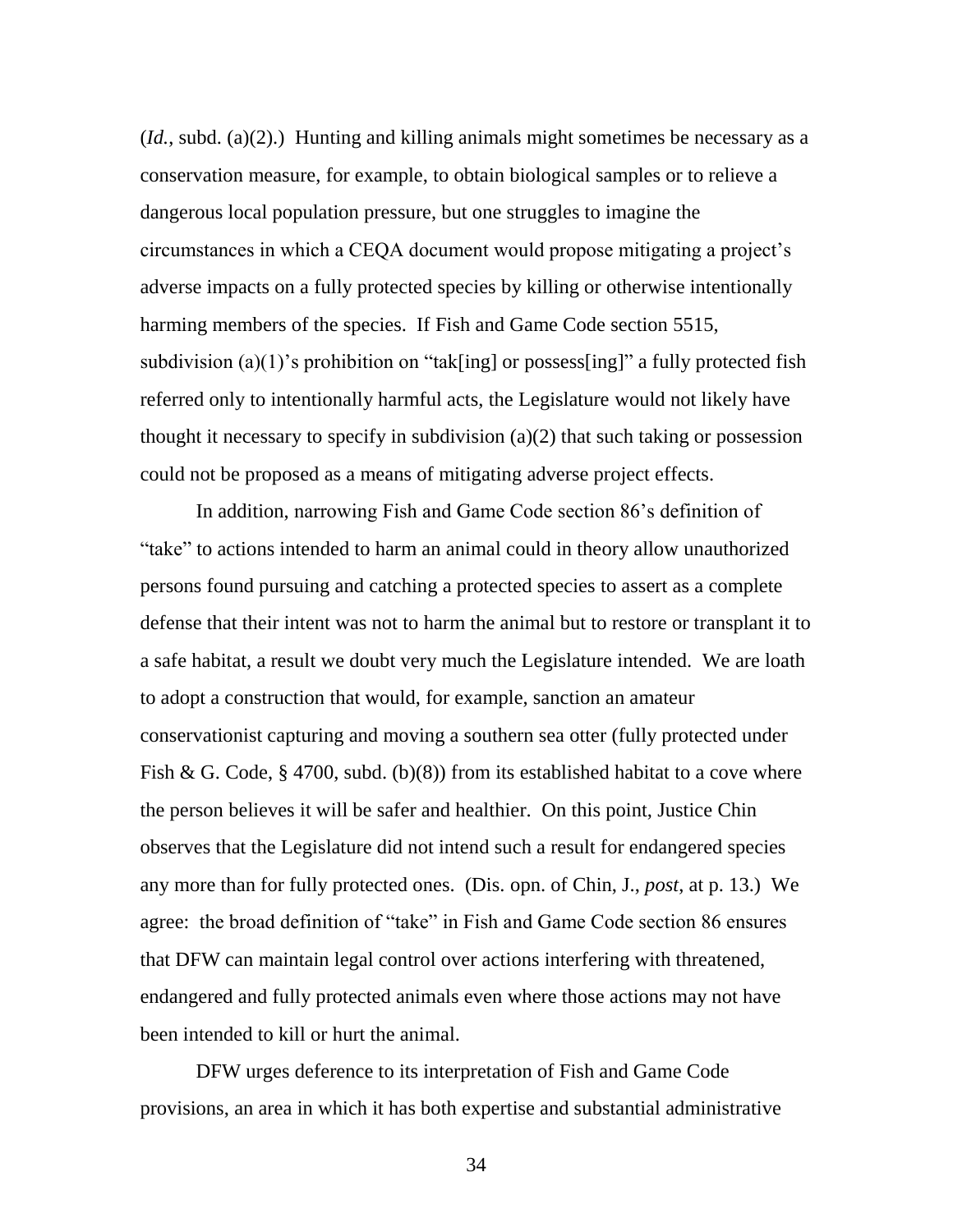(*Id.*, subd. (a)(2).) Hunting and killing animals might sometimes be necessary as a conservation measure, for example, to obtain biological samples or to relieve a dangerous local population pressure, but one struggles to imagine the circumstances in which a CEQA document would propose mitigating a project's adverse impacts on a fully protected species by killing or otherwise intentionally harming members of the species. If Fish and Game Code section 5515, subdivision (a)(1)'s prohibition on "tak[ing] or possess[ing]" a fully protected fish referred only to intentionally harmful acts, the Legislature would not likely have thought it necessary to specify in subdivision (a)(2) that such taking or possession could not be proposed as a means of mitigating adverse project effects.

In addition, narrowing Fish and Game Code section 86's definition of "take" to actions intended to harm an animal could in theory allow unauthorized persons found pursuing and catching a protected species to assert as a complete defense that their intent was not to harm the animal but to restore or transplant it to a safe habitat, a result we doubt very much the Legislature intended. We are loath to adopt a construction that would, for example, sanction an amateur conservationist capturing and moving a southern sea otter (fully protected under Fish & G. Code, § 4700, subd. (b)(8)) from its established habitat to a cove where the person believes it will be safer and healthier. On this point, Justice Chin observes that the Legislature did not intend such a result for endangered species any more than for fully protected ones. (Dis. opn. of Chin, J., *post*, at p. 13.) We agree: the broad definition of "take" in Fish and Game Code section 86 ensures that DFW can maintain legal control over actions interfering with threatened, endangered and fully protected animals even where those actions may not have been intended to kill or hurt the animal.

DFW urges deference to its interpretation of Fish and Game Code provisions, an area in which it has both expertise and substantial administrative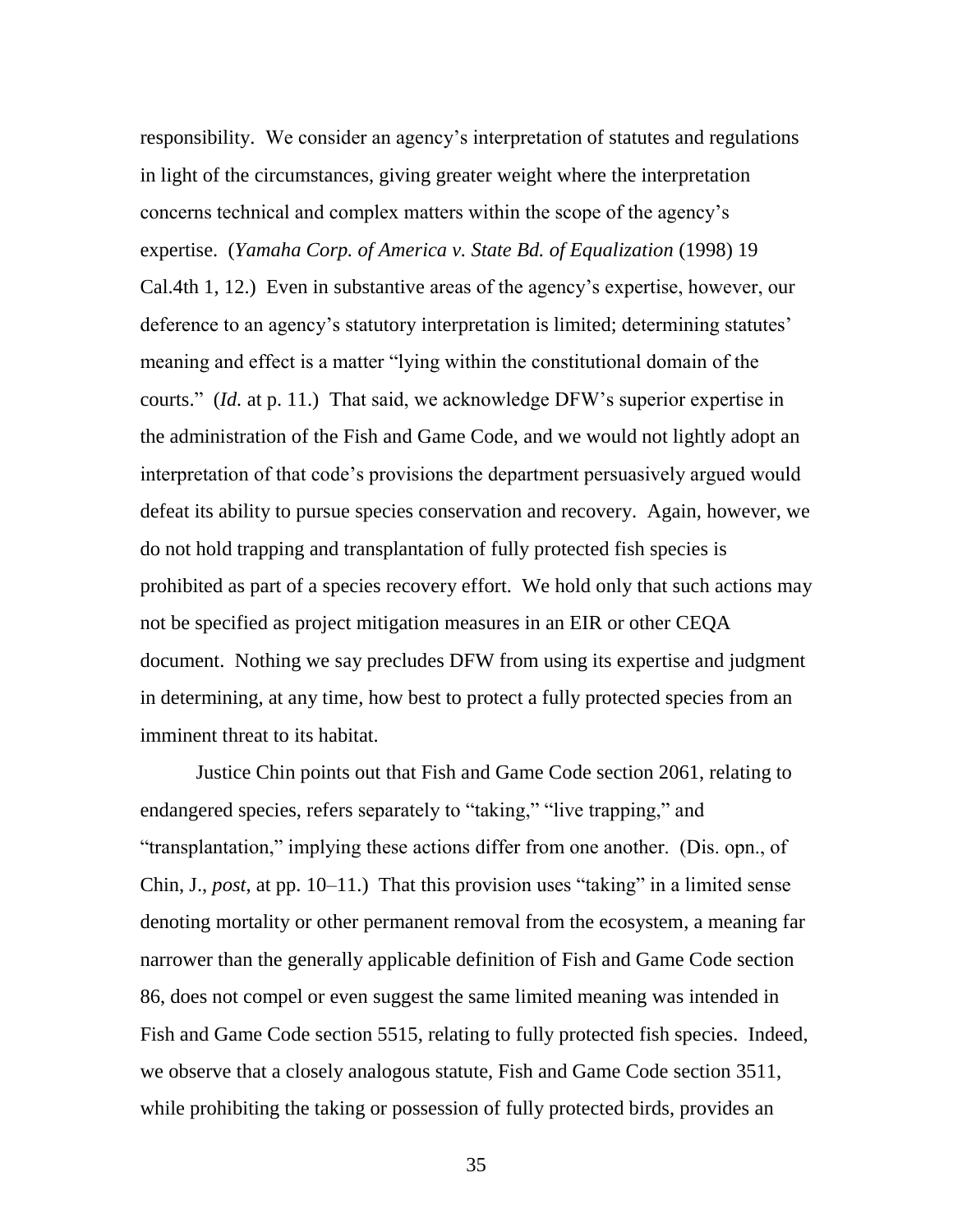responsibility. We consider an agency's interpretation of statutes and regulations in light of the circumstances, giving greater weight where the interpretation concerns technical and complex matters within the scope of the agency's expertise. (*Yamaha Corp. of America v. State Bd. of Equalization* (1998) 19 Cal.4th 1, 12.) Even in substantive areas of the agency's expertise, however, our deference to an agency's statutory interpretation is limited; determining statutes' meaning and effect is a matter "lying within the constitutional domain of the courts." (*Id.* at p. 11.) That said, we acknowledge DFW's superior expertise in the administration of the Fish and Game Code, and we would not lightly adopt an interpretation of that code's provisions the department persuasively argued would defeat its ability to pursue species conservation and recovery. Again, however, we do not hold trapping and transplantation of fully protected fish species is prohibited as part of a species recovery effort. We hold only that such actions may not be specified as project mitigation measures in an EIR or other CEQA document. Nothing we say precludes DFW from using its expertise and judgment in determining, at any time, how best to protect a fully protected species from an imminent threat to its habitat.

Justice Chin points out that Fish and Game Code section 2061, relating to endangered species, refers separately to "taking," "live trapping," and "transplantation," implying these actions differ from one another. (Dis. opn., of Chin, J., *post*, at pp. 10–11.) That this provision uses "taking" in a limited sense denoting mortality or other permanent removal from the ecosystem, a meaning far narrower than the generally applicable definition of Fish and Game Code section 86, does not compel or even suggest the same limited meaning was intended in Fish and Game Code section 5515, relating to fully protected fish species. Indeed, we observe that a closely analogous statute, Fish and Game Code section 3511, while prohibiting the taking or possession of fully protected birds, provides an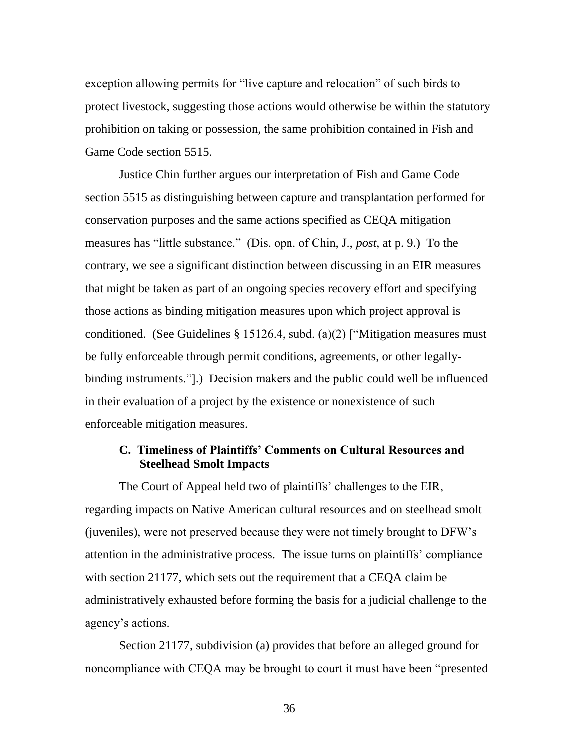exception allowing permits for "live capture and relocation" of such birds to protect livestock, suggesting those actions would otherwise be within the statutory prohibition on taking or possession, the same prohibition contained in Fish and Game Code section 5515.

Justice Chin further argues our interpretation of Fish and Game Code section 5515 as distinguishing between capture and transplantation performed for conservation purposes and the same actions specified as CEQA mitigation measures has "little substance." (Dis. opn. of Chin, J., *post*, at p. 9.) To the contrary, we see a significant distinction between discussing in an EIR measures that might be taken as part of an ongoing species recovery effort and specifying those actions as binding mitigation measures upon which project approval is conditioned. (See Guidelines § 15126.4, subd. (a)(2) ["Mitigation measures must be fully enforceable through permit conditions, agreements, or other legally-binding instruments."].) Decision makers and the public could well be influenced in their evaluation of a project by the existence or nonexistence of such enforceable mitigation measures.

### C. Timeliness of Plaintiffs' Comments on Cultural Resources and Steelhead Smolt Impacts

The Court of Appeal held two of plaintiffs' challenges to the EIR, regarding impacts on Native American cultural resources and on steelhead smolt (juveniles), were not preserved because they were not timely brought to DFW's attention in the administrative process. The issue turns on plaintiffs' compliance with section 21177, which sets out the requirement that a CEQA claim be administratively exhausted before forming the basis for a judicial challenge to the agency's actions.

Section 21177, subdivision (a) provides that before an alleged ground for noncompliance with CEQA may be brought to court it must have been "presented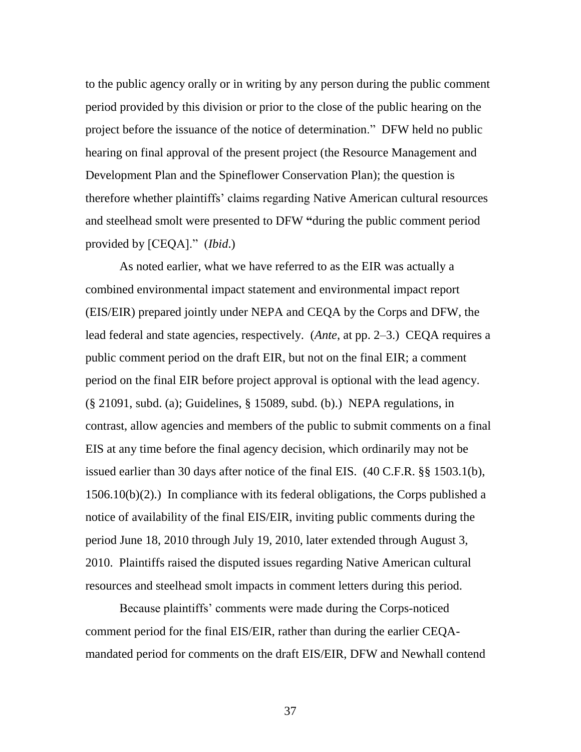to the public agency orally or in writing by any person during the public comment period provided by this division or prior to the close of the public hearing on the project before the issuance of the notice of determination." DFW held no public hearing on final approval of the present project (the Resource Management and Development Plan and the Spineflower Conservation Plan); the question is therefore whether plaintiffs' claims regarding Native American cultural resources and steelhead smolt were presented to DFW "during the public comment period provided by [CEQA]." (*Ibid*.)

As noted earlier, what we have referred to as the EIR was actually a combined environmental impact statement and environmental impact report (EIS/EIR) prepared jointly under NEPA and CEQA by the Corps and DFW, the lead federal and state agencies, respectively. (*Ante*, at pp. 2–3.) CEQA requires a public comment period on the draft EIR, but not on the final EIR; a comment period on the final EIR before project approval is optional with the lead agency. (§ 21091, subd. (a); Guidelines, § 15089, subd. (b).) NEPA regulations, in contrast, allow agencies and members of the public to submit comments on a final EIS at any time before the final agency decision, which ordinarily may not be issued earlier than 30 days after notice of the final EIS. (40 C.F.R. §§ 1503.1(b), 1506.10(b)(2).) In compliance with its federal obligations, the Corps published a notice of availability of the final EIS/EIR, inviting public comments during the period June 18, 2010 through July 19, 2010, later extended through August 3, 2010. Plaintiffs raised the disputed issues regarding Native American cultural resources and steelhead smolt impacts in comment letters during this period.

Because plaintiffs' comments were made during the Corps-noticed comment period for the final EIS/EIR, rather than during the earlier CEQA-mandated period for comments on the draft EIS/EIR, DFW and Newhall contend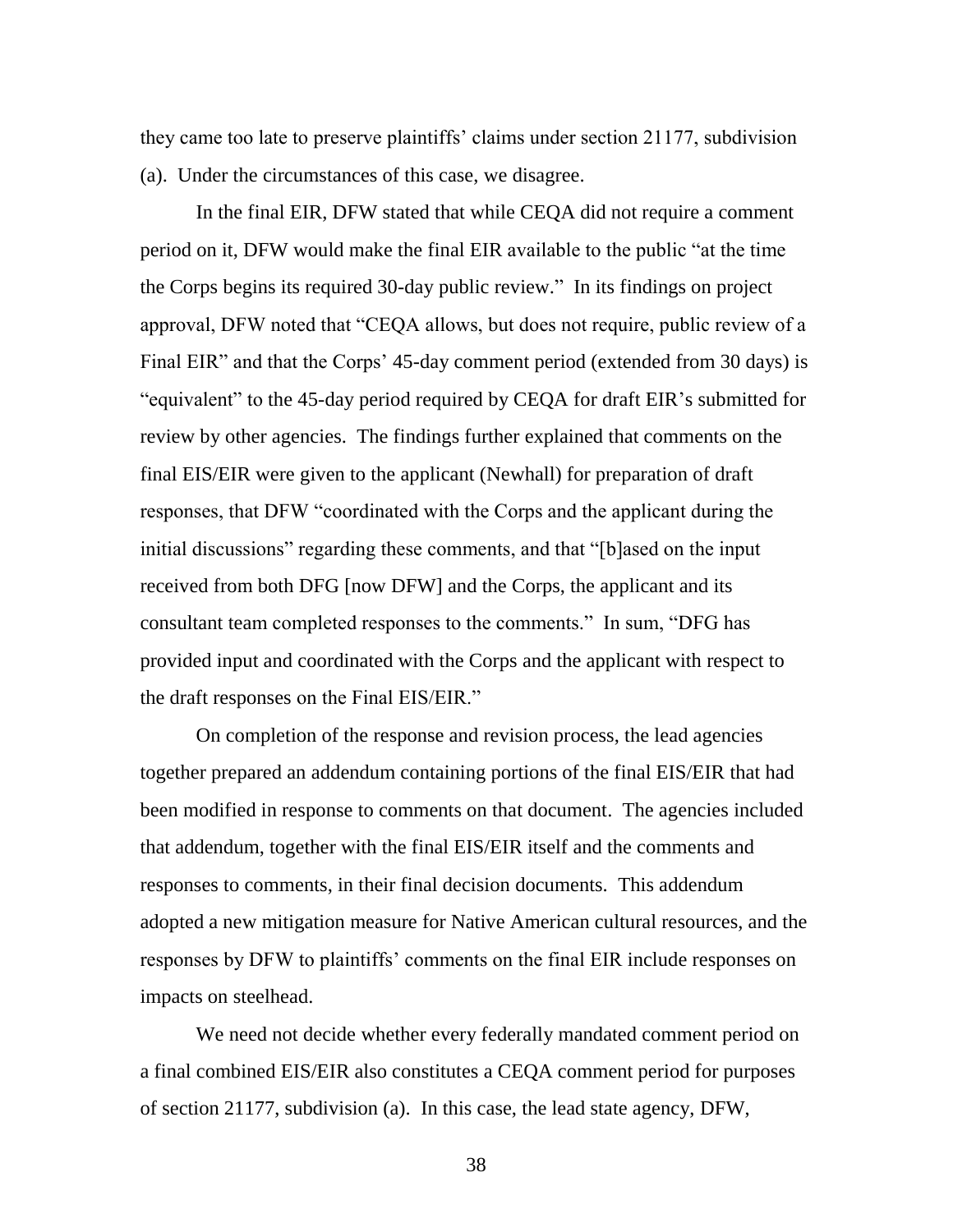they came too late to preserve plaintiffs' claims under section 21177, subdivision (a). Under the circumstances of this case, we disagree.

In the final EIR, DFW stated that while CEQA did not require a comment period on it, DFW would make the final EIR available to the public "at the time the Corps begins its required 30-day public review." In its findings on project approval, DFW noted that "CEQA allows, but does not require, public review of a Final EIR" and that the Corps' 45-day comment period (extended from 30 days) is "equivalent" to the 45-day period required by CEQA for draft EIR's submitted for review by other agencies. The findings further explained that comments on the final EIS/EIR were given to the applicant (Newhall) for preparation of draft responses, that DFW "coordinated with the Corps and the applicant during the initial discussions" regarding these comments, and that "[b]ased on the input received from both DFG [now DFW] and the Corps, the applicant and its consultant team completed responses to the comments." In sum, "DFG has provided input and coordinated with the Corps and the applicant with respect to the draft responses on the Final EIS/EIR."

On completion of the response and revision process, the lead agencies together prepared an addendum containing portions of the final EIS/EIR that had been modified in response to comments on that document. The agencies included that addendum, together with the final EIS/EIR itself and the comments and responses to comments, in their final decision documents. This addendum adopted a new mitigation measure for Native American cultural resources, and the responses by DFW to plaintiffs' comments on the final EIR include responses on impacts on steelhead.

We need not decide whether every federally mandated comment period on a final combined EIS/EIR also constitutes a CEQA comment period for purposes of section 21177, subdivision (a). In this case, the lead state agency, DFW,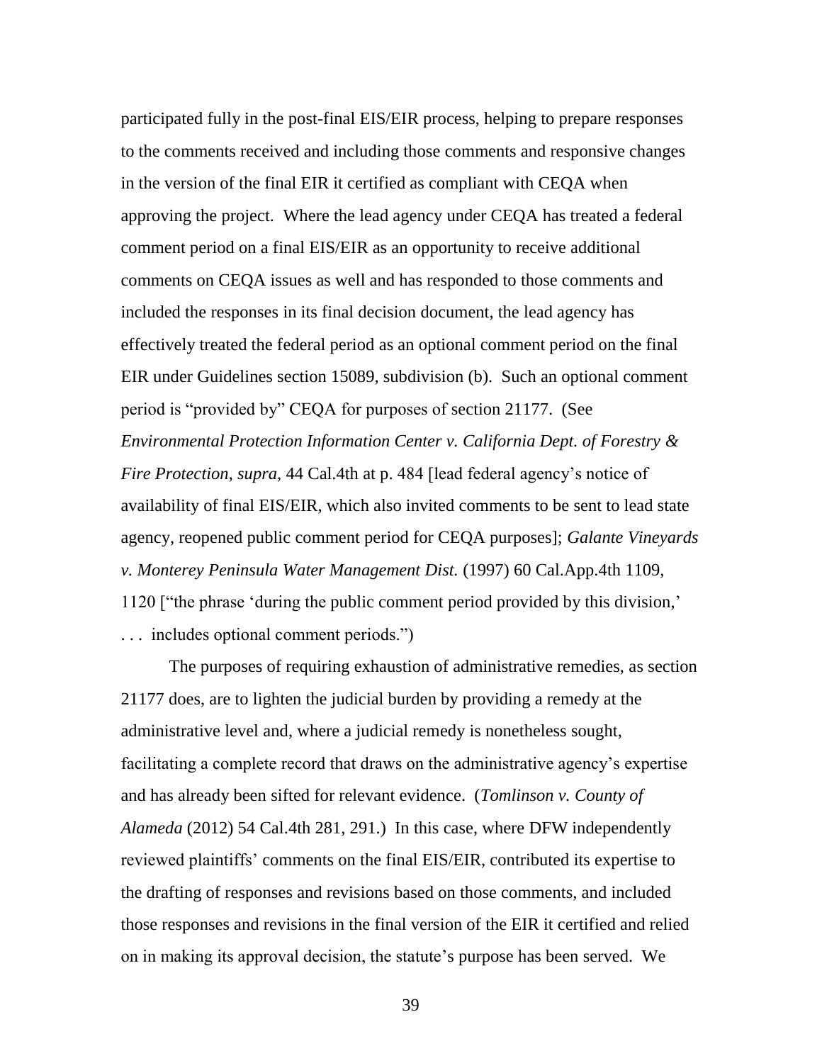participated fully in the post-final EIS/EIR process, helping to prepare responses to the comments received and including those comments and responsive changes in the version of the final EIR it certified as compliant with CEQA when approving the project. Where the lead agency under CEQA has treated a federal comment period on a final EIS/EIR as an opportunity to receive additional comments on CEQA issues as well and has responded to those comments and included the responses in its final decision document, the lead agency has effectively treated the federal period as an optional comment period on the final EIR under Guidelines section 15089, subdivision (b). Such an optional comment period is "provided by" CEQA for purposes of section 21177. (See *Environmental Protection Information Center v. California Dept. of Forestry & Fire Protection*, *supra*, 44 Cal.4th at p. 484 [lead federal agency's notice of availability of final EIS/EIR, which also invited comments to be sent to lead state agency, reopened public comment period for CEQA purposes]; *Galante Vineyards v. Monterey Peninsula Water Management Dist.* (1997) 60 Cal.App.4th 1109, 1120 ["the phrase 'during the public comment period provided by this division,' . . . includes optional comment periods.")

The purposes of requiring exhaustion of administrative remedies, as section 21177 does, are to lighten the judicial burden by providing a remedy at the administrative level and, where a judicial remedy is nonetheless sought, facilitating a complete record that draws on the administrative agency's expertise and has already been sifted for relevant evidence. (*Tomlinson v. County of Alameda* (2012) 54 Cal.4th 281, 291.) In this case, where DFW independently reviewed plaintiffs' comments on the final EIS/EIR, contributed its expertise to the drafting of responses and revisions based on those comments, and included those responses and revisions in the final version of the EIR it certified and relied on in making its approval decision, the statute's purpose has been served. We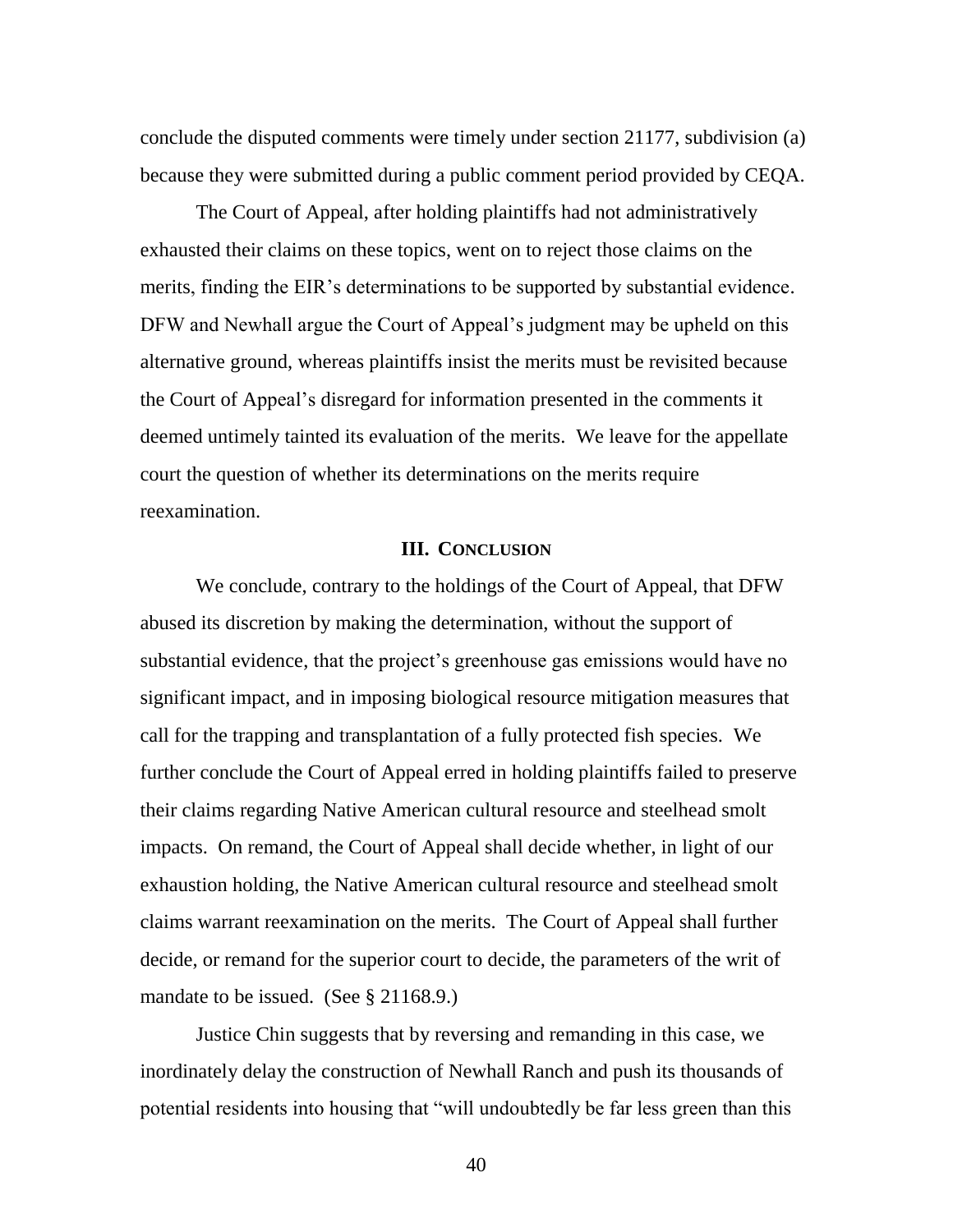conclude the disputed comments were timely under section 21177, subdivision (a) because they were submitted during a public comment period provided by CEQA.

The Court of Appeal, after holding plaintiffs had not administratively exhausted their claims on these topics, went on to reject those claims on the merits, finding the EIR's determinations to be supported by substantial evidence. DFW and Newhall argue the Court of Appeal's judgment may be upheld on this alternative ground, whereas plaintiffs insist the merits must be revisited because the Court of Appeal's disregard for information presented in the comments it deemed untimely tainted its evaluation of the merits. We leave for the appellate court the question of whether its determinations on the merits require reexamination.

## III. Conclusion

We conclude, contrary to the holdings of the Court of Appeal, that DFW abused its discretion by making the determination, without the support of substantial evidence, that the project's greenhouse gas emissions would have no significant impact, and in imposing biological resource mitigation measures that call for the trapping and transplantation of a fully protected fish species. We further conclude the Court of Appeal erred in holding plaintiffs failed to preserve their claims regarding Native American cultural resource and steelhead smolt impacts. On remand, the Court of Appeal shall decide whether, in light of our exhaustion holding, the Native American cultural resource and steelhead smolt claims warrant reexamination on the merits. The Court of Appeal shall further decide, or remand for the superior court to decide, the parameters of the writ of mandate to be issued. (See § 21168.9.)

Justice Chin suggests that by reversing and remanding in this case, we inordinately delay the construction of Newhall Ranch and push its thousands of potential residents into housing that "will undoubtedly be far less green than this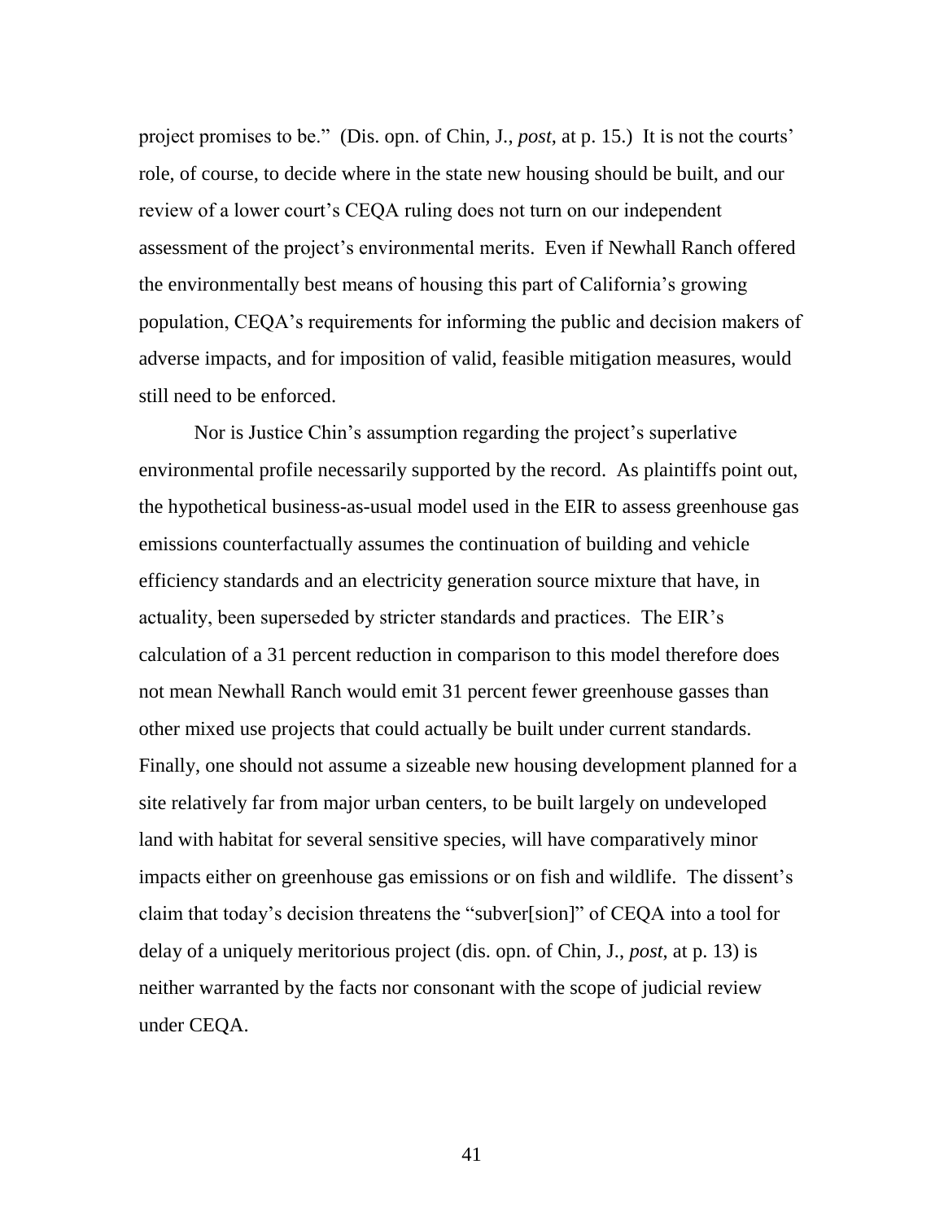project promises to be." (Dis. opn. of Chin, J., *post*, at p. 15.) It is not the courts' role, of course, to decide where in the state new housing should be built, and our review of a lower court's CEQA ruling does not turn on our independent assessment of the project's environmental merits. Even if Newhall Ranch offered the environmentally best means of housing this part of California's growing population, CEQA's requirements for informing the public and decision makers of adverse impacts, and for imposition of valid, feasible mitigation measures, would still need to be enforced.

Nor is Justice Chin's assumption regarding the project's superlative environmental profile necessarily supported by the record. As plaintiffs point out, the hypothetical business-as-usual model used in the EIR to assess greenhouse gas emissions counterfactually assumes the continuation of building and vehicle efficiency standards and an electricity generation source mixture that have, in actuality, been superseded by stricter standards and practices. The EIR's calculation of a 31 percent reduction in comparison to this model therefore does not mean Newhall Ranch would emit 31 percent fewer greenhouse gasses than other mixed use projects that could actually be built under current standards. Finally, one should not assume a sizeable new housing development planned for a site relatively far from major urban centers, to be built largely on undeveloped land with habitat for several sensitive species, will have comparatively minor impacts either on greenhouse gas emissions or on fish and wildlife. The dissent's claim that today's decision threatens the "subver[sion]" of CEQA into a tool for delay of a uniquely meritorious project (dis. opn. of Chin, J., *post*, at p. 13) is neither warranted by the facts nor consonant with the scope of judicial review under CEQA.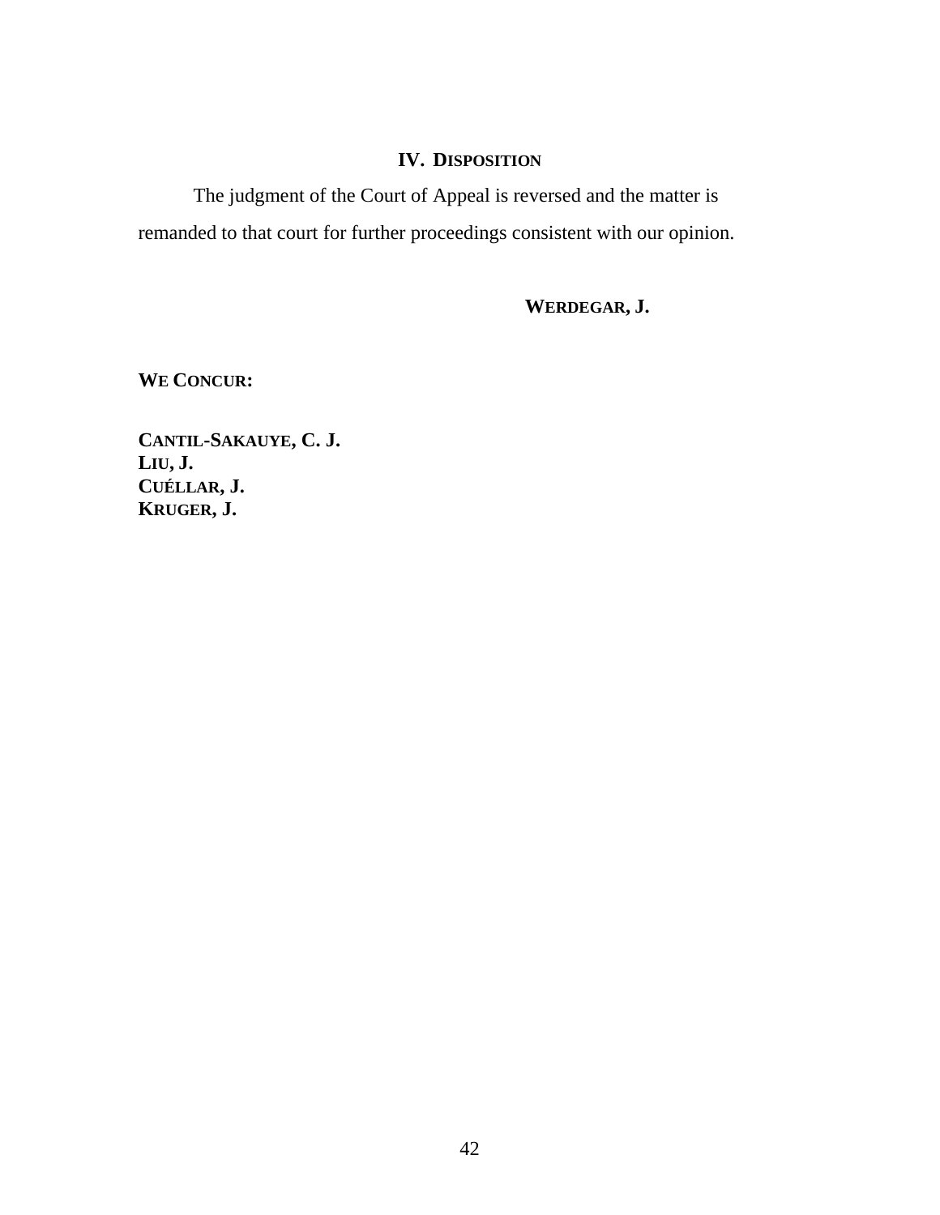## IV. DISPOSITION

The judgment of the Court of Appeal is reversed and the matter is remanded to that court for further proceedings consistent with our opinion.

**WERDEGAR, J.**

**WE CONCUR:**

**CANTIL-SAKAUYE, C. J.**
**LIU, J.**
**CUÉLLAR, J.**
**KRUGER, J.**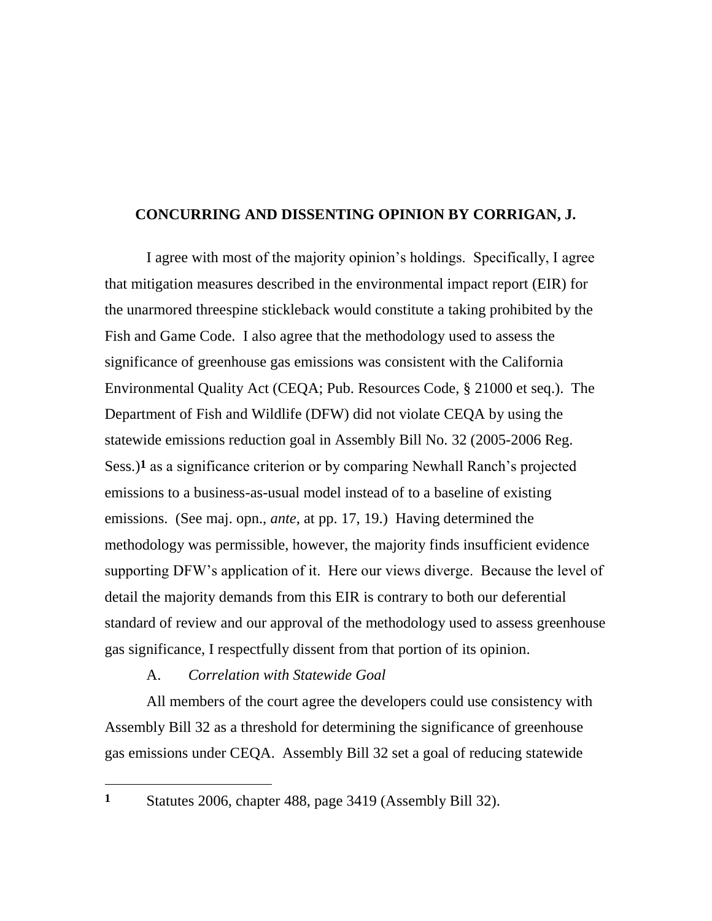**CONCURRING AND DISSENTING OPINION BY CORRIGAN, J.**

I agree with most of the majority opinion's holdings. Specifically, I agree that mitigation measures described in the environmental impact report (EIR) for the unarmored threespine stickleback would constitute a taking prohibited by the Fish and Game Code. I also agree that the methodology used to assess the significance of greenhouse gas emissions was consistent with the California Environmental Quality Act (CEQA; Pub. Resources Code, § 21000 et seq.). The Department of Fish and Wildlife (DFW) did not violate CEQA by using the statewide emissions reduction goal in Assembly Bill No. 32 (2005-2006 Reg. Sess.)[1] as a significance criterion or by comparing Newhall Ranch's projected emissions to a business-as-usual model instead of to a baseline of existing emissions. (See maj. opn., *ante*, at pp. 17, 19.) Having determined the methodology was permissible, however, the majority finds insufficient evidence supporting DFW's application of it. Here our views diverge. Because the level of detail the majority demands from this EIR is contrary to both our deferential standard of review and our approval of the methodology used to assess greenhouse gas significance, I respectfully dissent from that portion of its opinion.

A. *Correlation with Statewide Goal*

All members of the court agree the developers could use consistency with Assembly Bill 32 as a threshold for determining the significance of greenhouse gas emissions under CEQA. Assembly Bill 32 set a goal of reducing statewide

---

[1] Statutes 2006, chapter 488, page 3419 (Assembly Bill 32).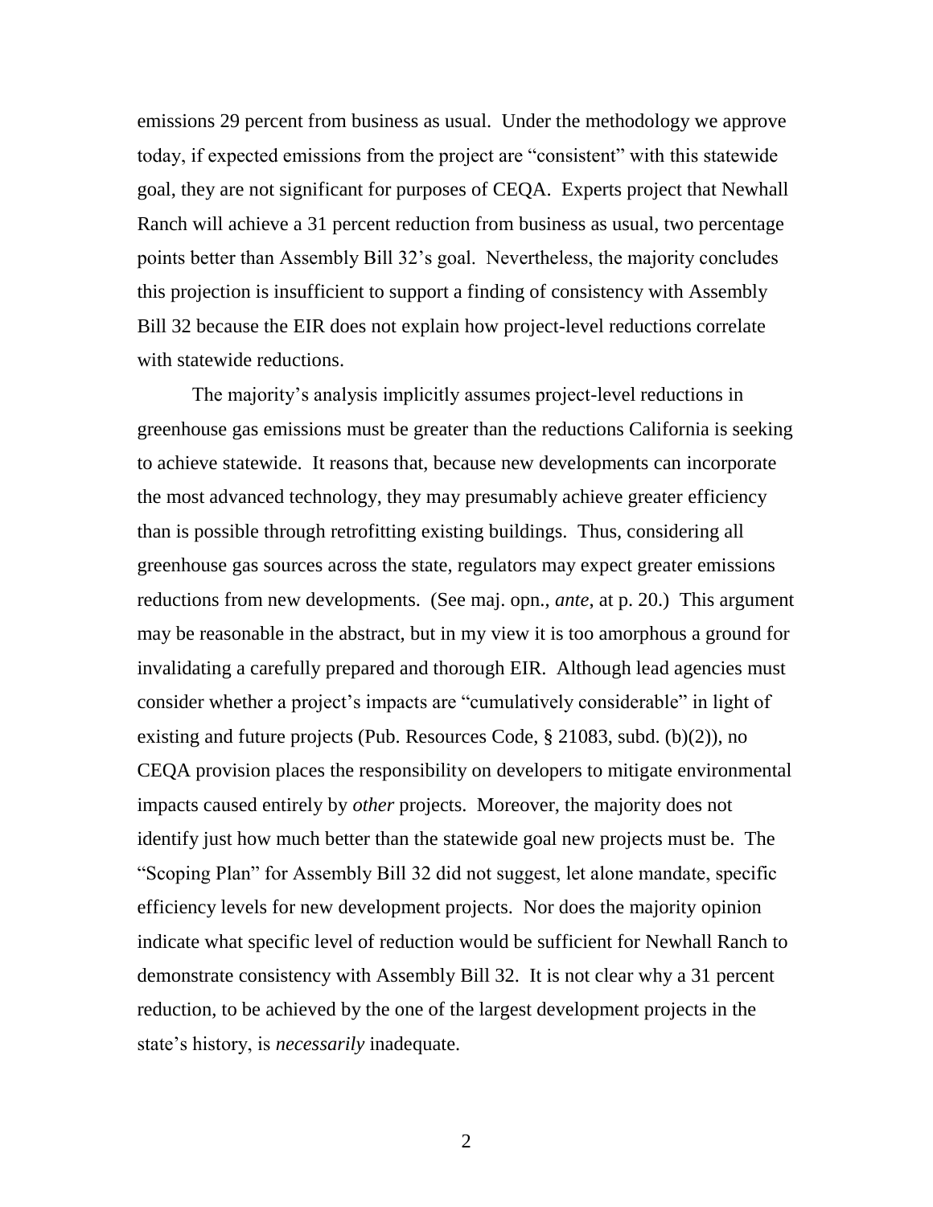emissions 29 percent from business as usual. Under the methodology we approve today, if expected emissions from the project are "consistent" with this statewide goal, they are not significant for purposes of CEQA. Experts project that Newhall Ranch will achieve a 31 percent reduction from business as usual, two percentage points better than Assembly Bill 32's goal. Nevertheless, the majority concludes this projection is insufficient to support a finding of consistency with Assembly Bill 32 because the EIR does not explain how project-level reductions correlate with statewide reductions.

The majority's analysis implicitly assumes project-level reductions in greenhouse gas emissions must be greater than the reductions California is seeking to achieve statewide. It reasons that, because new developments can incorporate the most advanced technology, they may presumably achieve greater efficiency than is possible through retrofitting existing buildings. Thus, considering all greenhouse gas sources across the state, regulators may expect greater emissions reductions from new developments. (See maj. opn., *ante*, at p. 20.) This argument may be reasonable in the abstract, but in my view it is too amorphous a ground for invalidating a carefully prepared and thorough EIR. Although lead agencies must consider whether a project's impacts are "cumulatively considerable" in light of existing and future projects (Pub. Resources Code, § 21083, subd. (b)(2)), no CEQA provision places the responsibility on developers to mitigate environmental impacts caused entirely by *other* projects. Moreover, the majority does not identify just how much better than the statewide goal new projects must be. The "Scoping Plan" for Assembly Bill 32 did not suggest, let alone mandate, specific efficiency levels for new development projects. Nor does the majority opinion indicate what specific level of reduction would be sufficient for Newhall Ranch to demonstrate consistency with Assembly Bill 32. It is not clear why a 31 percent reduction, to be achieved by the one of the largest development projects in the state's history, is *necessarily* inadequate.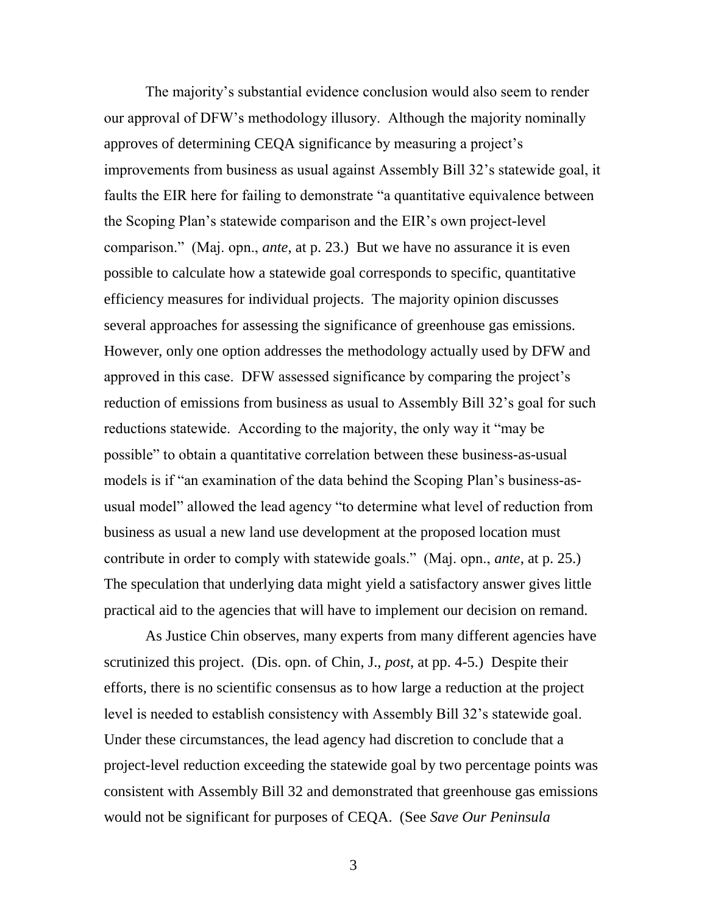The majority's substantial evidence conclusion would also seem to render our approval of DFW's methodology illusory. Although the majority nominally approves of determining CEQA significance by measuring a project's improvements from business as usual against Assembly Bill 32's statewide goal, it faults the EIR here for failing to demonstrate "a quantitative equivalence between the Scoping Plan's statewide comparison and the EIR's own project-level comparison." (Maj. opn., *ante*, at p. 23.) But we have no assurance it is even possible to calculate how a statewide goal corresponds to specific, quantitative efficiency measures for individual projects. The majority opinion discusses several approaches for assessing the significance of greenhouse gas emissions. However, only one option addresses the methodology actually used by DFW and approved in this case. DFW assessed significance by comparing the project's reduction of emissions from business as usual to Assembly Bill 32's goal for such reductions statewide. According to the majority, the only way it "may be possible" to obtain a quantitative correlation between these business-as-usual models is if "an examination of the data behind the Scoping Plan's business-as-usual model" allowed the lead agency "to determine what level of reduction from business as usual a new land use development at the proposed location must contribute in order to comply with statewide goals." (Maj. opn., *ante*, at p. 25.) The speculation that underlying data might yield a satisfactory answer gives little practical aid to the agencies that will have to implement our decision on remand.

As Justice Chin observes, many experts from many different agencies have scrutinized this project. (Dis. opn. of Chin, J., *post*, at pp. 4-5.) Despite their efforts, there is no scientific consensus as to how large a reduction at the project level is needed to establish consistency with Assembly Bill 32's statewide goal. Under these circumstances, the lead agency had discretion to conclude that a project-level reduction exceeding the statewide goal by two percentage points was consistent with Assembly Bill 32 and demonstrated that greenhouse gas emissions would not be significant for purposes of CEQA. (See *Save Our Peninsula*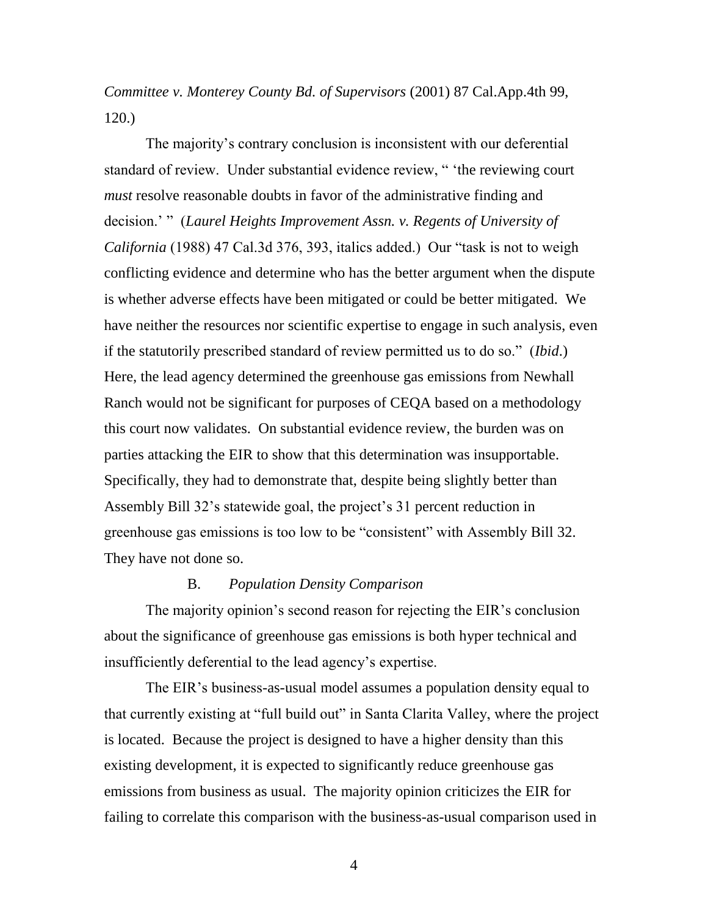*Committee v. Monterey County Bd. of Supervisors* (2001) 87 Cal.App.4th 99, 120.)

The majority's contrary conclusion is inconsistent with our deferential standard of review. Under substantial evidence review, " 'the reviewing court *must* resolve reasonable doubts in favor of the administrative finding and decision.' " (*Laurel Heights Improvement Assn. v. Regents of University of California* (1988) 47 Cal.3d 376, 393, italics added.) Our "task is not to weigh conflicting evidence and determine who has the better argument when the dispute is whether adverse effects have been mitigated or could be better mitigated. We have neither the resources nor scientific expertise to engage in such analysis, even if the statutorily prescribed standard of review permitted us to do so." (*Ibid*.) Here, the lead agency determined the greenhouse gas emissions from Newhall Ranch would not be significant for purposes of CEQA based on a methodology this court now validates. On substantial evidence review, the burden was on parties attacking the EIR to show that this determination was insupportable. Specifically, they had to demonstrate that, despite being slightly better than Assembly Bill 32's statewide goal, the project's 31 percent reduction in greenhouse gas emissions is too low to be "consistent" with Assembly Bill 32. They have not done so.

### B. *Population Density Comparison*

The majority opinion's second reason for rejecting the EIR's conclusion about the significance of greenhouse gas emissions is both hyper technical and insufficiently deferential to the lead agency's expertise.

The EIR's business-as-usual model assumes a population density equal to that currently existing at "full build out" in Santa Clarita Valley, where the project is located. Because the project is designed to have a higher density than this existing development, it is expected to significantly reduce greenhouse gas emissions from business as usual. The majority opinion criticizes the EIR for failing to correlate this comparison with the business-as-usual comparison used in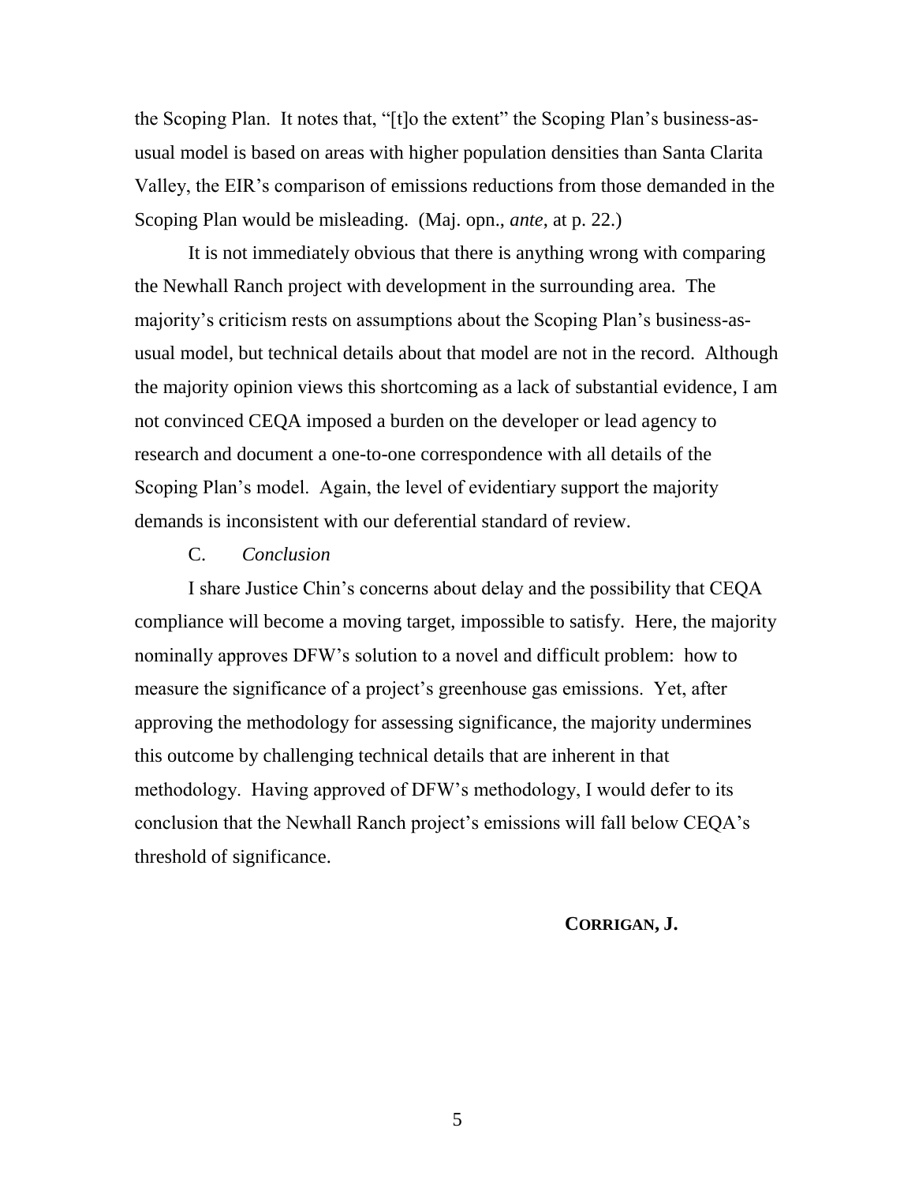the Scoping Plan. It notes that, "[t]o the extent" the Scoping Plan's business-as-usual model is based on areas with higher population densities than Santa Clarita Valley, the EIR's comparison of emissions reductions from those demanded in the Scoping Plan would be misleading. (Maj. opn., *ante*, at p. 22.)

It is not immediately obvious that there is anything wrong with comparing the Newhall Ranch project with development in the surrounding area. The majority's criticism rests on assumptions about the Scoping Plan's business-as-usual model, but technical details about that model are not in the record. Although the majority opinion views this shortcoming as a lack of substantial evidence, I am not convinced CEQA imposed a burden on the developer or lead agency to research and document a one-to-one correspondence with all details of the Scoping Plan's model. Again, the level of evidentiary support the majority demands is inconsistent with our deferential standard of review.

C. *Conclusion*

I share Justice Chin's concerns about delay and the possibility that CEQA compliance will become a moving target, impossible to satisfy. Here, the majority nominally approves DFW's solution to a novel and difficult problem: how to measure the significance of a project's greenhouse gas emissions. Yet, after approving the methodology for assessing significance, the majority undermines this outcome by challenging technical details that are inherent in that methodology. Having approved of DFW's methodology, I would defer to its conclusion that the Newhall Ranch project's emissions will fall below CEQA's threshold of significance.

**CORRIGAN, J.**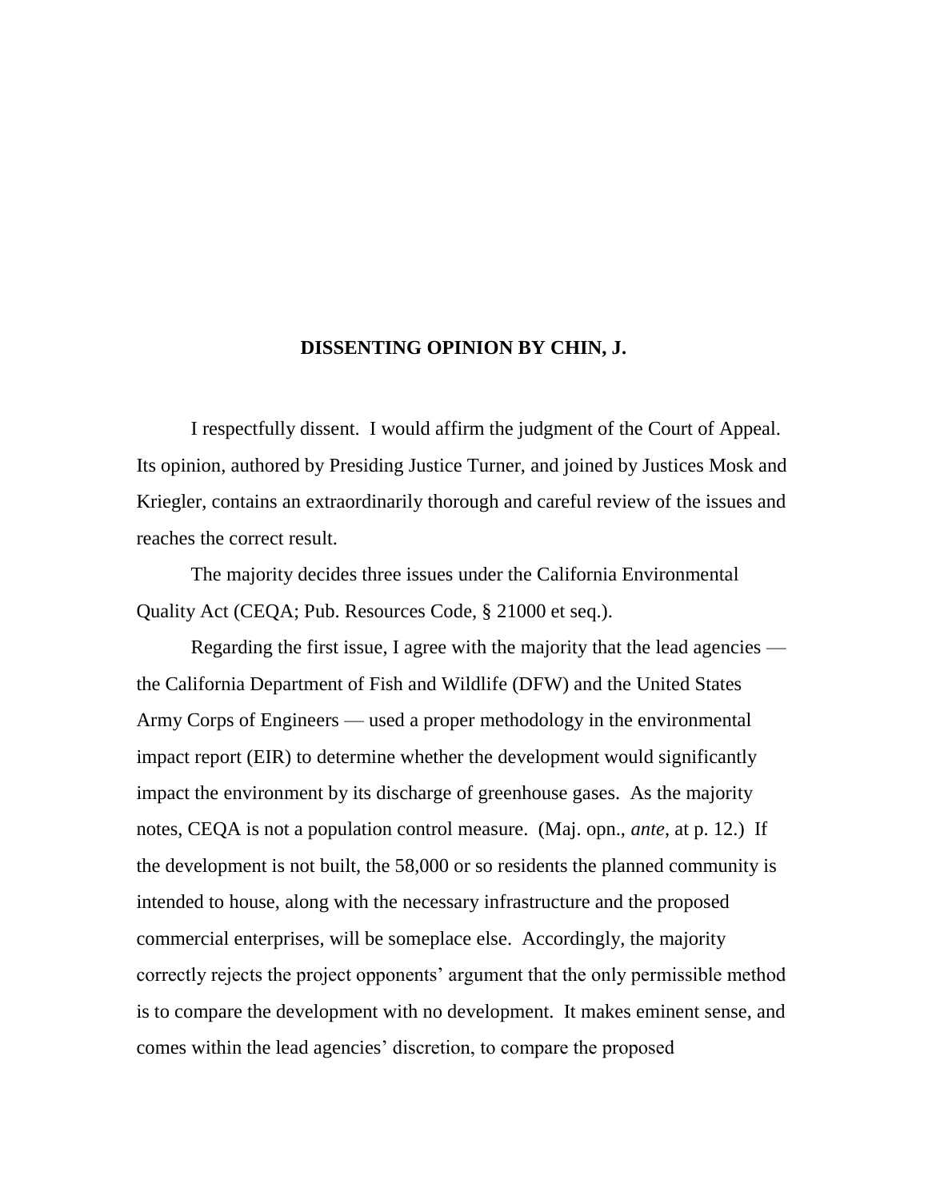## DISSENTING OPINION BY CHIN, J.

I respectfully dissent. I would affirm the judgment of the Court of Appeal. Its opinion, authored by Presiding Justice Turner, and joined by Justices Mosk and Kriegler, contains an extraordinarily thorough and careful review of the issues and reaches the correct result.

The majority decides three issues under the California Environmental Quality Act (CEQA; Pub. Resources Code, § 21000 et seq.).

Regarding the first issue, I agree with the majority that the lead agencies — the California Department of Fish and Wildlife (DFW) and the United States Army Corps of Engineers — used a proper methodology in the environmental impact report (EIR) to determine whether the development would significantly impact the environment by its discharge of greenhouse gases. As the majority notes, CEQA is not a population control measure. (Maj. opn., *ante*, at p. 12.) If the development is not built, the 58,000 or so residents the planned community is intended to house, along with the necessary infrastructure and the proposed commercial enterprises, will be someplace else. Accordingly, the majority correctly rejects the project opponents' argument that the only permissible method is to compare the development with no development. It makes eminent sense, and comes within the lead agencies' discretion, to compare the proposed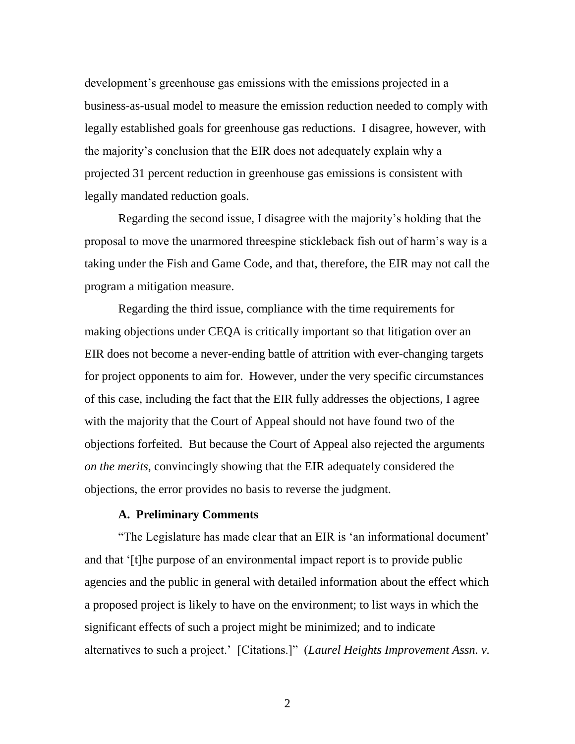development's greenhouse gas emissions with the emissions projected in a business-as-usual model to measure the emission reduction needed to comply with legally established goals for greenhouse gas reductions. I disagree, however, with the majority's conclusion that the EIR does not adequately explain why a projected 31 percent reduction in greenhouse gas emissions is consistent with legally mandated reduction goals.

Regarding the second issue, I disagree with the majority's holding that the proposal to move the unarmored threespine stickleback fish out of harm's way is a taking under the Fish and Game Code, and that, therefore, the EIR may not call the program a mitigation measure.

Regarding the third issue, compliance with the time requirements for making objections under CEQA is critically important so that litigation over an EIR does not become a never-ending battle of attrition with ever-changing targets for project opponents to aim for. However, under the very specific circumstances of this case, including the fact that the EIR fully addresses the objections, I agree with the majority that the Court of Appeal should not have found two of the objections forfeited. But because the Court of Appeal also rejected the arguments *on the merits*, convincingly showing that the EIR adequately considered the objections, the error provides no basis to reverse the judgment.

### A. Preliminary Comments

"The Legislature has made clear that an EIR is 'an informational document' and that '[t]he purpose of an environmental impact report is to provide public agencies and the public in general with detailed information about the effect which a proposed project is likely to have on the environment; to list ways in which the significant effects of such a project might be minimized; and to indicate alternatives to such a project.' [Citations.]" (*Laurel Heights Improvement Assn. v.*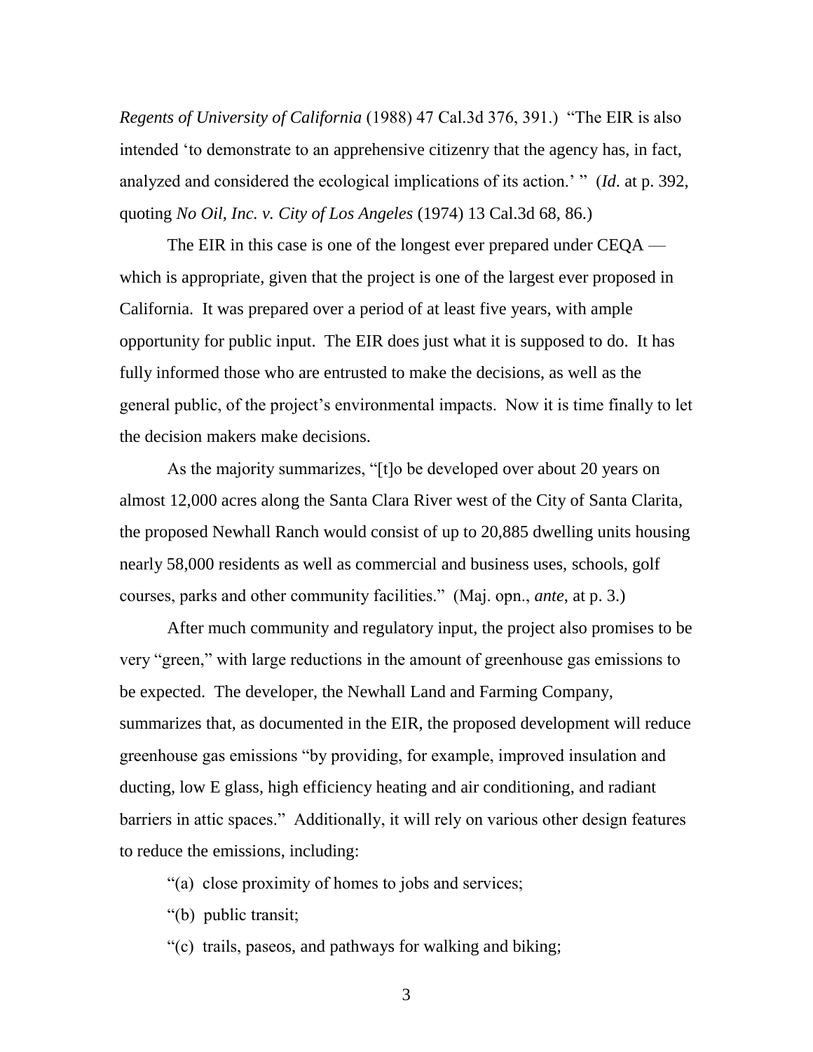*Regents of University of California* (1988) 47 Cal.3d 376, 391.) "The EIR is also intended 'to demonstrate to an apprehensive citizenry that the agency has, in fact, analyzed and considered the ecological implications of its action.' " (*Id*. at p. 392, quoting *No Oil, Inc. v. City of Los Angeles* (1974) 13 Cal.3d 68, 86.)

The EIR in this case is one of the longest ever prepared under CEQA — which is appropriate, given that the project is one of the largest ever proposed in California. It was prepared over a period of at least five years, with ample opportunity for public input. The EIR does just what it is supposed to do. It has fully informed those who are entrusted to make the decisions, as well as the general public, of the project's environmental impacts. Now it is time finally to let the decision makers make decisions.

As the majority summarizes, "[t]o be developed over about 20 years on almost 12,000 acres along the Santa Clara River west of the City of Santa Clarita, the proposed Newhall Ranch would consist of up to 20,885 dwelling units housing nearly 58,000 residents as well as commercial and business uses, schools, golf courses, parks and other community facilities." (Maj. opn., *ante*, at p. 3.)

After much community and regulatory input, the project also promises to be very "green," with large reductions in the amount of greenhouse gas emissions to be expected. The developer, the Newhall Land and Farming Company, summarizes that, as documented in the EIR, the proposed development will reduce greenhouse gas emissions "by providing, for example, improved insulation and ducting, low E glass, high efficiency heating and air conditioning, and radiant barriers in attic spaces." Additionally, it will rely on various other design features to reduce the emissions, including:

"(a) close proximity of homes to jobs and services;

"(b) public transit;

"(c) trails, paseos, and pathways for walking and biking;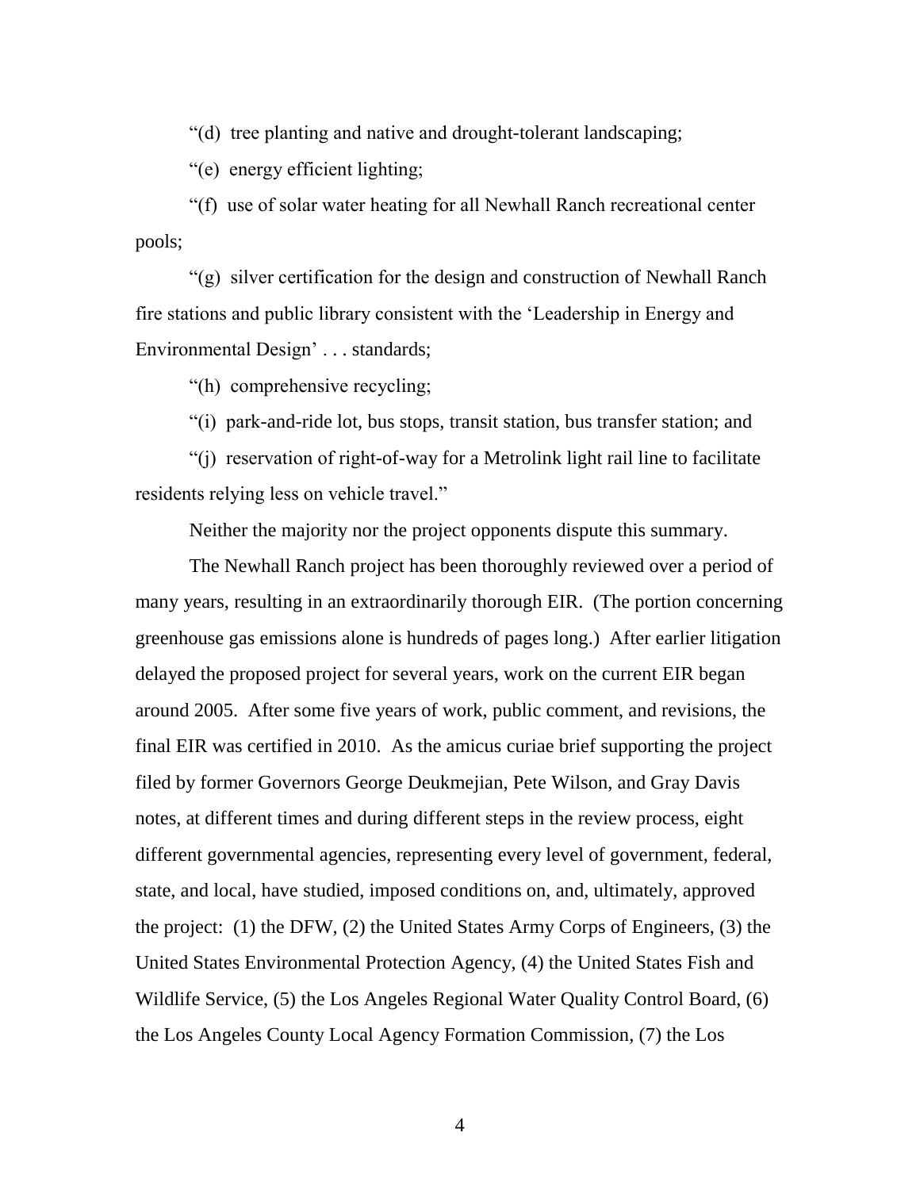"(d) tree planting and native and drought-tolerant landscaping;

"(e) energy efficient lighting;

"(f) use of solar water heating for all Newhall Ranch recreational center pools;

"(g) silver certification for the design and construction of Newhall Ranch fire stations and public library consistent with the 'Leadership in Energy and Environmental Design' . . . standards;

"(h) comprehensive recycling;

"(i) park-and-ride lot, bus stops, transit station, bus transfer station; and

"(j) reservation of right-of-way for a Metrolink light rail line to facilitate residents relying less on vehicle travel."

Neither the majority nor the project opponents dispute this summary.

The Newhall Ranch project has been thoroughly reviewed over a period of many years, resulting in an extraordinarily thorough EIR. (The portion concerning greenhouse gas emissions alone is hundreds of pages long.) After earlier litigation delayed the proposed project for several years, work on the current EIR began around 2005. After some five years of work, public comment, and revisions, the final EIR was certified in 2010. As the amicus curiae brief supporting the project filed by former Governors George Deukmejian, Pete Wilson, and Gray Davis notes, at different times and during different steps in the review process, eight different governmental agencies, representing every level of government, federal, state, and local, have studied, imposed conditions on, and, ultimately, approved the project: (1) the DFW, (2) the United States Army Corps of Engineers, (3) the United States Environmental Protection Agency, (4) the United States Fish and Wildlife Service, (5) the Los Angeles Regional Water Quality Control Board, (6) the Los Angeles County Local Agency Formation Commission, (7) the Los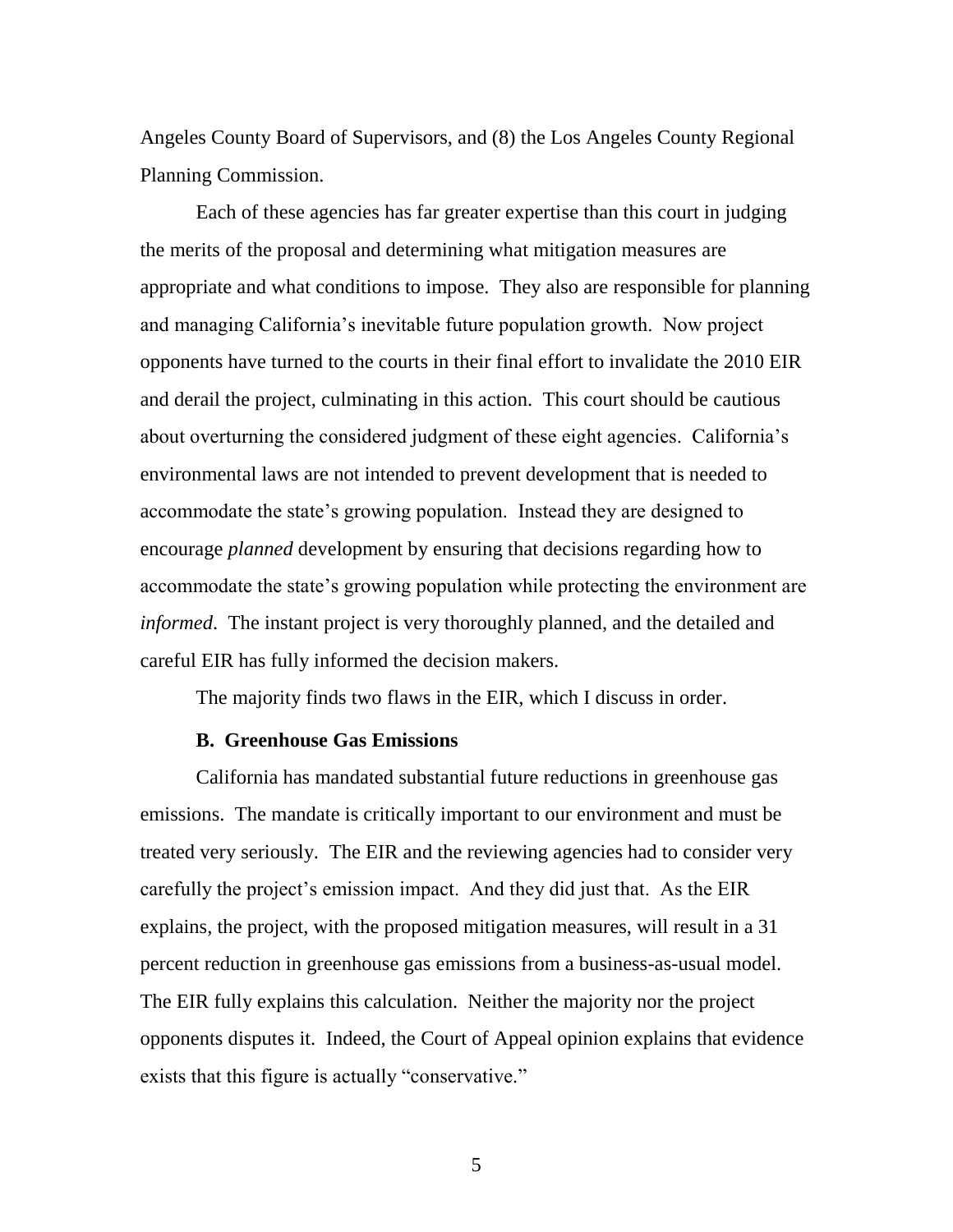Angeles County Board of Supervisors, and (8) the Los Angeles County Regional Planning Commission.

Each of these agencies has far greater expertise than this court in judging the merits of the proposal and determining what mitigation measures are appropriate and what conditions to impose. They also are responsible for planning and managing California's inevitable future population growth. Now project opponents have turned to the courts in their final effort to invalidate the 2010 EIR and derail the project, culminating in this action. This court should be cautious about overturning the considered judgment of these eight agencies. California's environmental laws are not intended to prevent development that is needed to accommodate the state's growing population. Instead they are designed to encourage *planned* development by ensuring that decisions regarding how to accommodate the state's growing population while protecting the environment are *informed*. The instant project is very thoroughly planned, and the detailed and careful EIR has fully informed the decision makers.

The majority finds two flaws in the EIR, which I discuss in order.

**B. Greenhouse Gas Emissions**

California has mandated substantial future reductions in greenhouse gas emissions. The mandate is critically important to our environment and must be treated very seriously. The EIR and the reviewing agencies had to consider very carefully the project's emission impact. And they did just that. As the EIR explains, the project, with the proposed mitigation measures, will result in a 31 percent reduction in greenhouse gas emissions from a business-as-usual model. The EIR fully explains this calculation. Neither the majority nor the project opponents disputes it. Indeed, the Court of Appeal opinion explains that evidence exists that this figure is actually "conservative."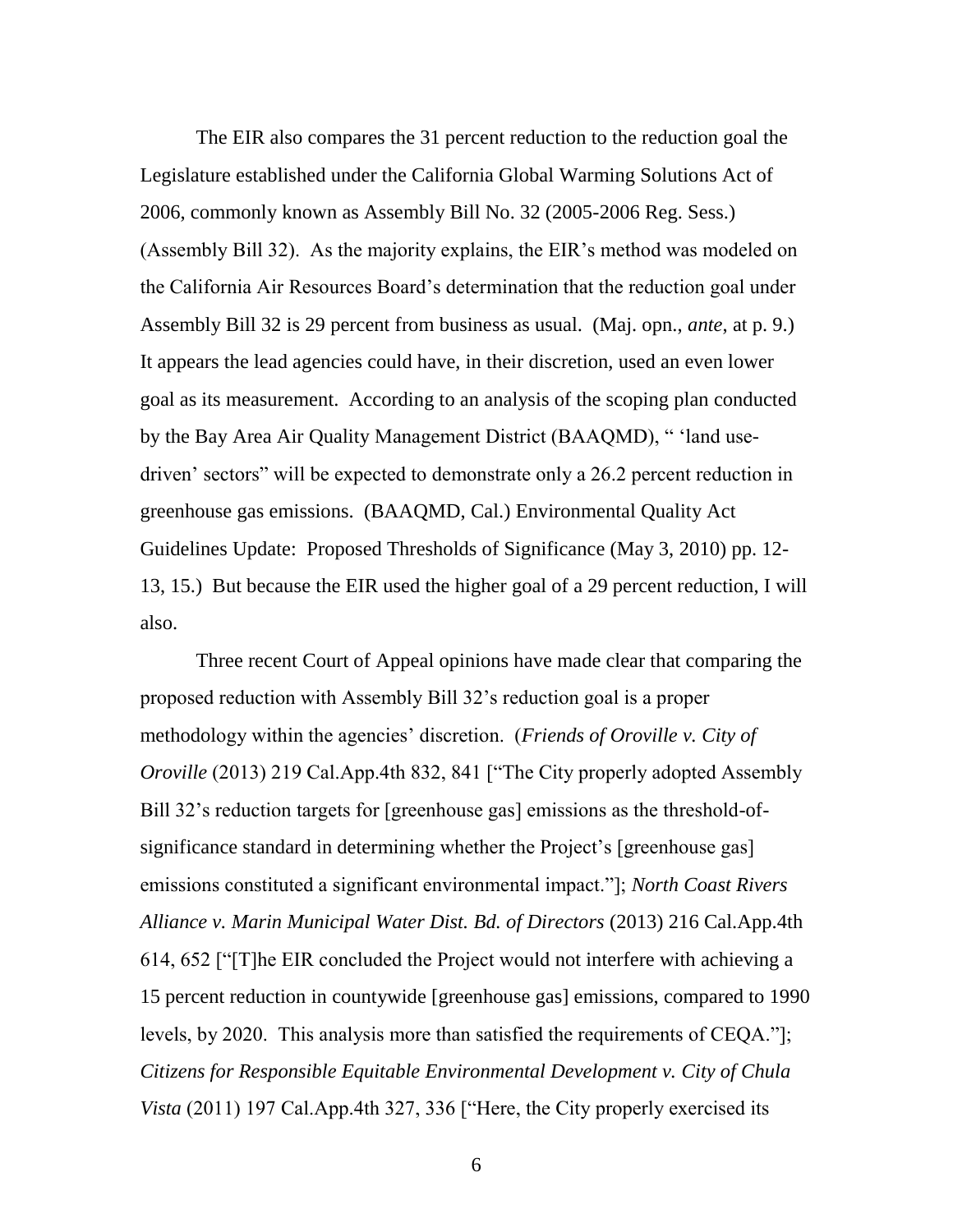The EIR also compares the 31 percent reduction to the reduction goal the Legislature established under the California Global Warming Solutions Act of 2006, commonly known as Assembly Bill No. 32 (2005-2006 Reg. Sess.) (Assembly Bill 32). As the majority explains, the EIR's method was modeled on the California Air Resources Board's determination that the reduction goal under Assembly Bill 32 is 29 percent from business as usual. (Maj. opn., *ante,* at p. 9.) It appears the lead agencies could have, in their discretion, used an even lower goal as its measurement. According to an analysis of the scoping plan conducted by the Bay Area Air Quality Management District (BAAQMD), " 'land use-driven' sectors" will be expected to demonstrate only a 26.2 percent reduction in greenhouse gas emissions. (BAAQMD, Cal.) Environmental Quality Act Guidelines Update: Proposed Thresholds of Significance (May 3, 2010) pp. 12-13, 15.) But because the EIR used the higher goal of a 29 percent reduction, I will also.

Three recent Court of Appeal opinions have made clear that comparing the proposed reduction with Assembly Bill 32's reduction goal is a proper methodology within the agencies' discretion. (*Friends of Oroville v. City of Oroville* (2013) 219 Cal.App.4th 832, 841 ["The City properly adopted Assembly Bill 32's reduction targets for [greenhouse gas] emissions as the threshold-of-significance standard in determining whether the Project's [greenhouse gas] emissions constituted a significant environmental impact."]; *North Coast Rivers Alliance v. Marin Municipal Water Dist. Bd. of Directors* (2013) 216 Cal.App.4th 614, 652 ["[T]he EIR concluded the Project would not interfere with achieving a 15 percent reduction in countywide [greenhouse gas] emissions, compared to 1990 levels, by 2020. This analysis more than satisfied the requirements of CEQA."]; *Citizens for Responsible Equitable Environmental Development v. City of Chula Vista* (2011) 197 Cal.App.4th 327, 336 ["Here, the City properly exercised its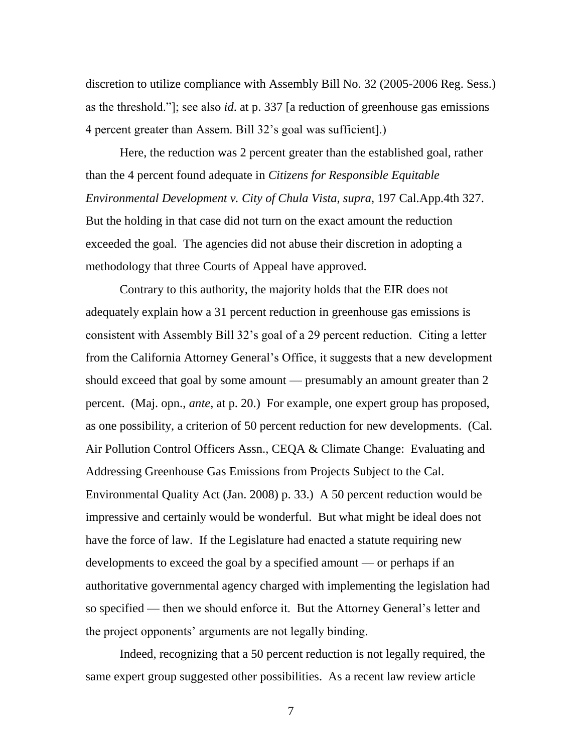discretion to utilize compliance with Assembly Bill No. 32 (2005-2006 Reg. Sess.) as the threshold."]; see also *id*. at p. 337 [a reduction of greenhouse gas emissions 4 percent greater than Assem. Bill 32's goal was sufficient].)

Here, the reduction was 2 percent greater than the established goal, rather than the 4 percent found adequate in *Citizens for Responsible Equitable Environmental Development v. City of Chula Vista*, *supra*, 197 Cal.App.4th 327. But the holding in that case did not turn on the exact amount the reduction exceeded the goal. The agencies did not abuse their discretion in adopting a methodology that three Courts of Appeal have approved.

Contrary to this authority, the majority holds that the EIR does not adequately explain how a 31 percent reduction in greenhouse gas emissions is consistent with Assembly Bill 32's goal of a 29 percent reduction. Citing a letter from the California Attorney General's Office, it suggests that a new development should exceed that goal by some amount — presumably an amount greater than 2 percent. (Maj. opn., *ante*, at p. 20.) For example, one expert group has proposed, as one possibility, a criterion of 50 percent reduction for new developments. (Cal. Air Pollution Control Officers Assn., CEQA & Climate Change: Evaluating and Addressing Greenhouse Gas Emissions from Projects Subject to the Cal. Environmental Quality Act (Jan. 2008) p. 33.) A 50 percent reduction would be impressive and certainly would be wonderful. But what might be ideal does not have the force of law. If the Legislature had enacted a statute requiring new developments to exceed the goal by a specified amount — or perhaps if an authoritative governmental agency charged with implementing the legislation had so specified — then we should enforce it. But the Attorney General's letter and the project opponents' arguments are not legally binding.

Indeed, recognizing that a 50 percent reduction is not legally required, the same expert group suggested other possibilities. As a recent law review article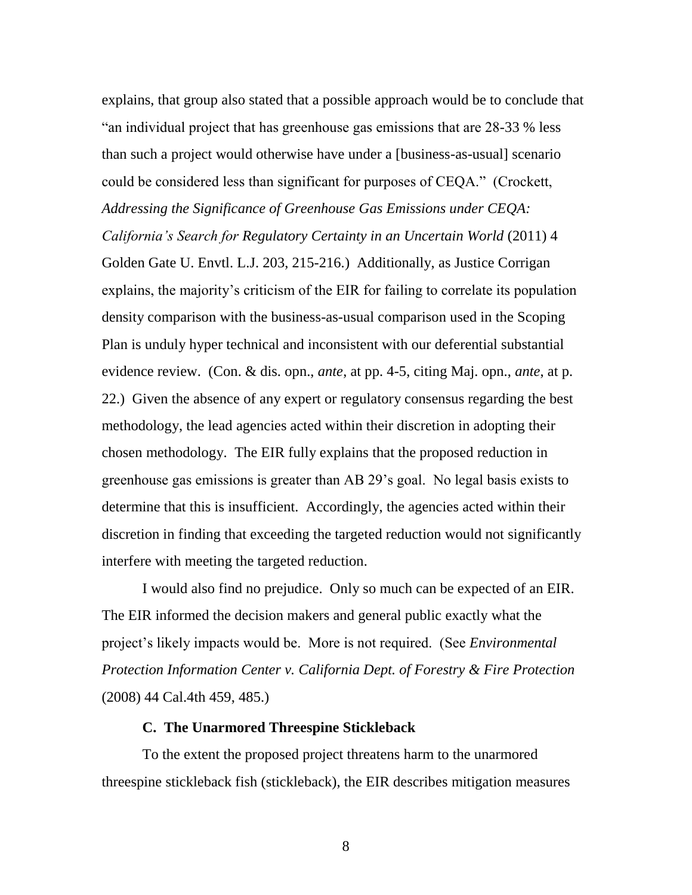explains, that group also stated that a possible approach would be to conclude that "an individual project that has greenhouse gas emissions that are 28-33 % less than such a project would otherwise have under a [business-as-usual] scenario could be considered less than significant for purposes of CEQA." (Crockett, *Addressing the Significance of Greenhouse Gas Emissions under CEQA: California's Search for Regulatory Certainty in an Uncertain World* (2011) 4 Golden Gate U. Envtl. L.J. 203, 215-216.) Additionally, as Justice Corrigan explains, the majority's criticism of the EIR for failing to correlate its population density comparison with the business-as-usual comparison used in the Scoping Plan is unduly hyper technical and inconsistent with our deferential substantial evidence review. (Con. & dis. opn., *ante*, at pp. 4-5, citing Maj. opn., *ante*, at p. 22.) Given the absence of any expert or regulatory consensus regarding the best methodology, the lead agencies acted within their discretion in adopting their chosen methodology. The EIR fully explains that the proposed reduction in greenhouse gas emissions is greater than AB 29's goal. No legal basis exists to determine that this is insufficient. Accordingly, the agencies acted within their discretion in finding that exceeding the targeted reduction would not significantly interfere with meeting the targeted reduction.

I would also find no prejudice. Only so much can be expected of an EIR. The EIR informed the decision makers and general public exactly what the project's likely impacts would be. More is not required. (See *Environmental Protection Information Center v. California Dept. of Forestry & Fire Protection* (2008) 44 Cal.4th 459, 485.)

### C. The Unarmored Threespine Stickleback

To the extent the proposed project threatens harm to the unarmored threespine stickleback fish (stickleback), the EIR describes mitigation measures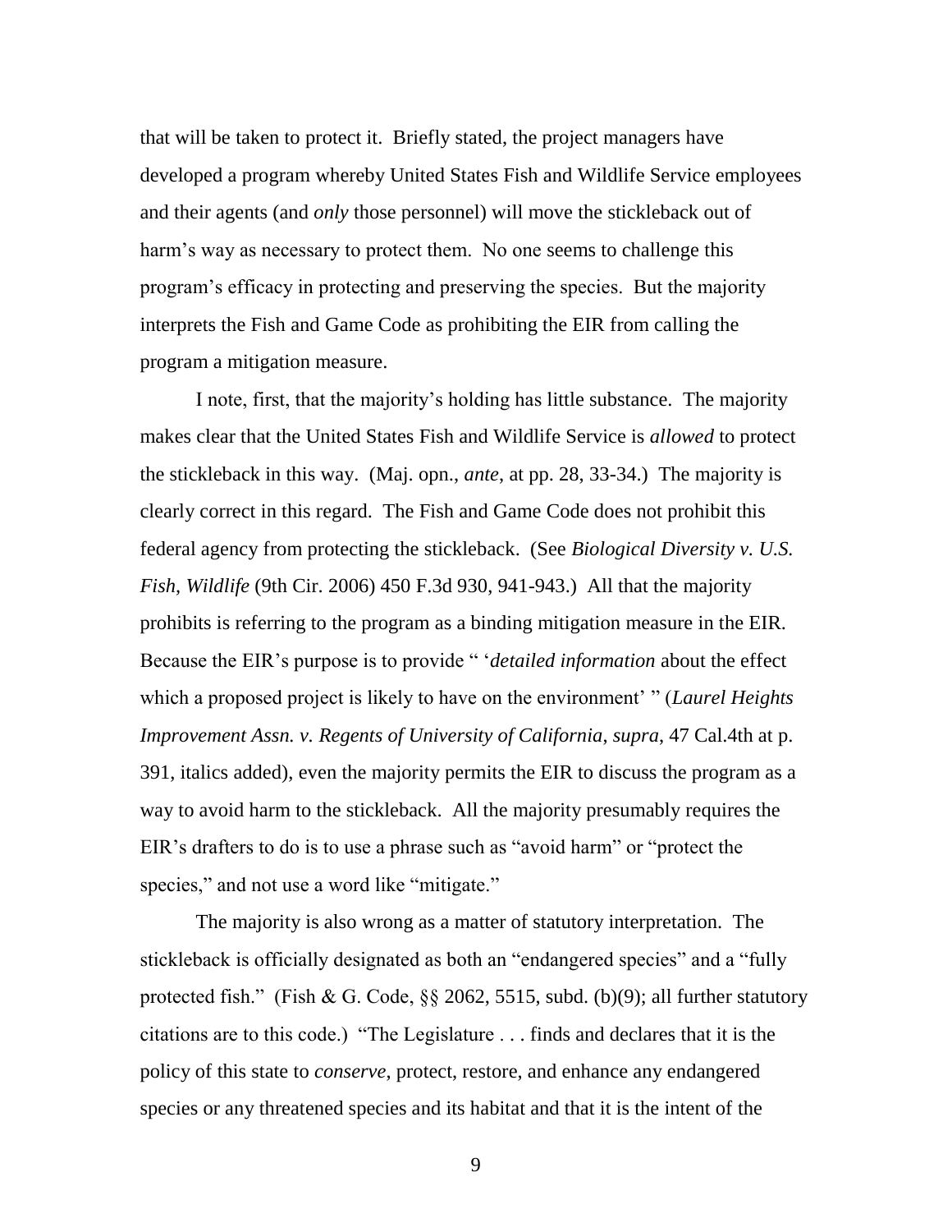that will be taken to protect it. Briefly stated, the project managers have developed a program whereby United States Fish and Wildlife Service employees and their agents (and *only* those personnel) will move the stickleback out of harm's way as necessary to protect them. No one seems to challenge this program's efficacy in protecting and preserving the species. But the majority interprets the Fish and Game Code as prohibiting the EIR from calling the program a mitigation measure.

I note, first, that the majority's holding has little substance. The majority makes clear that the United States Fish and Wildlife Service is *allowed* to protect the stickleback in this way. (Maj. opn., *ante*, at pp. 28, 33-34.) The majority is clearly correct in this regard. The Fish and Game Code does not prohibit this federal agency from protecting the stickleback. (See *Biological Diversity v. U.S. Fish, Wildlife* (9th Cir. 2006) 450 F.3d 930, 941-943.) All that the majority prohibits is referring to the program as a binding mitigation measure in the EIR. Because the EIR's purpose is to provide " '*detailed information* about the effect which a proposed project is likely to have on the environment' " (*Laurel Heights Improvement Assn. v. Regents of University of California*, *supra*, 47 Cal.4th at p. 391, italics added), even the majority permits the EIR to discuss the program as a way to avoid harm to the stickleback. All the majority presumably requires the EIR's drafters to do is to use a phrase such as "avoid harm" or "protect the species," and not use a word like "mitigate."

The majority is also wrong as a matter of statutory interpretation. The stickleback is officially designated as both an "endangered species" and a "fully protected fish." (Fish & G. Code, §§ 2062, 5515, subd. (b)(9); all further statutory citations are to this code.) "The Legislature . . . finds and declares that it is the policy of this state to *conserve*, protect, restore, and enhance any endangered species or any threatened species and its habitat and that it is the intent of the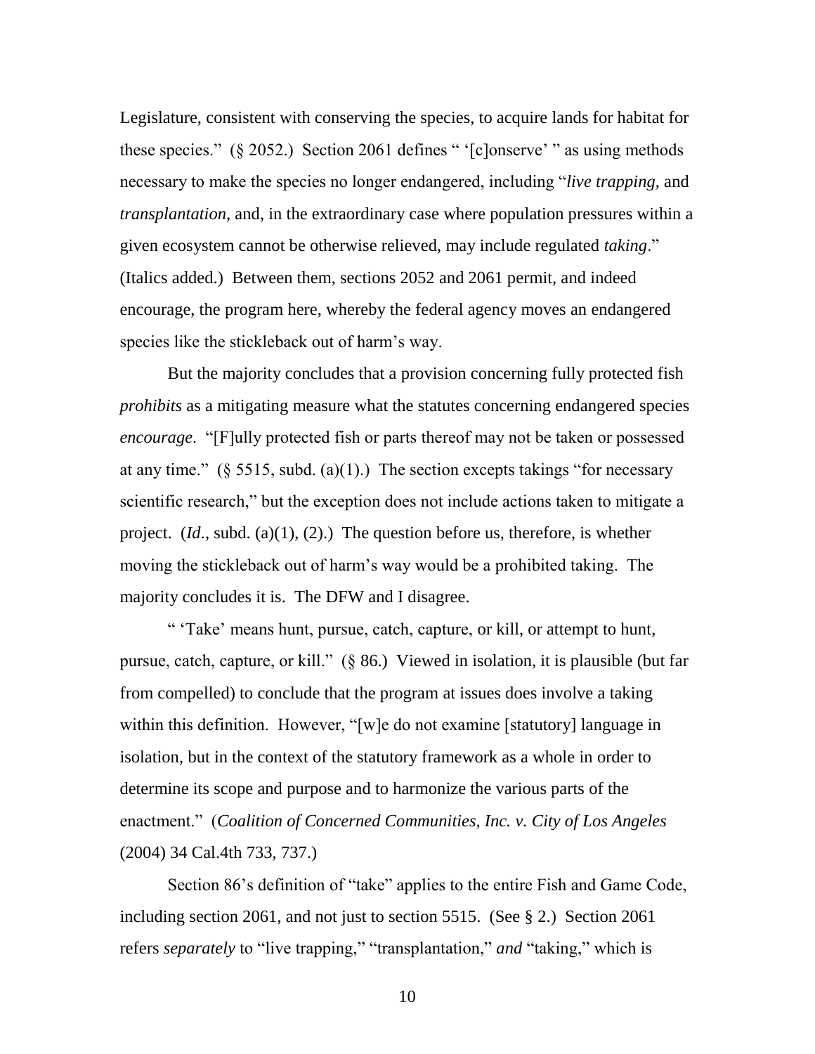Legislature, consistent with conserving the species, to acquire lands for habitat for these species." (§ 2052.) Section 2061 defines " '[c]onserve' " as using methods necessary to make the species no longer endangered, including "*live trapping*, and *transplantation*, and, in the extraordinary case where population pressures within a given ecosystem cannot be otherwise relieved, may include regulated *taking*." (Italics added.) Between them, sections 2052 and 2061 permit, and indeed encourage, the program here, whereby the federal agency moves an endangered species like the stickleback out of harm's way.

But the majority concludes that a provision concerning fully protected fish *prohibits* as a mitigating measure what the statutes concerning endangered species *encourage*. "[F]ully protected fish or parts thereof may not be taken or possessed at any time." (§ 5515, subd. (a)(1).) The section excepts takings "for necessary scientific research," but the exception does not include actions taken to mitigate a project. (*Id.*, subd. (a)(1), (2).) The question before us, therefore, is whether moving the stickleback out of harm's way would be a prohibited taking. The majority concludes it is. The DFW and I disagree.

" 'Take' means hunt, pursue, catch, capture, or kill, or attempt to hunt, pursue, catch, capture, or kill." (§ 86.) Viewed in isolation, it is plausible (but far from compelled) to conclude that the program at issues does involve a taking within this definition. However, "[w]e do not examine [statutory] language in isolation, but in the context of the statutory framework as a whole in order to determine its scope and purpose and to harmonize the various parts of the enactment." (*Coalition of Concerned Communities, Inc. v. City of Los Angeles* (2004) 34 Cal.4th 733, 737.)

Section 86's definition of "take" applies to the entire Fish and Game Code, including section 2061, and not just to section 5515. (See § 2.) Section 2061 refers *separately* to "live trapping," "transplantation," *and* "taking," which is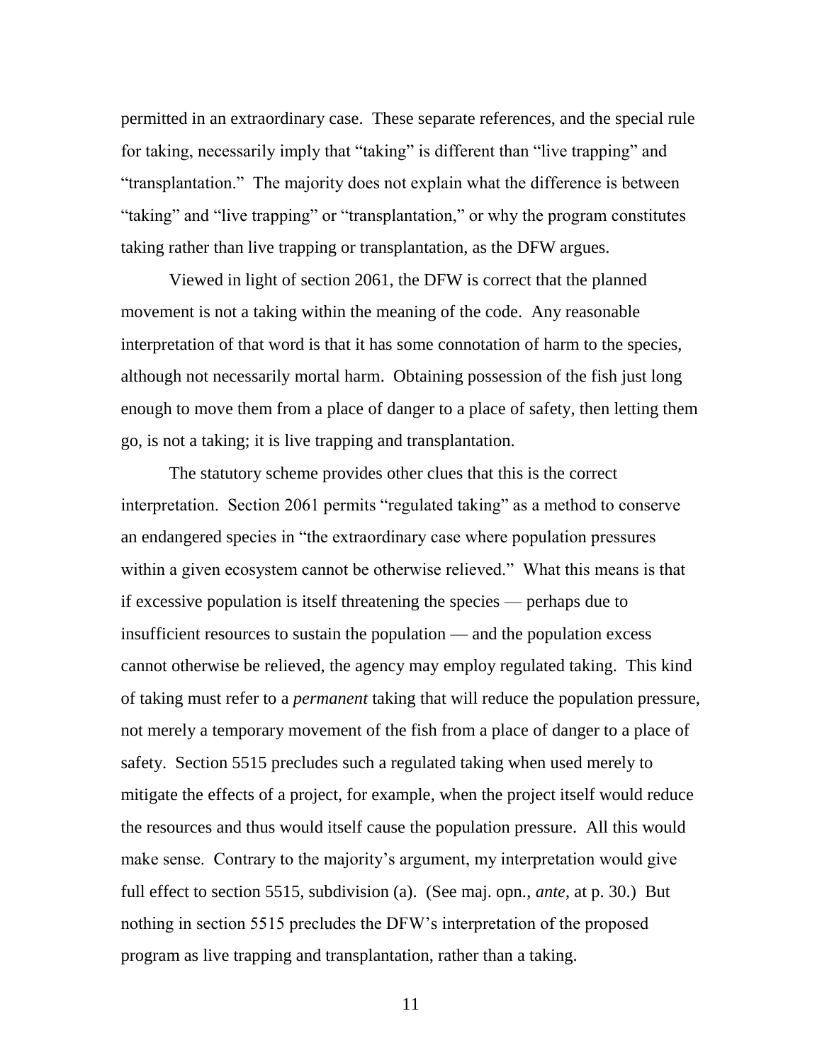permitted in an extraordinary case. These separate references, and the special rule for taking, necessarily imply that "taking" is different than "live trapping" and "transplantation." The majority does not explain what the difference is between "taking" and "live trapping" or "transplantation," or why the program constitutes taking rather than live trapping or transplantation, as the DFW argues.

Viewed in light of section 2061, the DFW is correct that the planned movement is not a taking within the meaning of the code. Any reasonable interpretation of that word is that it has some connotation of harm to the species, although not necessarily mortal harm. Obtaining possession of the fish just long enough to move them from a place of danger to a place of safety, then letting them go, is not a taking; it is live trapping and transplantation.

The statutory scheme provides other clues that this is the correct interpretation. Section 2061 permits "regulated taking" as a method to conserve an endangered species in "the extraordinary case where population pressures within a given ecosystem cannot be otherwise relieved." What this means is that if excessive population is itself threatening the species — perhaps due to insufficient resources to sustain the population — and the population excess cannot otherwise be relieved, the agency may employ regulated taking. This kind of taking must refer to a *permanent* taking that will reduce the population pressure, not merely a temporary movement of the fish from a place of danger to a place of safety. Section 5515 precludes such a regulated taking when used merely to mitigate the effects of a project, for example, when the project itself would reduce the resources and thus would itself cause the population pressure. All this would make sense. Contrary to the majority's argument, my interpretation would give full effect to section 5515, subdivision (a). (See maj. opn., *ante*, at p. 30.) But nothing in section 5515 precludes the DFW's interpretation of the proposed program as live trapping and transplantation, rather than a taking.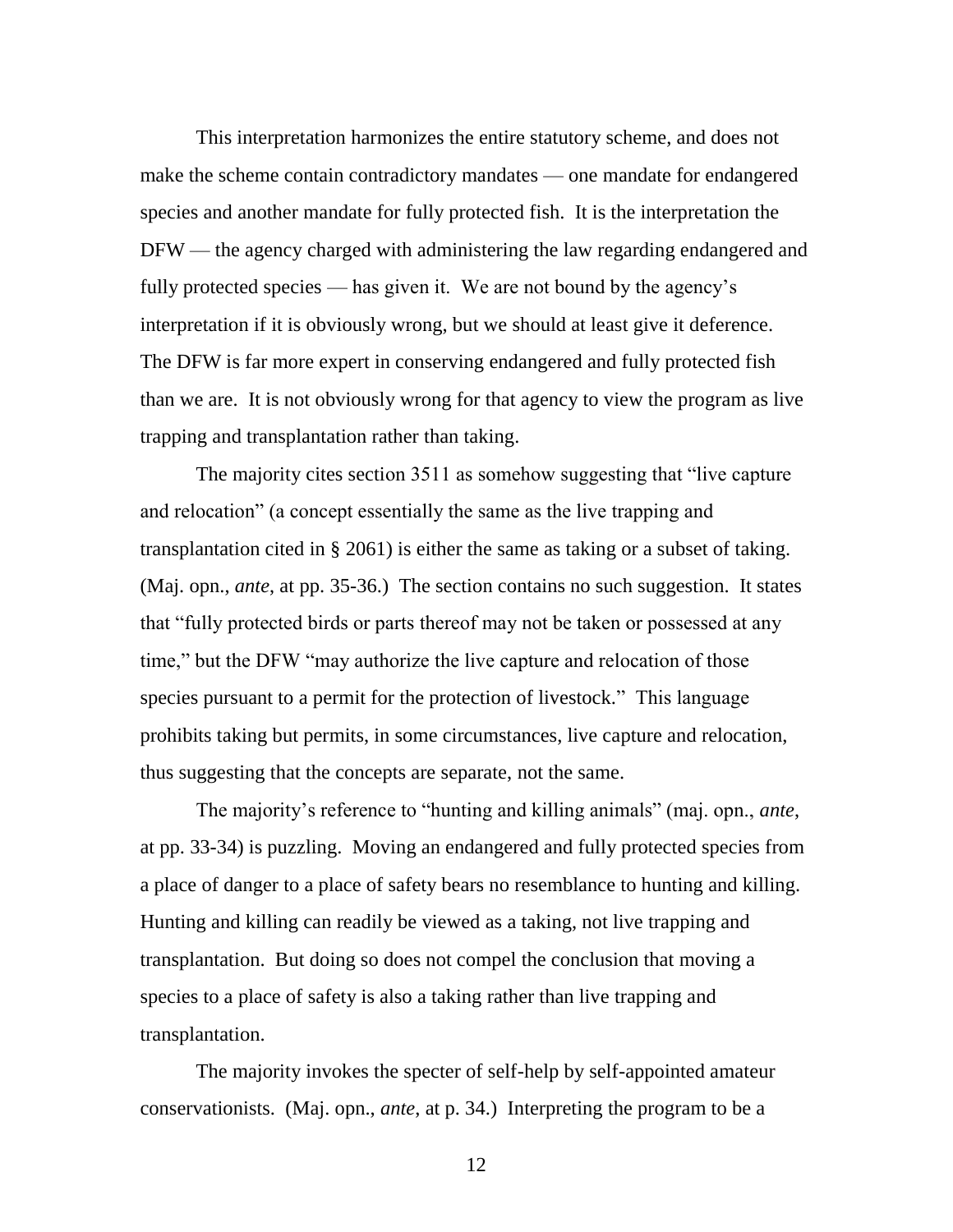This interpretation harmonizes the entire statutory scheme, and does not make the scheme contain contradictory mandates — one mandate for endangered species and another mandate for fully protected fish. It is the interpretation the DFW — the agency charged with administering the law regarding endangered and fully protected species — has given it. We are not bound by the agency's interpretation if it is obviously wrong, but we should at least give it deference. The DFW is far more expert in conserving endangered and fully protected fish than we are. It is not obviously wrong for that agency to view the program as live trapping and transplantation rather than taking.

The majority cites section 3511 as somehow suggesting that "live capture and relocation" (a concept essentially the same as the live trapping and transplantation cited in § 2061) is either the same as taking or a subset of taking. (Maj. opn., *ante*, at pp. 35-36.) The section contains no such suggestion. It states that "fully protected birds or parts thereof may not be taken or possessed at any time," but the DFW "may authorize the live capture and relocation of those species pursuant to a permit for the protection of livestock." This language prohibits taking but permits, in some circumstances, live capture and relocation, thus suggesting that the concepts are separate, not the same.

The majority's reference to "hunting and killing animals" (maj. opn., *ante*, at pp. 33-34) is puzzling. Moving an endangered and fully protected species from a place of danger to a place of safety bears no resemblance to hunting and killing. Hunting and killing can readily be viewed as a taking, not live trapping and transplantation. But doing so does not compel the conclusion that moving a species to a place of safety is also a taking rather than live trapping and transplantation.

The majority invokes the specter of self-help by self-appointed amateur conservationists. (Maj. opn., *ante*, at p. 34.) Interpreting the program to be a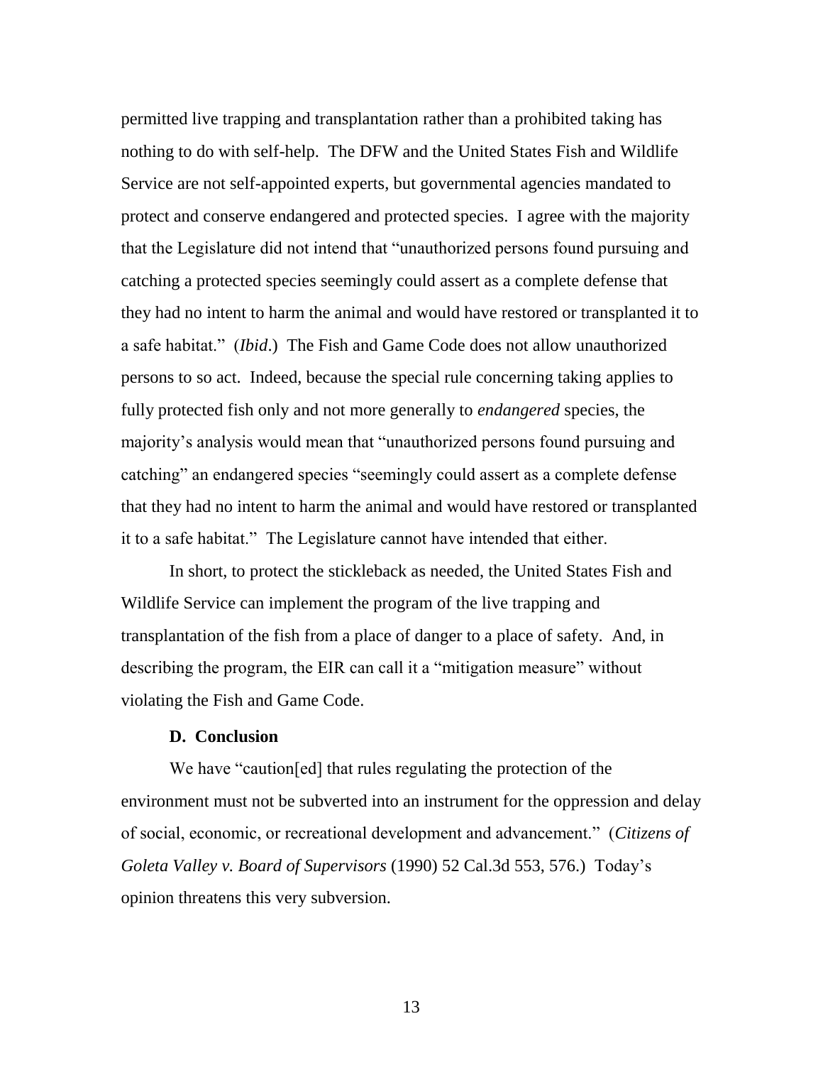permitted live trapping and transplantation rather than a prohibited taking has nothing to do with self-help. The DFW and the United States Fish and Wildlife Service are not self-appointed experts, but governmental agencies mandated to protect and conserve endangered and protected species. I agree with the majority that the Legislature did not intend that "unauthorized persons found pursuing and catching a protected species seemingly could assert as a complete defense that they had no intent to harm the animal and would have restored or transplanted it to a safe habitat." (*Ibid*.) The Fish and Game Code does not allow unauthorized persons to so act. Indeed, because the special rule concerning taking applies to fully protected fish only and not more generally to *endangered* species, the majority's analysis would mean that "unauthorized persons found pursuing and catching" an endangered species "seemingly could assert as a complete defense that they had no intent to harm the animal and would have restored or transplanted it to a safe habitat." The Legislature cannot have intended that either.

In short, to protect the stickleback as needed, the United States Fish and Wildlife Service can implement the program of the live trapping and transplantation of the fish from a place of danger to a place of safety. And, in describing the program, the EIR can call it a "mitigation measure" without violating the Fish and Game Code.

**D. Conclusion**

We have "caution[ed] that rules regulating the protection of the environment must not be subverted into an instrument for the oppression and delay of social, economic, or recreational development and advancement." (*Citizens of Goleta Valley v. Board of Supervisors* (1990) 52 Cal.3d 553, 576.) Today's opinion threatens this very subversion.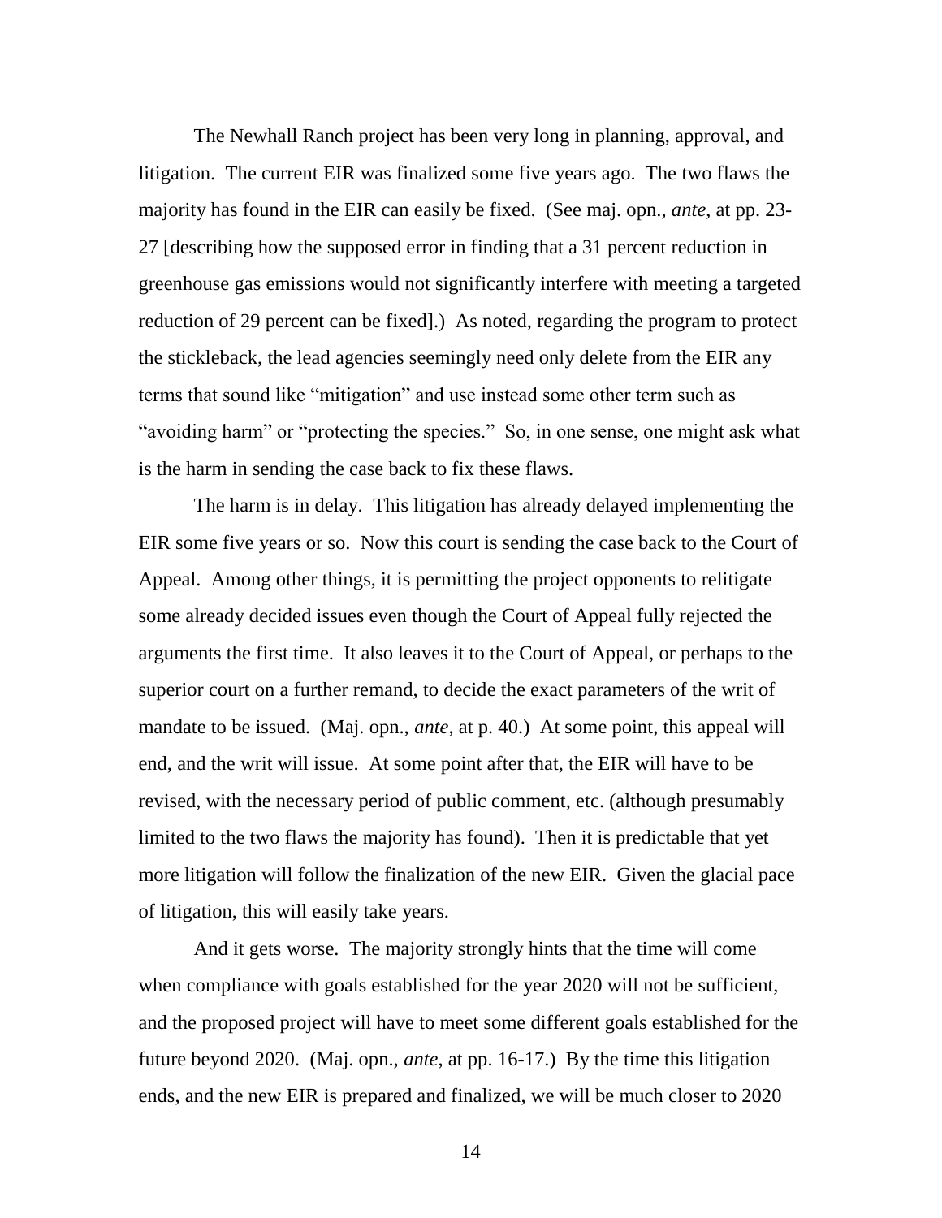The Newhall Ranch project has been very long in planning, approval, and litigation. The current EIR was finalized some five years ago. The two flaws the majority has found in the EIR can easily be fixed. (See maj. opn., *ante*, at pp. 23-27 [describing how the supposed error in finding that a 31 percent reduction in greenhouse gas emissions would not significantly interfere with meeting a targeted reduction of 29 percent can be fixed].) As noted, regarding the program to protect the stickleback, the lead agencies seemingly need only delete from the EIR any terms that sound like "mitigation" and use instead some other term such as "avoiding harm" or "protecting the species." So, in one sense, one might ask what is the harm in sending the case back to fix these flaws.

The harm is in delay. This litigation has already delayed implementing the EIR some five years or so. Now this court is sending the case back to the Court of Appeal. Among other things, it is permitting the project opponents to relitigate some already decided issues even though the Court of Appeal fully rejected the arguments the first time. It also leaves it to the Court of Appeal, or perhaps to the superior court on a further remand, to decide the exact parameters of the writ of mandate to be issued. (Maj. opn., *ante*, at p. 40.) At some point, this appeal will end, and the writ will issue. At some point after that, the EIR will have to be revised, with the necessary period of public comment, etc. (although presumably limited to the two flaws the majority has found). Then it is predictable that yet more litigation will follow the finalization of the new EIR. Given the glacial pace of litigation, this will easily take years.

And it gets worse. The majority strongly hints that the time will come when compliance with goals established for the year 2020 will not be sufficient, and the proposed project will have to meet some different goals established for the future beyond 2020. (Maj. opn., *ante*, at pp. 16-17.) By the time this litigation ends, and the new EIR is prepared and finalized, we will be much closer to 2020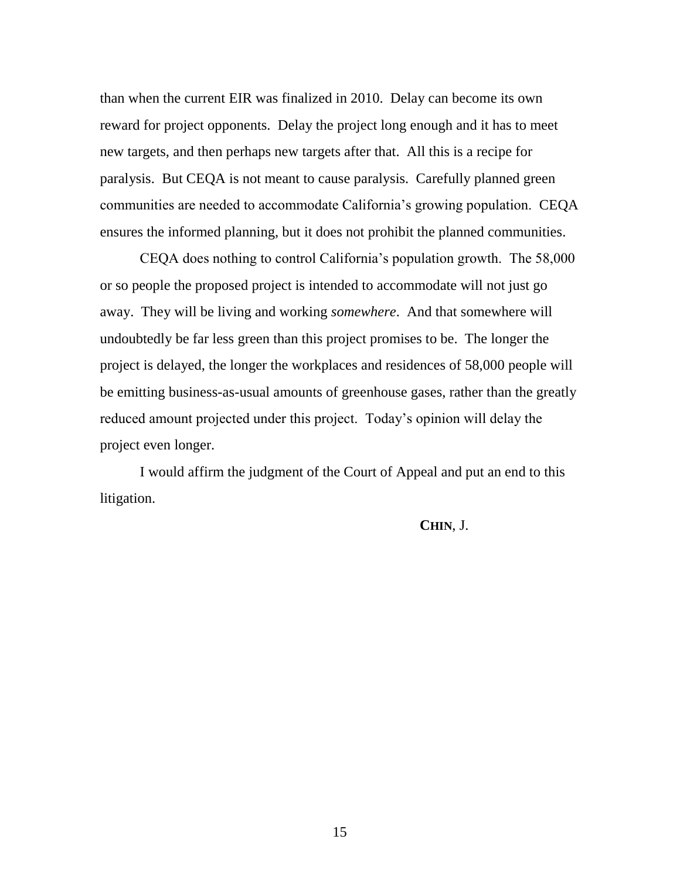than when the current EIR was finalized in 2010. Delay can become its own reward for project opponents. Delay the project long enough and it has to meet new targets, and then perhaps new targets after that. All this is a recipe for paralysis. But CEQA is not meant to cause paralysis. Carefully planned green communities are needed to accommodate California's growing population. CEQA ensures the informed planning, but it does not prohibit the planned communities.

CEQA does nothing to control California's population growth. The 58,000 or so people the proposed project is intended to accommodate will not just go away. They will be living and working *somewhere*. And that somewhere will undoubtedly be far less green than this project promises to be. The longer the project is delayed, the longer the workplaces and residences of 58,000 people will be emitting business-as-usual amounts of greenhouse gases, rather than the greatly reduced amount projected under this project. Today's opinion will delay the project even longer.

I would affirm the judgment of the Court of Appeal and put an end to this litigation.

**CHIN**, J.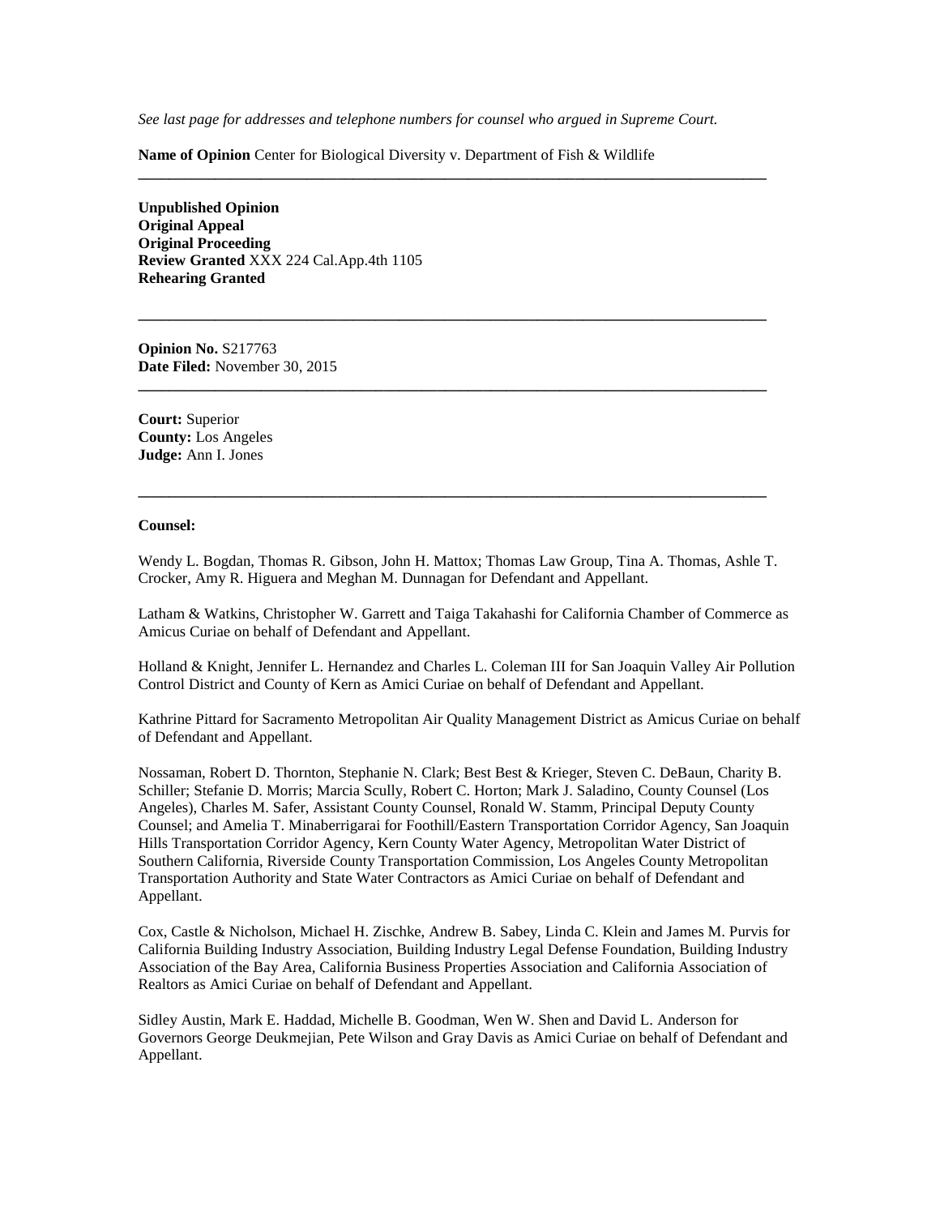*See last page for addresses and telephone numbers for counsel who argued in Supreme Court.*

**Name of Opinion** Center for Biological Diversity v. Department of Fish & Wildlife

---

**Unpublished Opinion**
**Original Appeal**
**Original Proceeding**
**Review Granted** XXX 224 Cal.App.4th 1105
**Rehearing Granted**

---

**Opinion No.** S217763
**Date Filed:** November 30, 2015

---

**Court:** Superior
**County:** Los Angeles
**Judge:** Ann I. Jones

---

**Counsel:**

Wendy L. Bogdan, Thomas R. Gibson, John H. Mattox; Thomas Law Group, Tina A. Thomas, Ashle T. Crocker, Amy R. Higuera and Meghan M. Dunnagan for Defendant and Appellant.

Latham & Watkins, Christopher W. Garrett and Taiga Takahashi for California Chamber of Commerce as Amicus Curiae on behalf of Defendant and Appellant.

Holland & Knight, Jennifer L. Hernandez and Charles L. Coleman III for San Joaquin Valley Air Pollution Control District and County of Kern as Amici Curiae on behalf of Defendant and Appellant.

Kathrine Pittard for Sacramento Metropolitan Air Quality Management District as Amicus Curiae on behalf of Defendant and Appellant.

Nossaman, Robert D. Thornton, Stephanie N. Clark; Best Best & Krieger, Steven C. DeBaun, Charity B. Schiller; Stefanie D. Morris; Marcia Scully, Robert C. Horton; Mark J. Saladino, County Counsel (Los Angeles), Charles M. Safer, Assistant County Counsel, Ronald W. Stamm, Principal Deputy County Counsel; and Amelia T. Minaberrigarai for Foothill/Eastern Transportation Corridor Agency, San Joaquin Hills Transportation Corridor Agency, Kern County Water Agency, Metropolitan Water District of Southern California, Riverside County Transportation Commission, Los Angeles County Metropolitan Transportation Authority and State Water Contractors as Amici Curiae on behalf of Defendant and Appellant.

Cox, Castle & Nicholson, Michael H. Zischke, Andrew B. Sabey, Linda C. Klein and James M. Purvis for California Building Industry Association, Building Industry Legal Defense Foundation, Building Industry Association of the Bay Area, California Business Properties Association and California Association of Realtors as Amici Curiae on behalf of Defendant and Appellant.

Sidley Austin, Mark E. Haddad, Michelle B. Goodman, Wen W. Shen and David L. Anderson for Governors George Deukmejian, Pete Wilson and Gray Davis as Amici Curiae on behalf of Defendant and Appellant.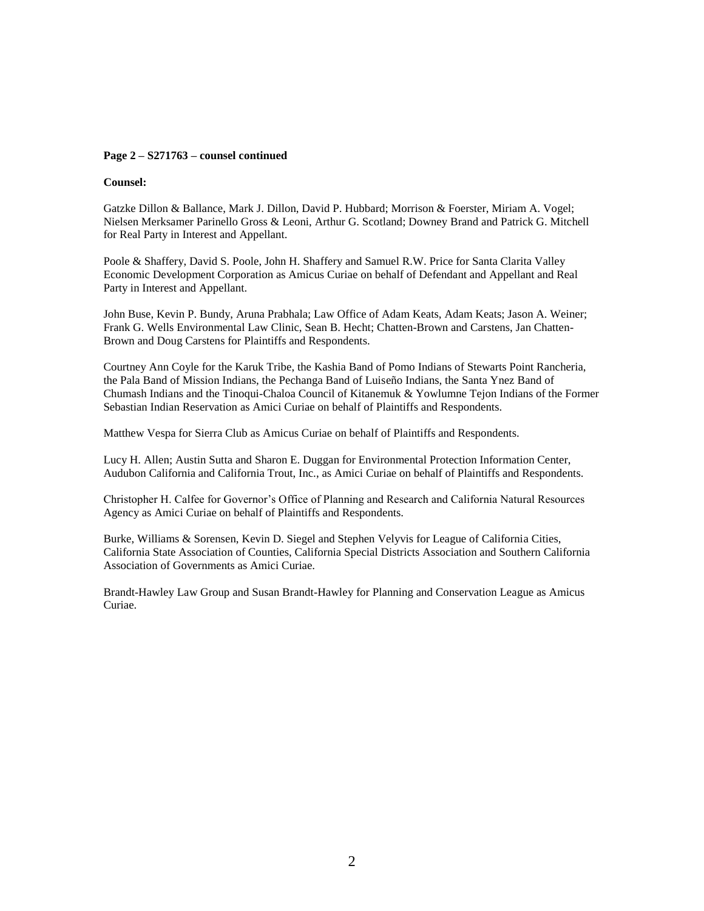**Page 2 – S271763 – counsel continued**

**Counsel:**

Gatzke Dillon & Ballance, Mark J. Dillon, David P. Hubbard; Morrison & Foerster, Miriam A. Vogel; Nielsen Merksamer Parinello Gross & Leoni, Arthur G. Scotland; Downey Brand and Patrick G. Mitchell for Real Party in Interest and Appellant.

Poole & Shaffery, David S. Poole, John H. Shaffery and Samuel R.W. Price for Santa Clarita Valley Economic Development Corporation as Amicus Curiae on behalf of Defendant and Appellant and Real Party in Interest and Appellant.

John Buse, Kevin P. Bundy, Aruna Prabhala; Law Office of Adam Keats, Adam Keats; Jason A. Weiner; Frank G. Wells Environmental Law Clinic, Sean B. Hecht; Chatten-Brown and Carstens, Jan Chatten-Brown and Doug Carstens for Plaintiffs and Respondents.

Courtney Ann Coyle for the Karuk Tribe, the Kashia Band of Pomo Indians of Stewarts Point Rancheria, the Pala Band of Mission Indians, the Pechanga Band of Luiseño Indians, the Santa Ynez Band of Chumash Indians and the Tinoqui-Chaloa Council of Kitanemuk & Yowlumne Tejon Indians of the Former Sebastian Indian Reservation as Amici Curiae on behalf of Plaintiffs and Respondents.

Matthew Vespa for Sierra Club as Amicus Curiae on behalf of Plaintiffs and Respondents.

Lucy H. Allen; Austin Sutta and Sharon E. Duggan for Environmental Protection Information Center, Audubon California and California Trout, Inc., as Amici Curiae on behalf of Plaintiffs and Respondents.

Christopher H. Calfee for Governor's Office of Planning and Research and California Natural Resources Agency as Amici Curiae on behalf of Plaintiffs and Respondents.

Burke, Williams & Sorensen, Kevin D. Siegel and Stephen Velyvis for League of California Cities, California State Association of Counties, California Special Districts Association and Southern California Association of Governments as Amici Curiae.

Brandt-Hawley Law Group and Susan Brandt-Hawley for Planning and Conservation League as Amicus Curiae.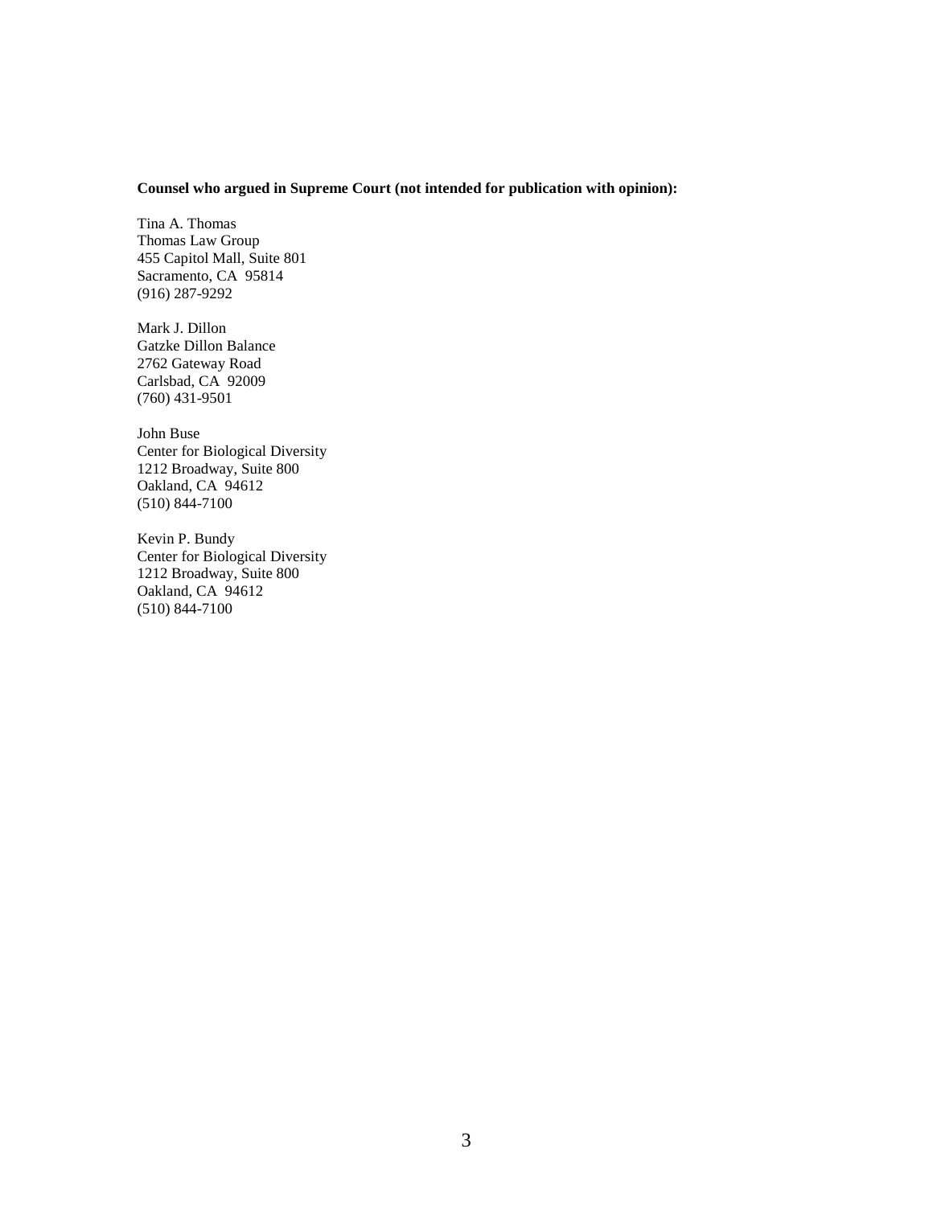**Counsel who argued in Supreme Court (not intended for publication with opinion):**

Tina A. Thomas
Thomas Law Group
455 Capitol Mall, Suite 801
Sacramento, CA 95814
(916) 287-9292

Mark J. Dillon
Gatzke Dillon Balance
2762 Gateway Road
Carlsbad, CA 92009
(760) 431-9501

John Buse
Center for Biological Diversity
1212 Broadway, Suite 800
Oakland, CA 94612
(510) 844-7100

Kevin P. Bundy
Center for Biological Diversity
1212 Broadway, Suite 800
Oakland, CA 94612
(510) 844-7100